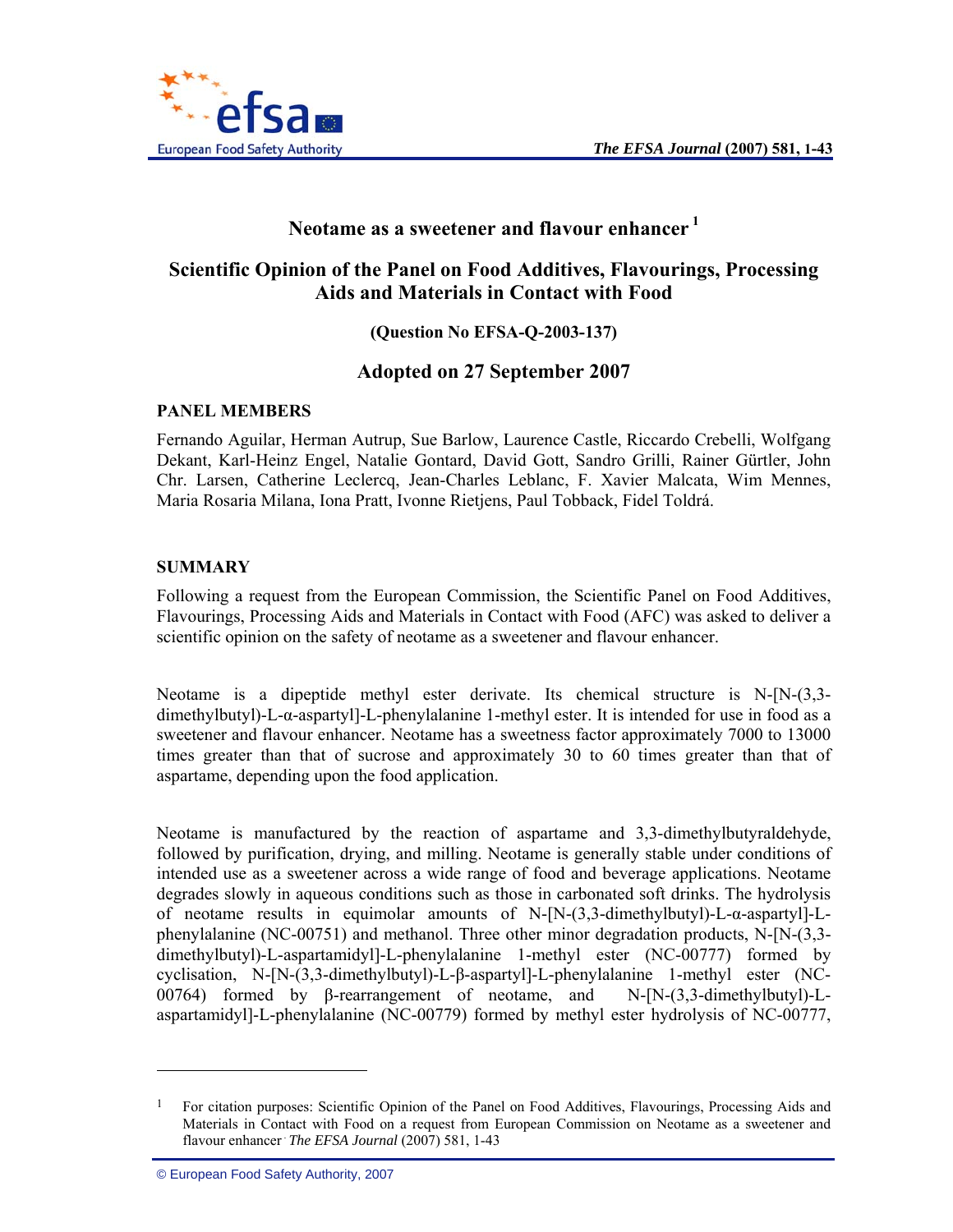# Neotame as a sweetener and flavour enhancer [1]

## Scientific Opinion of the Panel on Food Additives, Flavourings, Processing Aids and Materials in Contact with Food

**(Question No EFSA-Q-2003-137)**

## Adopted on 27 September 2007

### PANEL MEMBERS

Fernando Aguilar, Herman Autrup, Sue Barlow, Laurence Castle, Riccardo Crebelli, Wolfgang Dekant, Karl-Heinz Engel, Natalie Gontard, David Gott, Sandro Grilli, Rainer Gürtler, John Chr. Larsen, Catherine Leclercq, Jean-Charles Leblanc, F. Xavier Malcata, Wim Mennes, Maria Rosaria Milana, Iona Pratt, Ivonne Rietjens, Paul Tobback, Fidel Toldrá.

### SUMMARY

Following a request from the European Commission, the Scientific Panel on Food Additives, Flavourings, Processing Aids and Materials in Contact with Food (AFC) was asked to deliver a scientific opinion on the safety of neotame as a sweetener and flavour enhancer.

Neotame is a dipeptide methyl ester derivate. Its chemical structure is N-[N-(3,3-dimethylbutyl)-L-α-aspartyl]-L-phenylalanine 1-methyl ester. It is intended for use in food as a sweetener and flavour enhancer. Neotame has a sweetness factor approximately 7000 to 13000 times greater than that of sucrose and approximately 30 to 60 times greater than that of aspartame, depending upon the food application.

Neotame is manufactured by the reaction of aspartame and 3,3-dimethylbutyraldehyde, followed by purification, drying, and milling. Neotame is generally stable under conditions of intended use as a sweetener across a wide range of food and beverage applications. Neotame degrades slowly in aqueous conditions such as those in carbonated soft drinks. The hydrolysis of neotame results in equimolar amounts of N-[N-(3,3-dimethylbutyl)-L-α-aspartyl]-L-phenylalanine (NC-00751) and methanol. Three other minor degradation products, N-[N-(3,3-dimethylbutyl)-L-aspartamidyl]-L-phenylalanine 1-methyl ester (NC-00777) formed by cyclisation, N-[N-(3,3-dimethylbutyl)-L-β-aspartyl]-L-phenylalanine 1-methyl ester (NC-00764) formed by β-rearrangement of neotame, and N-[N-(3,3-dimethylbutyl)-L-aspartamidyl]-L-phenylalanine (NC-00779) formed by methyl ester hydrolysis of NC-00777,

---

[1] For citation purposes: Scientific Opinion of the Panel on Food Additives, Flavourings, Processing Aids and Materials in Contact with Food on a request from European Commission on Neotame as a sweetener and flavour enhancer. *The EFSA Journal* (2007) 581, 1-43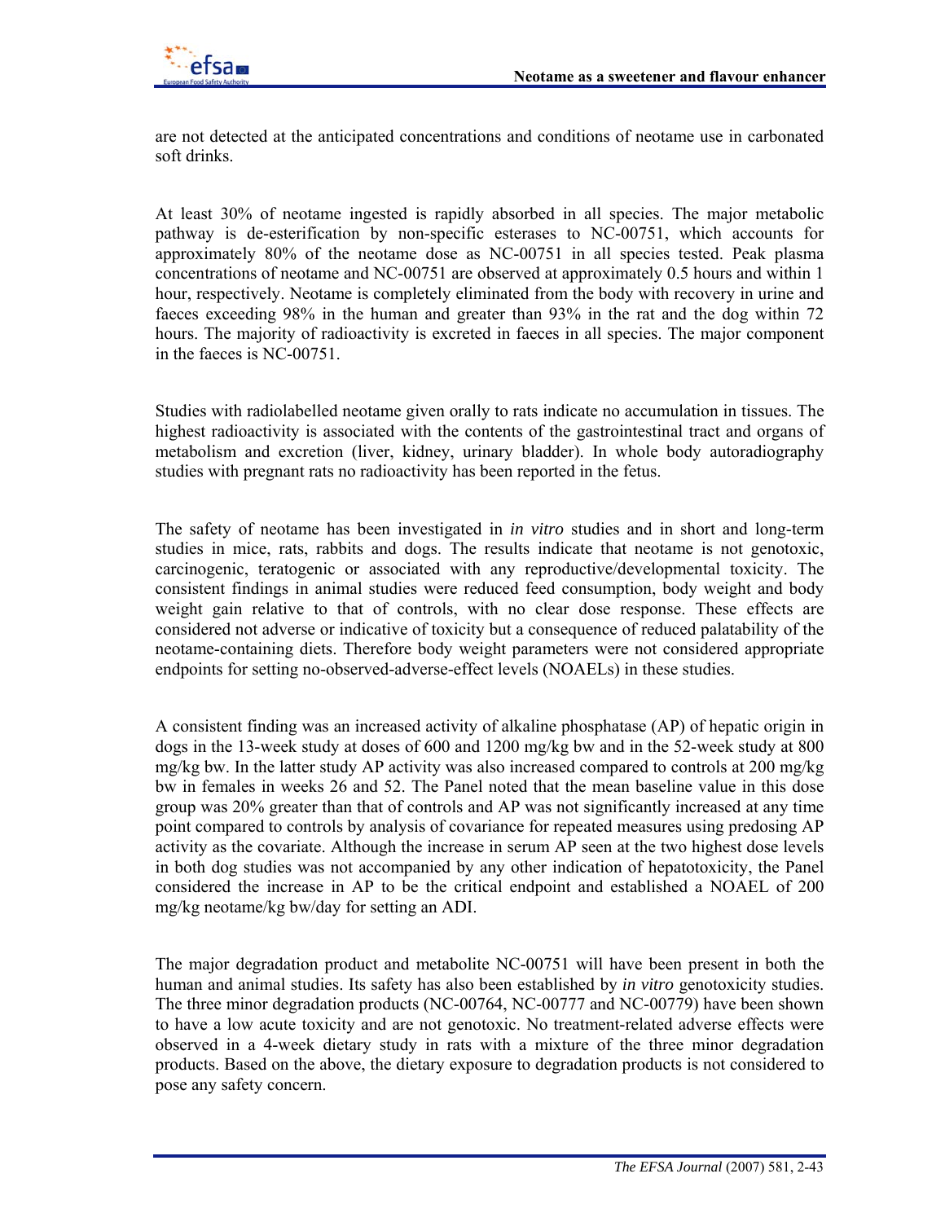are not detected at the anticipated concentrations and conditions of neotame use in carbonated soft drinks.

At least 30% of neotame ingested is rapidly absorbed in all species. The major metabolic pathway is de-esterification by non-specific esterases to NC-00751, which accounts for approximately 80% of the neotame dose as NC-00751 in all species tested. Peak plasma concentrations of neotame and NC-00751 are observed at approximately 0.5 hours and within 1 hour, respectively. Neotame is completely eliminated from the body with recovery in urine and faeces exceeding 98% in the human and greater than 93% in the rat and the dog within 72 hours. The majority of radioactivity is excreted in faeces in all species. The major component in the faeces is NC-00751.

Studies with radiolabelled neotame given orally to rats indicate no accumulation in tissues. The highest radioactivity is associated with the contents of the gastrointestinal tract and organs of metabolism and excretion (liver, kidney, urinary bladder). In whole body autoradiography studies with pregnant rats no radioactivity has been reported in the fetus.

The safety of neotame has been investigated in *in vitro* studies and in short and long-term studies in mice, rats, rabbits and dogs. The results indicate that neotame is not genotoxic, carcinogenic, teratogenic or associated with any reproductive/developmental toxicity. The consistent findings in animal studies were reduced feed consumption, body weight and body weight gain relative to that of controls, with no clear dose response. These effects are considered not adverse or indicative of toxicity but a consequence of reduced palatability of the neotame-containing diets. Therefore body weight parameters were not considered appropriate endpoints for setting no-observed-adverse-effect levels (NOAELs) in these studies.

A consistent finding was an increased activity of alkaline phosphatase (AP) of hepatic origin in dogs in the 13-week study at doses of 600 and 1200 mg/kg bw and in the 52-week study at 800 mg/kg bw. In the latter study AP activity was also increased compared to controls at 200 mg/kg bw in females in weeks 26 and 52. The Panel noted that the mean baseline value in this dose group was 20% greater than that of controls and AP was not significantly increased at any time point compared to controls by analysis of covariance for repeated measures using predosing AP activity as the covariate. Although the increase in serum AP seen at the two highest dose levels in both dog studies was not accompanied by any other indication of hepatotoxicity, the Panel considered the increase in AP to be the critical endpoint and established a NOAEL of 200 mg/kg neotame/kg bw/day for setting an ADI.

The major degradation product and metabolite NC-00751 will have been present in both the human and animal studies. Its safety has also been established by *in vitro* genotoxicity studies. The three minor degradation products (NC-00764, NC-00777 and NC-00779) have been shown to have a low acute toxicity and are not genotoxic. No treatment-related adverse effects were observed in a 4-week dietary study in rats with a mixture of the three minor degradation products. Based on the above, the dietary exposure to degradation products is not considered to pose any safety concern.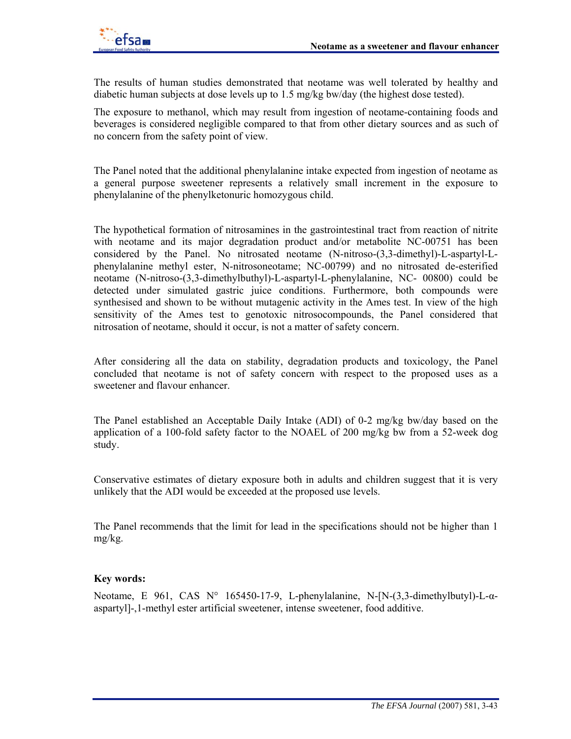The results of human studies demonstrated that neotame was well tolerated by healthy and diabetic human subjects at dose levels up to 1.5 mg/kg bw/day (the highest dose tested).

The exposure to methanol, which may result from ingestion of neotame-containing foods and beverages is considered negligible compared to that from other dietary sources and as such of no concern from the safety point of view.

The Panel noted that the additional phenylalanine intake expected from ingestion of neotame as a general purpose sweetener represents a relatively small increment in the exposure to phenylalanine of the phenylketonuric homozygous child.

The hypothetical formation of nitrosamines in the gastrointestinal tract from reaction of nitrite with neotame and its major degradation product and/or metabolite NC-00751 has been considered by the Panel. No nitrosated neotame (N-nitroso-(3,3-dimethyl)-L-aspartyl-L-phenylalanine methyl ester, N-nitrosoneotame; NC-00799) and no nitrosated de-esterified neotame (N-nitroso-(3,3-dimethylbuthyl)-L-aspartyl-L-phenylalanine, NC- 00800) could be detected under simulated gastric juice conditions. Furthermore, both compounds were synthesised and shown to be without mutagenic activity in the Ames test. In view of the high sensitivity of the Ames test to genotoxic nitrosocompounds, the Panel considered that nitrosation of neotame, should it occur, is not a matter of safety concern.

After considering all the data on stability, degradation products and toxicology, the Panel concluded that neotame is not of safety concern with respect to the proposed uses as a sweetener and flavour enhancer.

The Panel established an Acceptable Daily Intake (ADI) of 0-2 mg/kg bw/day based on the application of a 100-fold safety factor to the NOAEL of 200 mg/kg bw from a 52-week dog study.

Conservative estimates of dietary exposure both in adults and children suggest that it is very unlikely that the ADI would be exceeded at the proposed use levels.

The Panel recommends that the limit for lead in the specifications should not be higher than 1 mg/kg.

**Key words:**

Neotame, E 961, CAS N° 165450-17-9, L-phenylalanine, N-[N-(3,3-dimethylbutyl)-L-α-aspartyl]-,1-methyl ester artificial sweetener, intense sweetener, food additive.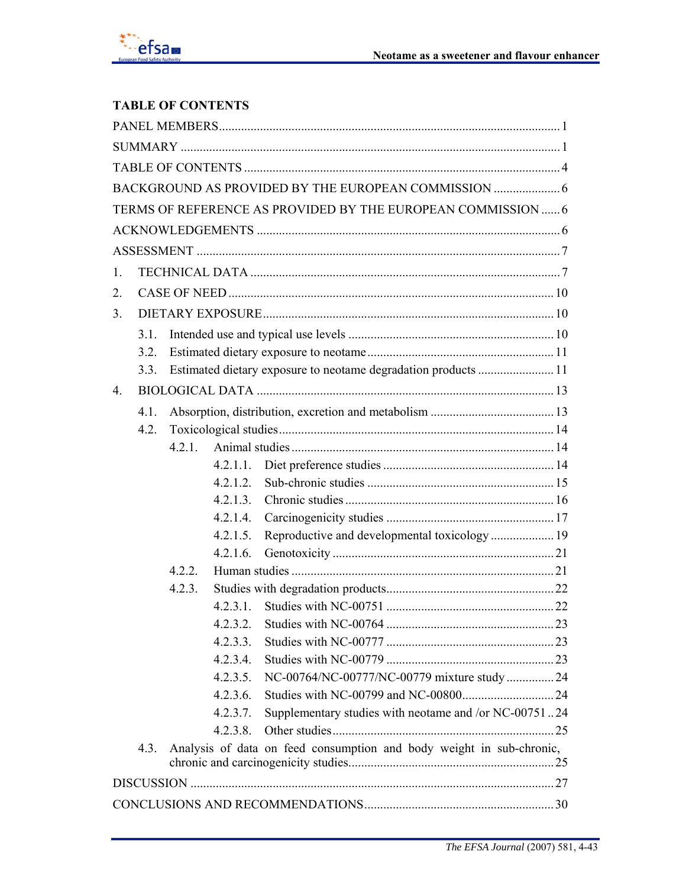## TABLE OF CONTENTS

PANEL MEMBERS .......... 1

SUMMARY .......... 1

TABLE OF CONTENTS .......... 4

BACKGROUND AS PROVIDED BY THE EUROPEAN COMMISSION .......... 6

TERMS OF REFERENCE AS PROVIDED BY THE EUROPEAN COMMISSION .......... 6

ACKNOWLEDGEMENTS .......... 6

ASSESSMENT .......... 7

1. TECHNICAL DATA .......... 7
2. CASE OF NEED .......... 10
3. DIETARY EXPOSURE .......... 10
   - 3.1. Intended use and typical use levels .......... 10
   - 3.2. Estimated dietary exposure to neotame .......... 11
   - 3.3. Estimated dietary exposure to neotame degradation products .......... 11
4. BIOLOGICAL DATA .......... 13
   - 4.1. Absorption, distribution, excretion and metabolism .......... 13
   - 4.2. Toxicological studies .......... 14
     - 4.2.1. Animal studies .......... 14
       - 4.2.1.1. Diet preference studies .......... 14
       - 4.2.1.2. Sub-chronic studies .......... 15
       - 4.2.1.3. Chronic studies .......... 16
       - 4.2.1.4. Carcinogenicity studies .......... 17
       - 4.2.1.5. Reproductive and developmental toxicology .......... 19
       - 4.2.1.6. Genotoxicity .......... 21
     - 4.2.2. Human studies .......... 21
     - 4.2.3. Studies with degradation products .......... 22
       - 4.2.3.1. Studies with NC-00751 .......... 22
       - 4.2.3.2. Studies with NC-00764 .......... 23
       - 4.2.3.3. Studies with NC-00777 .......... 23
       - 4.2.3.4. Studies with NC-00779 .......... 23
       - 4.2.3.5. NC-00764/NC-00777/NC-00779 mixture study .......... 24
       - 4.2.3.6. Studies with NC-00799 and NC-00800 .......... 24
       - 4.2.3.7. Supplementary studies with neotame and /or NC-00751 .......... 24
       - 4.2.3.8. Other studies .......... 25
   - 4.3. Analysis of data on feed consumption and body weight in sub-chronic, chronic and carcinogenicity studies .......... 25

DISCUSSION .......... 27

CONCLUSIONS AND RECOMMENDATIONS .......... 30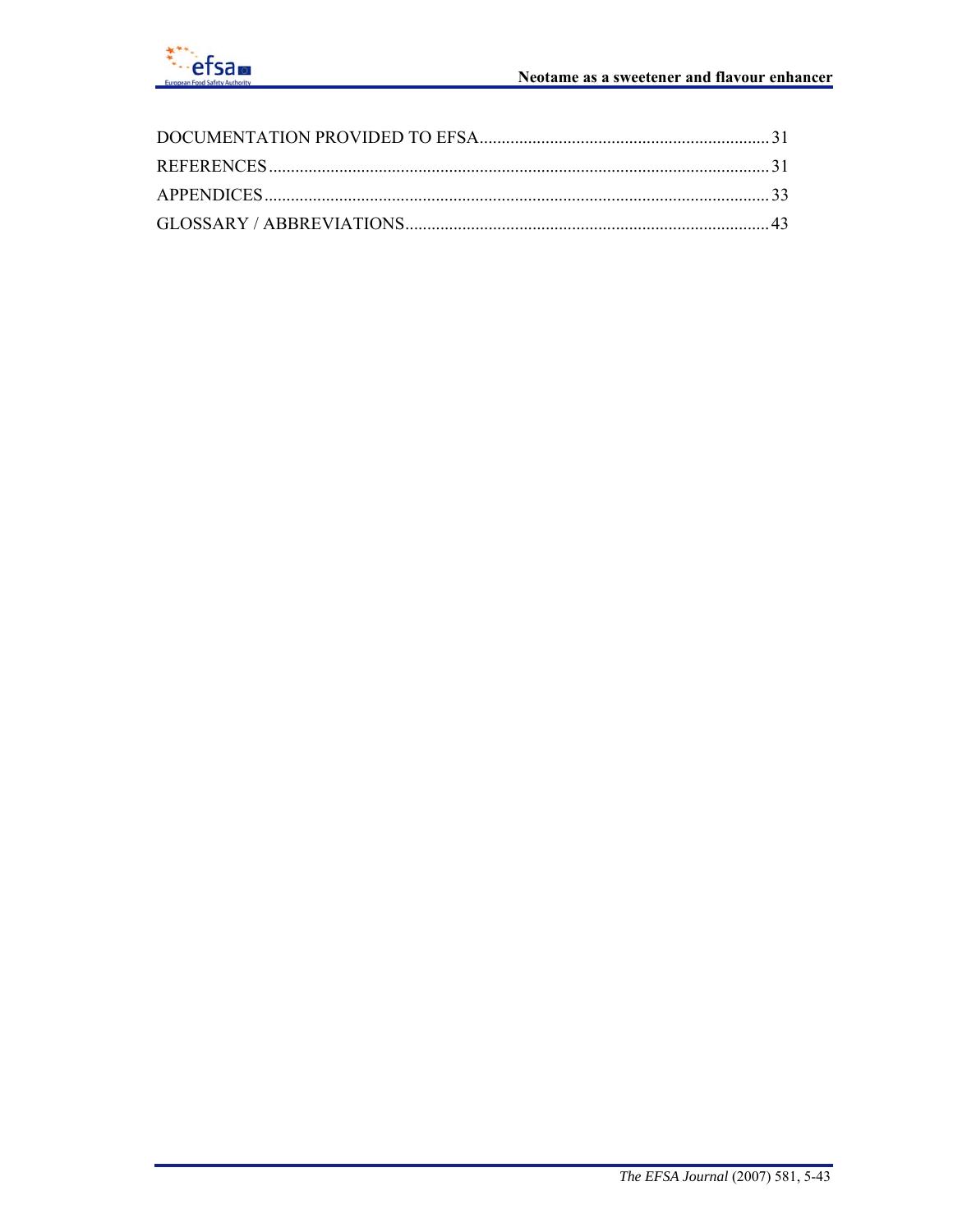DOCUMENTATION PROVIDED TO EFSA .................................................................. 31

REFERENCES ................................................................................................................. 31

APPENDICES ................................................................................................................. 33

GLOSSARY / ABBREVIATIONS .................................................................................... 43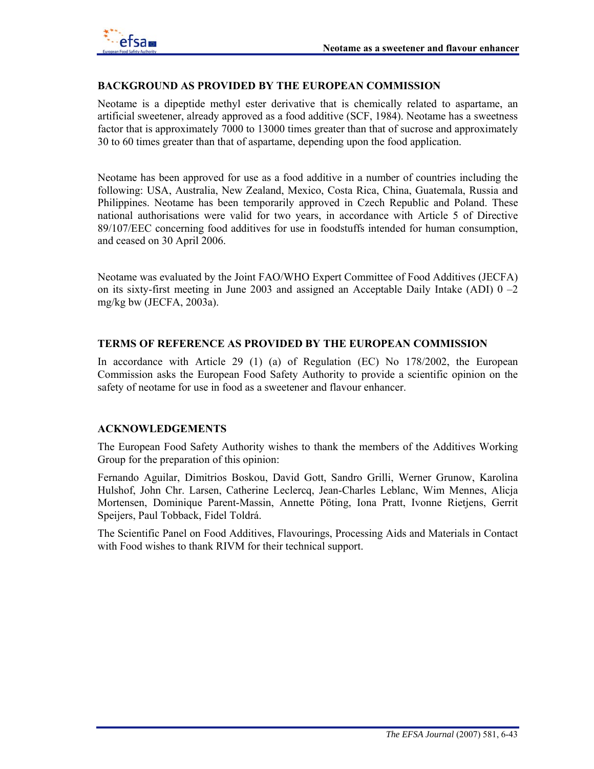## BACKGROUND AS PROVIDED BY THE EUROPEAN COMMISSION

Neotame is a dipeptide methyl ester derivative that is chemically related to aspartame, an artificial sweetener, already approved as a food additive (SCF, 1984). Neotame has a sweetness factor that is approximately 7000 to 13000 times greater than that of sucrose and approximately 30 to 60 times greater than that of aspartame, depending upon the food application.

Neotame has been approved for use as a food additive in a number of countries including the following: USA, Australia, New Zealand, Mexico, Costa Rica, China, Guatemala, Russia and Philippines. Neotame has been temporarily approved in Czech Republic and Poland. These national authorisations were valid for two years, in accordance with Article 5 of Directive 89/107/EEC concerning food additives for use in foodstuffs intended for human consumption, and ceased on 30 April 2006.

Neotame was evaluated by the Joint FAO/WHO Expert Committee of Food Additives (JECFA) on its sixty-first meeting in June 2003 and assigned an Acceptable Daily Intake (ADI) 0 –2 mg/kg bw (JECFA, 2003a).

## TERMS OF REFERENCE AS PROVIDED BY THE EUROPEAN COMMISSION

In accordance with Article 29 (1) (a) of Regulation (EC) No 178/2002, the European Commission asks the European Food Safety Authority to provide a scientific opinion on the safety of neotame for use in food as a sweetener and flavour enhancer.

## ACKNOWLEDGEMENTS

The European Food Safety Authority wishes to thank the members of the Additives Working Group for the preparation of this opinion:

Fernando Aguilar, Dimitrios Boskou, David Gott, Sandro Grilli, Werner Grunow, Karolina Hulshof, John Chr. Larsen, Catherine Leclercq, Jean-Charles Leblanc, Wim Mennes, Alicja Mortensen, Dominique Parent-Massin, Annette Pöting, Iona Pratt, Ivonne Rietjens, Gerrit Speijers, Paul Tobback, Fidel Toldrá.

The Scientific Panel on Food Additives, Flavourings, Processing Aids and Materials in Contact with Food wishes to thank RIVM for their technical support.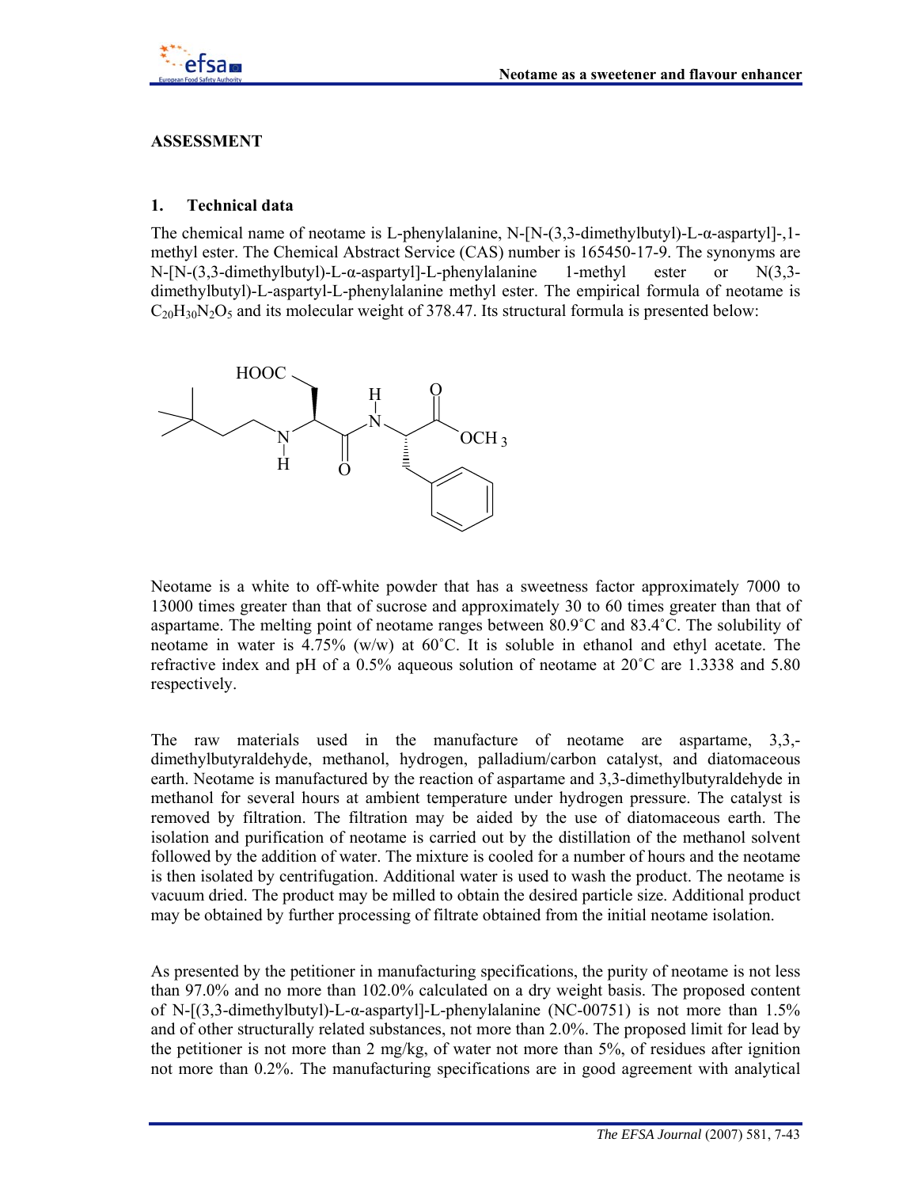## ASSESSMENT

### 1. Technical data

The chemical name of neotame is L-phenylalanine, N-[N-(3,3-dimethylbutyl)-L-α-aspartyl]-,1-methyl ester. The Chemical Abstract Service (CAS) number is 165450-17-9. The synonyms are N-[N-(3,3-dimethylbutyl)-L-α-aspartyl]-L-phenylalanine 1-methyl ester or N(3,3-dimethylbutyl)-L-aspartyl-L-phenylalanine methyl ester. The empirical formula of neotame is $C_{20}H_{30}N_2O_5$ and its molecular weight of 378.47. Its structural formula is presented below:

Neotame is a white to off-white powder that has a sweetness factor approximately 7000 to 13000 times greater than that of sucrose and approximately 30 to 60 times greater than that of aspartame. The melting point of neotame ranges between 80.9˚C and 83.4˚C. The solubility of neotame in water is 4.75% (w/w) at 60˚C. It is soluble in ethanol and ethyl acetate. The refractive index and pH of a 0.5% aqueous solution of neotame at 20˚C are 1.3338 and 5.80 respectively.

The raw materials used in the manufacture of neotame are aspartame, 3,3,-dimethylbutyraldehyde, methanol, hydrogen, palladium/carbon catalyst, and diatomaceous earth. Neotame is manufactured by the reaction of aspartame and 3,3-dimethylbutyraldehyde in methanol for several hours at ambient temperature under hydrogen pressure. The catalyst is removed by filtration. The filtration may be aided by the use of diatomaceous earth. The isolation and purification of neotame is carried out by the distillation of the methanol solvent followed by the addition of water. The mixture is cooled for a number of hours and the neotame is then isolated by centrifugation. Additional water is used to wash the product. The neotame is vacuum dried. The product may be milled to obtain the desired particle size. Additional product may be obtained by further processing of filtrate obtained from the initial neotame isolation.

As presented by the petitioner in manufacturing specifications, the purity of neotame is not less than 97.0% and no more than 102.0% calculated on a dry weight basis. The proposed content of N-[(3,3-dimethylbutyl)-L-α-aspartyl]-L-phenylalanine (NC-00751) is not more than 1.5% and of other structurally related substances, not more than 2.0%. The proposed limit for lead by the petitioner is not more than 2 mg/kg, of water not more than 5%, of residues after ignition not more than 0.2%. The manufacturing specifications are in good agreement with analytical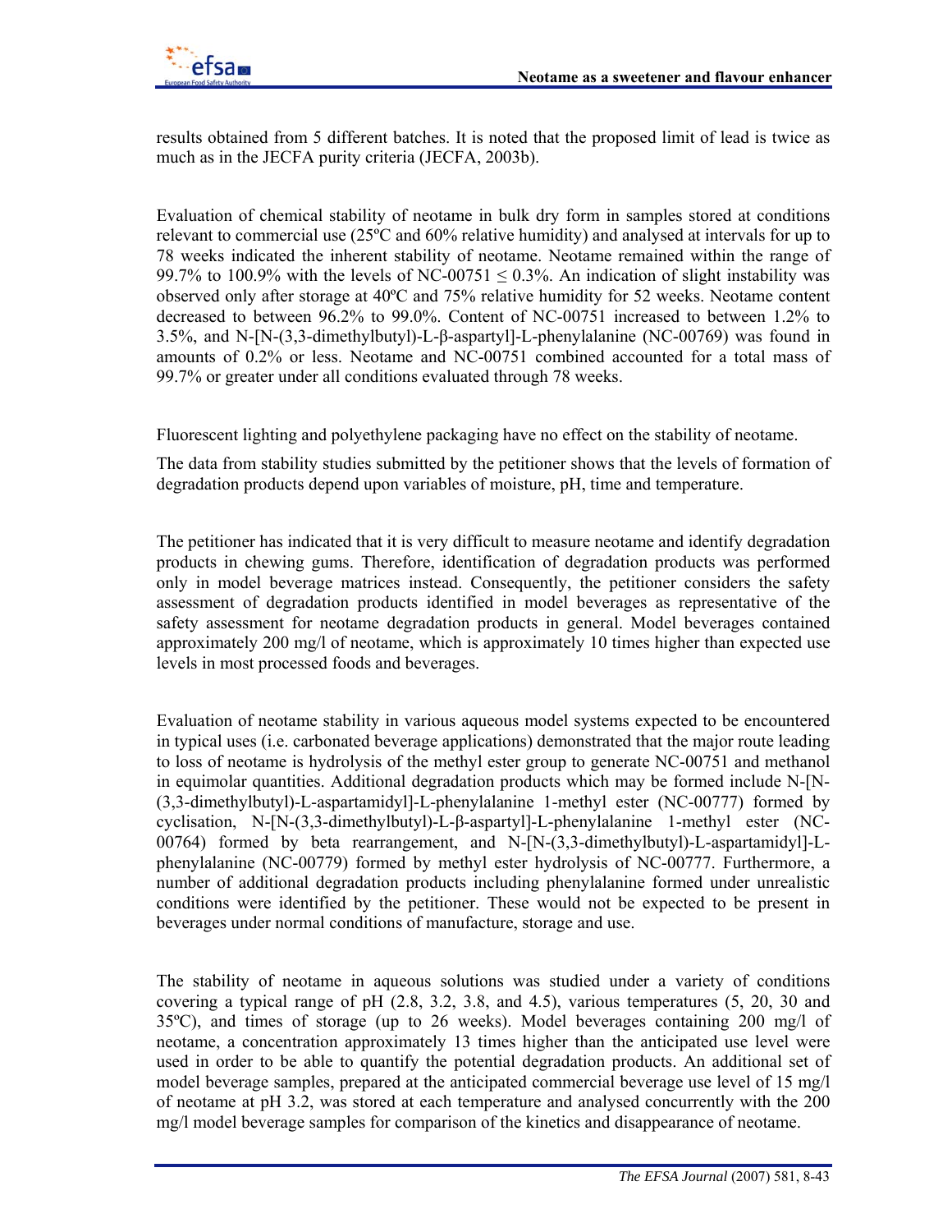results obtained from 5 different batches. It is noted that the proposed limit of lead is twice as much as in the JECFA purity criteria (JECFA, 2003b).

Evaluation of chemical stability of neotame in bulk dry form in samples stored at conditions relevant to commercial use (25ºC and 60% relative humidity) and analysed at intervals for up to 78 weeks indicated the inherent stability of neotame. Neotame remained within the range of 99.7% to 100.9% with the levels of NC-00751 ≤ 0.3%. An indication of slight instability was observed only after storage at 40ºC and 75% relative humidity for 52 weeks. Neotame content decreased to between 96.2% to 99.0%. Content of NC-00751 increased to between 1.2% to 3.5%, and N-[N-(3,3-dimethylbutyl)-L-β-aspartyl]-L-phenylalanine (NC-00769) was found in amounts of 0.2% or less. Neotame and NC-00751 combined accounted for a total mass of 99.7% or greater under all conditions evaluated through 78 weeks.

Fluorescent lighting and polyethylene packaging have no effect on the stability of neotame.

The data from stability studies submitted by the petitioner shows that the levels of formation of degradation products depend upon variables of moisture, pH, time and temperature.

The petitioner has indicated that it is very difficult to measure neotame and identify degradation products in chewing gums. Therefore, identification of degradation products was performed only in model beverage matrices instead. Consequently, the petitioner considers the safety assessment of degradation products identified in model beverages as representative of the safety assessment for neotame degradation products in general. Model beverages contained approximately 200 mg/l of neotame, which is approximately 10 times higher than expected use levels in most processed foods and beverages.

Evaluation of neotame stability in various aqueous model systems expected to be encountered in typical uses (i.e. carbonated beverage applications) demonstrated that the major route leading to loss of neotame is hydrolysis of the methyl ester group to generate NC-00751 and methanol in equimolar quantities. Additional degradation products which may be formed include N-[N-(3,3-dimethylbutyl)-L-aspartamidyl]-L-phenylalanine 1-methyl ester (NC-00777) formed by cyclisation, N-[N-(3,3-dimethylbutyl)-L-β-aspartyl]-L-phenylalanine 1-methyl ester (NC-00764) formed by beta rearrangement, and N-[N-(3,3-dimethylbutyl)-L-aspartamidyl]-L-phenylalanine (NC-00779) formed by methyl ester hydrolysis of NC-00777. Furthermore, a number of additional degradation products including phenylalanine formed under unrealistic conditions were identified by the petitioner. These would not be expected to be present in beverages under normal conditions of manufacture, storage and use.

The stability of neotame in aqueous solutions was studied under a variety of conditions covering a typical range of pH (2.8, 3.2, 3.8, and 4.5), various temperatures (5, 20, 30 and 35ºC), and times of storage (up to 26 weeks). Model beverages containing 200 mg/l of neotame, a concentration approximately 13 times higher than the anticipated use level were used in order to be able to quantify the potential degradation products. An additional set of model beverage samples, prepared at the anticipated commercial beverage use level of 15 mg/l of neotame at pH 3.2, was stored at each temperature and analysed concurrently with the 200 mg/l model beverage samples for comparison of the kinetics and disappearance of neotame.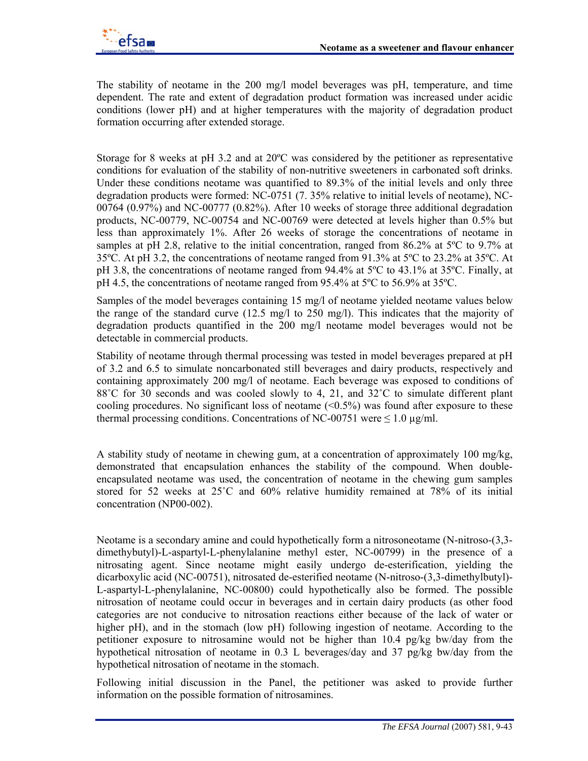The stability of neotame in the 200 mg/l model beverages was pH, temperature, and time dependent. The rate and extent of degradation product formation was increased under acidic conditions (lower pH) and at higher temperatures with the majority of degradation product formation occurring after extended storage.

Storage for 8 weeks at pH 3.2 and at 20ºC was considered by the petitioner as representative conditions for evaluation of the stability of non-nutritive sweeteners in carbonated soft drinks. Under these conditions neotame was quantified to 89.3% of the initial levels and only three degradation products were formed: NC-0751 (7. 35% relative to initial levels of neotame), NC-00764 (0.97%) and NC-00777 (0.82%). After 10 weeks of storage three additional degradation products, NC-00779, NC-00754 and NC-00769 were detected at levels higher than 0.5% but less than approximately 1%. After 26 weeks of storage the concentrations of neotame in samples at pH 2.8, relative to the initial concentration, ranged from 86.2% at 5ºC to 9.7% at 35ºC. At pH 3.2, the concentrations of neotame ranged from 91.3% at 5ºC to 23.2% at 35ºC. At pH 3.8, the concentrations of neotame ranged from 94.4% at 5ºC to 43.1% at 35ºC. Finally, at pH 4.5, the concentrations of neotame ranged from 95.4% at 5ºC to 56.9% at 35ºC.

Samples of the model beverages containing 15 mg/l of neotame yielded neotame values below the range of the standard curve (12.5 mg/l to 250 mg/l). This indicates that the majority of degradation products quantified in the 200 mg/l neotame model beverages would not be detectable in commercial products.

Stability of neotame through thermal processing was tested in model beverages prepared at pH of 3.2 and 6.5 to simulate noncarbonated still beverages and dairy products, respectively and containing approximately 200 mg/l of neotame. Each beverage was exposed to conditions of 88˚C for 30 seconds and was cooled slowly to 4, 21, and 32˚C to simulate different plant cooling procedures. No significant loss of neotame (<0.5%) was found after exposure to these thermal processing conditions. Concentrations of NC-00751 were ≤ 1.0 µg/ml.

A stability study of neotame in chewing gum, at a concentration of approximately 100 mg/kg, demonstrated that encapsulation enhances the stability of the compound. When double-encapsulated neotame was used, the concentration of neotame in the chewing gum samples stored for 52 weeks at 25˚C and 60% relative humidity remained at 78% of its initial concentration (NP00-002).

Neotame is a secondary amine and could hypothetically form a nitrosoneotame (N-nitroso-(3,3-dimethybutyl)-L-aspartyl-L-phenylalanine methyl ester, NC-00799) in the presence of a nitrosating agent. Since neotame might easily undergo de-esterification, yielding the dicarboxylic acid (NC-00751), nitrosated de-esterified neotame (N-nitroso-(3,3-dimethylbutyl)-L-aspartyl-L-phenylalanine, NC-00800) could hypothetically also be formed. The possible nitrosation of neotame could occur in beverages and in certain dairy products (as other food categories are not conducive to nitrosation reactions either because of the lack of water or higher pH), and in the stomach (low pH) following ingestion of neotame. According to the petitioner exposure to nitrosamine would not be higher than 10.4 pg/kg bw/day from the hypothetical nitrosation of neotame in 0.3 L beverages/day and 37 pg/kg bw/day from the hypothetical nitrosation of neotame in the stomach.

Following initial discussion in the Panel, the petitioner was asked to provide further information on the possible formation of nitrosamines.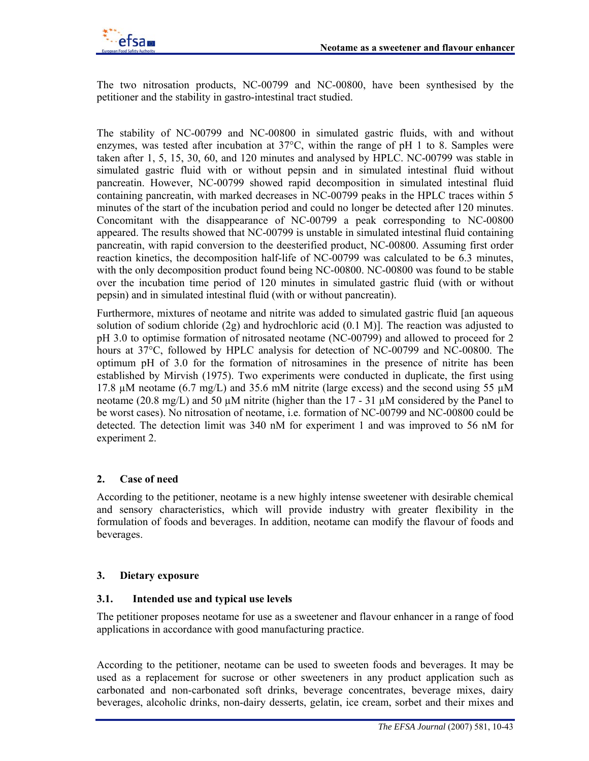The two nitrosation products, NC-00799 and NC-00800, have been synthesised by the petitioner and the stability in gastro-intestinal tract studied.

The stability of NC-00799 and NC-00800 in simulated gastric fluids, with and without enzymes, was tested after incubation at 37°C, within the range of pH 1 to 8. Samples were taken after 1, 5, 15, 30, 60, and 120 minutes and analysed by HPLC. NC-00799 was stable in simulated gastric fluid with or without pepsin and in simulated intestinal fluid without pancreatin. However, NC-00799 showed rapid decomposition in simulated intestinal fluid containing pancreatin, with marked decreases in NC-00799 peaks in the HPLC traces within 5 minutes of the start of the incubation period and could no longer be detected after 120 minutes. Concomitant with the disappearance of NC-00799 a peak corresponding to NC-00800 appeared. The results showed that NC-00799 is unstable in simulated intestinal fluid containing pancreatin, with rapid conversion to the deesterified product, NC-00800. Assuming first order reaction kinetics, the decomposition half-life of NC-00799 was calculated to be 6.3 minutes, with the only decomposition product found being NC-00800. NC-00800 was found to be stable over the incubation time period of 120 minutes in simulated gastric fluid (with or without pepsin) and in simulated intestinal fluid (with or without pancreatin).

Furthermore, mixtures of neotame and nitrite was added to simulated gastric fluid [an aqueous solution of sodium chloride (2g) and hydrochloric acid (0.1 M)]. The reaction was adjusted to pH 3.0 to optimise formation of nitrosated neotame (NC-00799) and allowed to proceed for 2 hours at 37°C, followed by HPLC analysis for detection of NC-00799 and NC-00800. The optimum pH of 3.0 for the formation of nitrosamines in the presence of nitrite has been established by Mirvish (1975). Two experiments were conducted in duplicate, the first using 17.8 µM neotame (6.7 mg/L) and 35.6 mM nitrite (large excess) and the second using 55 µM neotame (20.8 mg/L) and 50 µM nitrite (higher than the 17 - 31 µM considered by the Panel to be worst cases). No nitrosation of neotame, i.e. formation of NC-00799 and NC-00800 could be detected. The detection limit was 340 nM for experiment 1 and was improved to 56 nM for experiment 2.

## 2. Case of need

According to the petitioner, neotame is a new highly intense sweetener with desirable chemical and sensory characteristics, which will provide industry with greater flexibility in the formulation of foods and beverages. In addition, neotame can modify the flavour of foods and beverages.

## 3. Dietary exposure

### 3.1. Intended use and typical use levels

The petitioner proposes neotame for use as a sweetener and flavour enhancer in a range of food applications in accordance with good manufacturing practice.

According to the petitioner, neotame can be used to sweeten foods and beverages. It may be used as a replacement for sucrose or other sweeteners in any product application such as carbonated and non-carbonated soft drinks, beverage concentrates, beverage mixes, dairy beverages, alcoholic drinks, non-dairy desserts, gelatin, ice cream, sorbet and their mixes and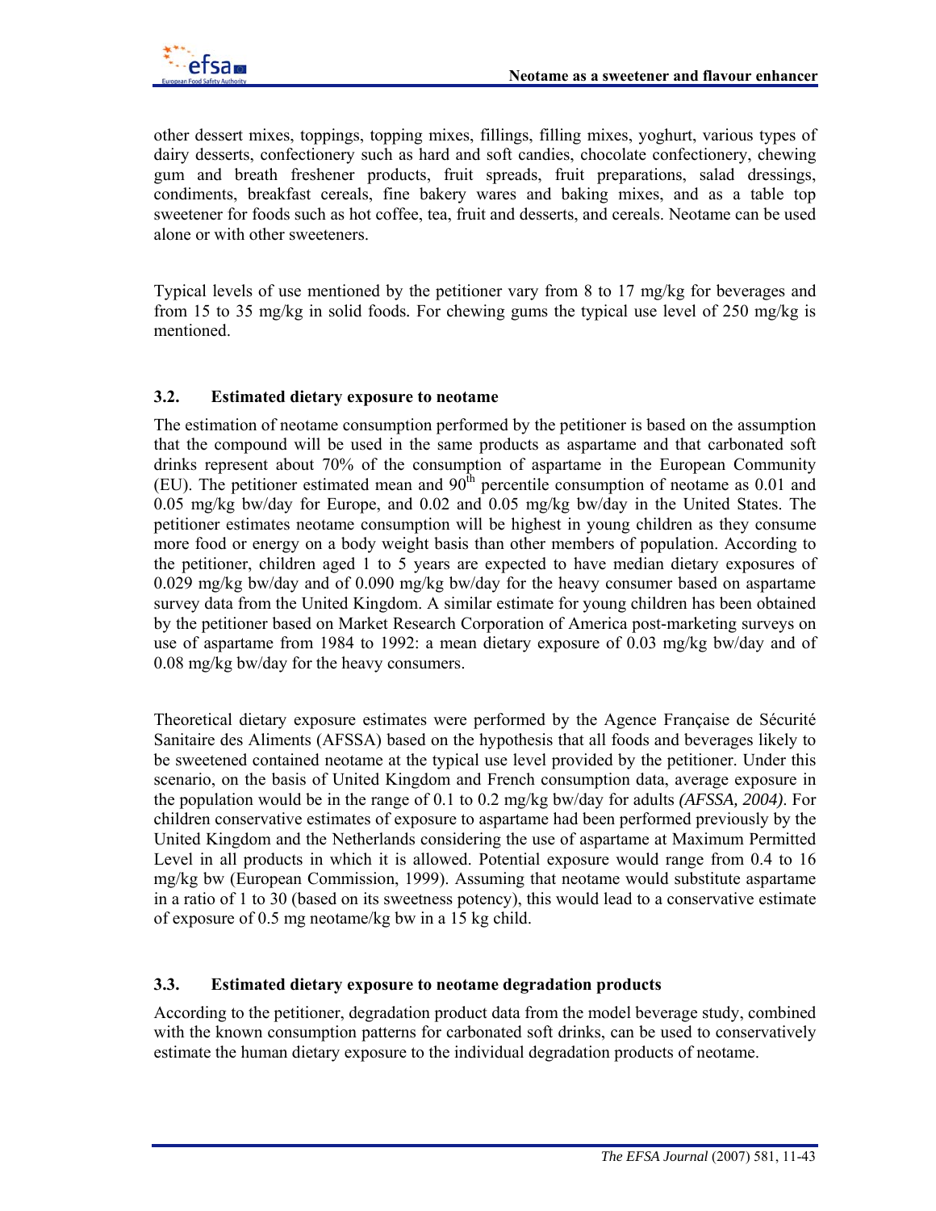other dessert mixes, toppings, topping mixes, fillings, filling mixes, yoghurt, various types of dairy desserts, confectionery such as hard and soft candies, chocolate confectionery, chewing gum and breath freshener products, fruit spreads, fruit preparations, salad dressings, condiments, breakfast cereals, fine bakery wares and baking mixes, and as a table top sweetener for foods such as hot coffee, tea, fruit and desserts, and cereals. Neotame can be used alone or with other sweeteners.

Typical levels of use mentioned by the petitioner vary from 8 to 17 mg/kg for beverages and from 15 to 35 mg/kg in solid foods. For chewing gums the typical use level of 250 mg/kg is mentioned.

### 3.2. Estimated dietary exposure to neotame

The estimation of neotame consumption performed by the petitioner is based on the assumption that the compound will be used in the same products as aspartame and that carbonated soft drinks represent about 70% of the consumption of aspartame in the European Community (EU). The petitioner estimated mean and 90$^{th}$ percentile consumption of neotame as 0.01 and 0.05 mg/kg bw/day for Europe, and 0.02 and 0.05 mg/kg bw/day in the United States. The petitioner estimates neotame consumption will be highest in young children as they consume more food or energy on a body weight basis than other members of population. According to the petitioner, children aged 1 to 5 years are expected to have median dietary exposures of 0.029 mg/kg bw/day and of 0.090 mg/kg bw/day for the heavy consumer based on aspartame survey data from the United Kingdom. A similar estimate for young children has been obtained by the petitioner based on Market Research Corporation of America post-marketing surveys on use of aspartame from 1984 to 1992: a mean dietary exposure of 0.03 mg/kg bw/day and of 0.08 mg/kg bw/day for the heavy consumers.

Theoretical dietary exposure estimates were performed by the Agence Française de Sécurité Sanitaire des Aliments (AFSSA) based on the hypothesis that all foods and beverages likely to be sweetened contained neotame at the typical use level provided by the petitioner. Under this scenario, on the basis of United Kingdom and French consumption data, average exposure in the population would be in the range of 0.1 to 0.2 mg/kg bw/day for adults *(AFSSA, 2004)*. For children conservative estimates of exposure to aspartame had been performed previously by the United Kingdom and the Netherlands considering the use of aspartame at Maximum Permitted Level in all products in which it is allowed. Potential exposure would range from 0.4 to 16 mg/kg bw (European Commission, 1999). Assuming that neotame would substitute aspartame in a ratio of 1 to 30 (based on its sweetness potency), this would lead to a conservative estimate of exposure of 0.5 mg neotame/kg bw in a 15 kg child.

### 3.3. Estimated dietary exposure to neotame degradation products

According to the petitioner, degradation product data from the model beverage study, combined with the known consumption patterns for carbonated soft drinks, can be used to conservatively estimate the human dietary exposure to the individual degradation products of neotame.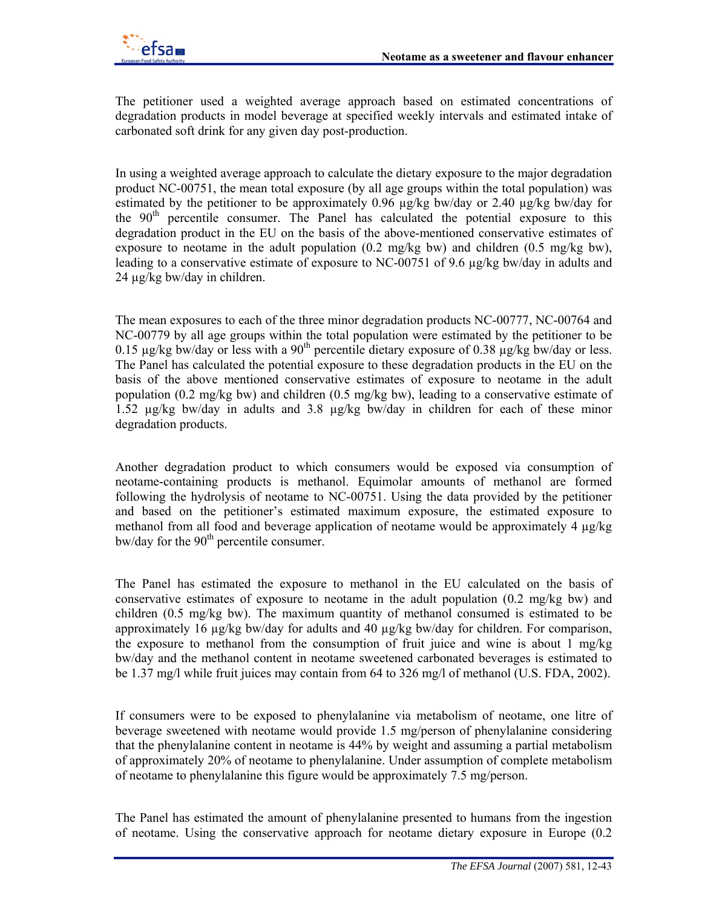The petitioner used a weighted average approach based on estimated concentrations of degradation products in model beverage at specified weekly intervals and estimated intake of carbonated soft drink for any given day post-production.

In using a weighted average approach to calculate the dietary exposure to the major degradation product NC-00751, the mean total exposure (by all age groups within the total population) was estimated by the petitioner to be approximately 0.96 µg/kg bw/day or 2.40 µg/kg bw/day for the 90$^{th}$ percentile consumer. The Panel has calculated the potential exposure to this degradation product in the EU on the basis of the above-mentioned conservative estimates of exposure to neotame in the adult population (0.2 mg/kg bw) and children (0.5 mg/kg bw), leading to a conservative estimate of exposure to NC-00751 of 9.6 µg/kg bw/day in adults and 24 µg/kg bw/day in children.

The mean exposures to each of the three minor degradation products NC-00777, NC-00764 and NC-00779 by all age groups within the total population were estimated by the petitioner to be 0.15 µg/kg bw/day or less with a 90$^{th}$ percentile dietary exposure of 0.38 µg/kg bw/day or less. The Panel has calculated the potential exposure to these degradation products in the EU on the basis of the above mentioned conservative estimates of exposure to neotame in the adult population (0.2 mg/kg bw) and children (0.5 mg/kg bw), leading to a conservative estimate of 1.52 µg/kg bw/day in adults and 3.8 µg/kg bw/day in children for each of these minor degradation products.

Another degradation product to which consumers would be exposed via consumption of neotame-containing products is methanol. Equimolar amounts of methanol are formed following the hydrolysis of neotame to NC-00751. Using the data provided by the petitioner and based on the petitioner's estimated maximum exposure, the estimated exposure to methanol from all food and beverage application of neotame would be approximately 4 µg/kg bw/day for the 90$^{th}$ percentile consumer.

The Panel has estimated the exposure to methanol in the EU calculated on the basis of conservative estimates of exposure to neotame in the adult population (0.2 mg/kg bw) and children (0.5 mg/kg bw). The maximum quantity of methanol consumed is estimated to be approximately 16 µg/kg bw/day for adults and 40 µg/kg bw/day for children. For comparison, the exposure to methanol from the consumption of fruit juice and wine is about 1 mg/kg bw/day and the methanol content in neotame sweetened carbonated beverages is estimated to be 1.37 mg/l while fruit juices may contain from 64 to 326 mg/l of methanol (U.S. FDA, 2002).

If consumers were to be exposed to phenylalanine via metabolism of neotame, one litre of beverage sweetened with neotame would provide 1.5 mg/person of phenylalanine considering that the phenylalanine content in neotame is 44% by weight and assuming a partial metabolism of approximately 20% of neotame to phenylalanine. Under assumption of complete metabolism of neotame to phenylalanine this figure would be approximately 7.5 mg/person.

The Panel has estimated the amount of phenylalanine presented to humans from the ingestion of neotame. Using the conservative approach for neotame dietary exposure in Europe (0.2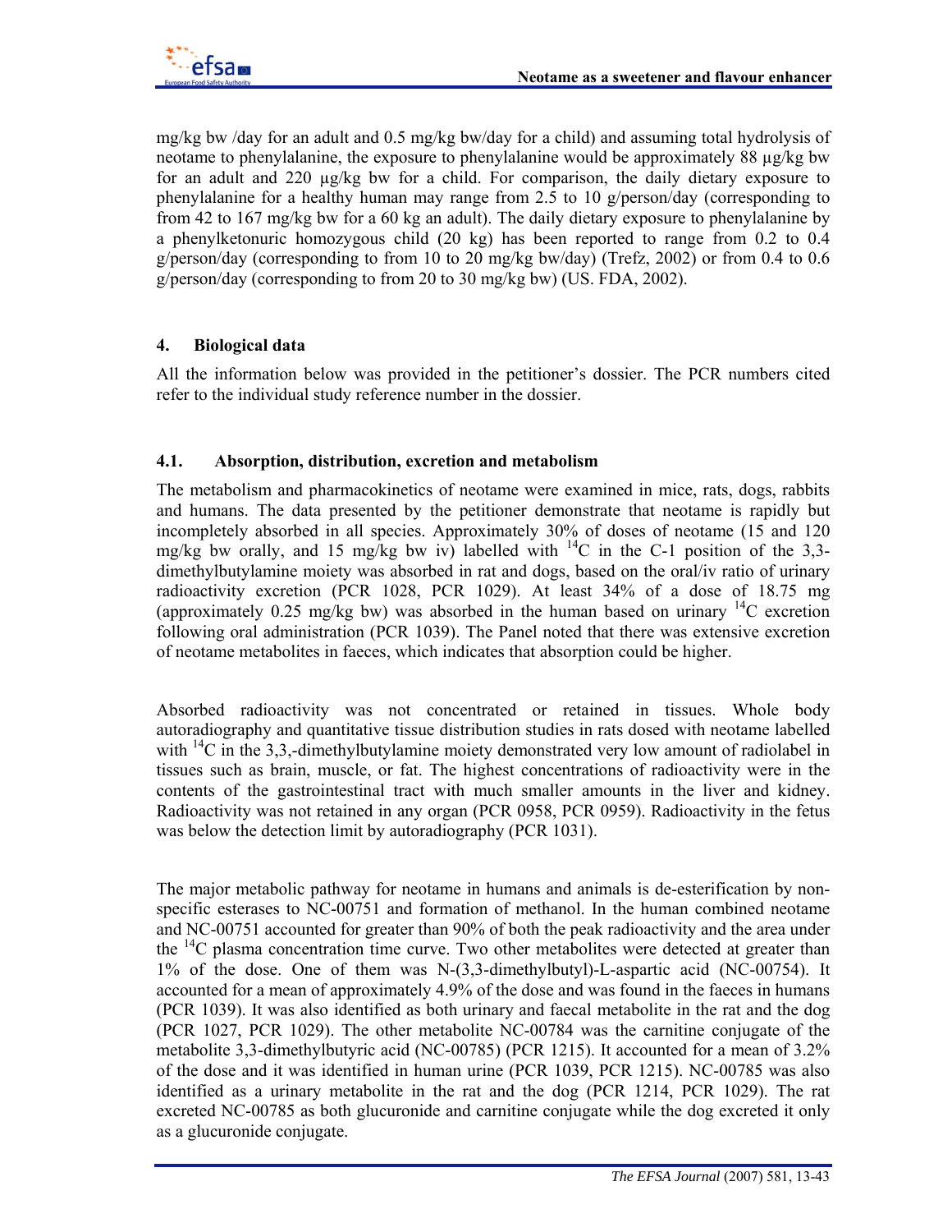mg/kg bw /day for an adult and 0.5 mg/kg bw/day for a child) and assuming total hydrolysis of neotame to phenylalanine, the exposure to phenylalanine would be approximately 88 µg/kg bw for an adult and 220 µg/kg bw for a child. For comparison, the daily dietary exposure to phenylalanine for a healthy human may range from 2.5 to 10 g/person/day (corresponding to from 42 to 167 mg/kg bw for a 60 kg an adult). The daily dietary exposure to phenylalanine by a phenylketonuric homozygous child (20 kg) has been reported to range from 0.2 to 0.4 g/person/day (corresponding to from 10 to 20 mg/kg bw/day) (Trefz, 2002) or from 0.4 to 0.6 g/person/day (corresponding to from 20 to 30 mg/kg bw) (US. FDA, 2002).

## 4. Biological data

All the information below was provided in the petitioner's dossier. The PCR numbers cited refer to the individual study reference number in the dossier.

### 4.1. Absorption, distribution, excretion and metabolism

The metabolism and pharmacokinetics of neotame were examined in mice, rats, dogs, rabbits and humans. The data presented by the petitioner demonstrate that neotame is rapidly but incompletely absorbed in all species. Approximately 30% of doses of neotame (15 and 120 mg/kg bw orally, and 15 mg/kg bw iv) labelled with $^{14}C$ in the C-1 position of the 3,3-dimethylbutylamine moiety was absorbed in rat and dogs, based on the oral/iv ratio of urinary radioactivity excretion (PCR 1028, PCR 1029). At least 34% of a dose of 18.75 mg (approximately 0.25 mg/kg bw) was absorbed in the human based on urinary $^{14}C$ excretion following oral administration (PCR 1039). The Panel noted that there was extensive excretion of neotame metabolites in faeces, which indicates that absorption could be higher.

Absorbed radioactivity was not concentrated or retained in tissues. Whole body autoradiography and quantitative tissue distribution studies in rats dosed with neotame labelled with $^{14}C$ in the 3,3,-dimethylbutylamine moiety demonstrated very low amount of radiolabel in tissues such as brain, muscle, or fat. The highest concentrations of radioactivity were in the contents of the gastrointestinal tract with much smaller amounts in the liver and kidney. Radioactivity was not retained in any organ (PCR 0958, PCR 0959). Radioactivity in the fetus was below the detection limit by autoradiography (PCR 1031).

The major metabolic pathway for neotame in humans and animals is de-esterification by non-specific esterases to NC-00751 and formation of methanol. In the human combined neotame and NC-00751 accounted for greater than 90% of both the peak radioactivity and the area under the $^{14}C$ plasma concentration time curve. Two other metabolites were detected at greater than 1% of the dose. One of them was N-(3,3-dimethylbutyl)-L-aspartic acid (NC-00754). It accounted for a mean of approximately 4.9% of the dose and was found in the faeces in humans (PCR 1039). It was also identified as both urinary and faecal metabolite in the rat and the dog (PCR 1027, PCR 1029). The other metabolite NC-00784 was the carnitine conjugate of the metabolite 3,3-dimethylbutyric acid (NC-00785) (PCR 1215). It accounted for a mean of 3.2% of the dose and it was identified in human urine (PCR 1039, PCR 1215). NC-00785 was also identified as a urinary metabolite in the rat and the dog (PCR 1214, PCR 1029). The rat excreted NC-00785 as both glucuronide and carnitine conjugate while the dog excreted it only as a glucuronide conjugate.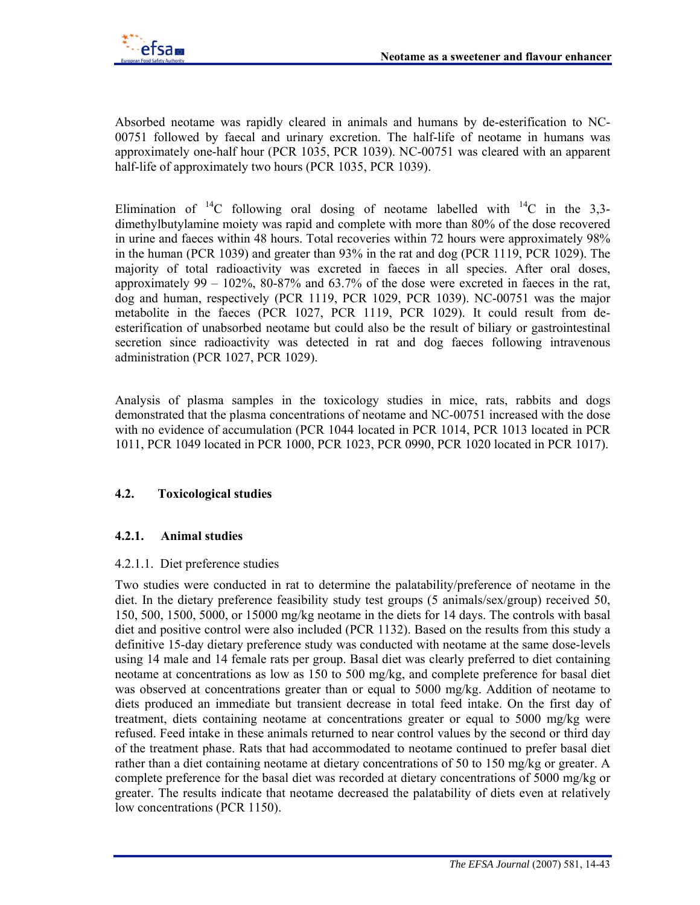Absorbed neotame was rapidly cleared in animals and humans by de-esterification to NC-00751 followed by faecal and urinary excretion. The half-life of neotame in humans was approximately one-half hour (PCR 1035, PCR 1039). NC-00751 was cleared with an apparent half-life of approximately two hours (PCR 1035, PCR 1039).

Elimination of $^{14}C$ following oral dosing of neotame labelled with $^{14}C$ in the 3,3-dimethylbutylamine moiety was rapid and complete with more than 80% of the dose recovered in urine and faeces within 48 hours. Total recoveries within 72 hours were approximately 98% in the human (PCR 1039) and greater than 93% in the rat and dog (PCR 1119, PCR 1029). The majority of total radioactivity was excreted in faeces in all species. After oral doses, approximately 99 – 102%, 80-87% and 63.7% of the dose were excreted in faeces in the rat, dog and human, respectively (PCR 1119, PCR 1029, PCR 1039). NC-00751 was the major metabolite in the faeces (PCR 1027, PCR 1119, PCR 1029). It could result from de-esterification of unabsorbed neotame but could also be the result of biliary or gastrointestinal secretion since radioactivity was detected in rat and dog faeces following intravenous administration (PCR 1027, PCR 1029).

Analysis of plasma samples in the toxicology studies in mice, rats, rabbits and dogs demonstrated that the plasma concentrations of neotame and NC-00751 increased with the dose with no evidence of accumulation (PCR 1044 located in PCR 1014, PCR 1013 located in PCR 1011, PCR 1049 located in PCR 1000, PCR 1023, PCR 0990, PCR 1020 located in PCR 1017).

## 4.2. Toxicological studies

### 4.2.1. Animal studies

#### 4.2.1.1. Diet preference studies

Two studies were conducted in rat to determine the palatability/preference of neotame in the diet. In the dietary preference feasibility study test groups (5 animals/sex/group) received 50, 150, 500, 1500, 5000, or 15000 mg/kg neotame in the diets for 14 days. The controls with basal diet and positive control were also included (PCR 1132). Based on the results from this study a definitive 15-day dietary preference study was conducted with neotame at the same dose-levels using 14 male and 14 female rats per group. Basal diet was clearly preferred to diet containing neotame at concentrations as low as 150 to 500 mg/kg, and complete preference for basal diet was observed at concentrations greater than or equal to 5000 mg/kg. Addition of neotame to diets produced an immediate but transient decrease in total feed intake. On the first day of treatment, diets containing neotame at concentrations greater or equal to 5000 mg/kg were refused. Feed intake in these animals returned to near control values by the second or third day of the treatment phase. Rats that had accommodated to neotame continued to prefer basal diet rather than a diet containing neotame at dietary concentrations of 50 to 150 mg/kg or greater. A complete preference for the basal diet was recorded at dietary concentrations of 5000 mg/kg or greater. The results indicate that neotame decreased the palatability of diets even at relatively low concentrations (PCR 1150).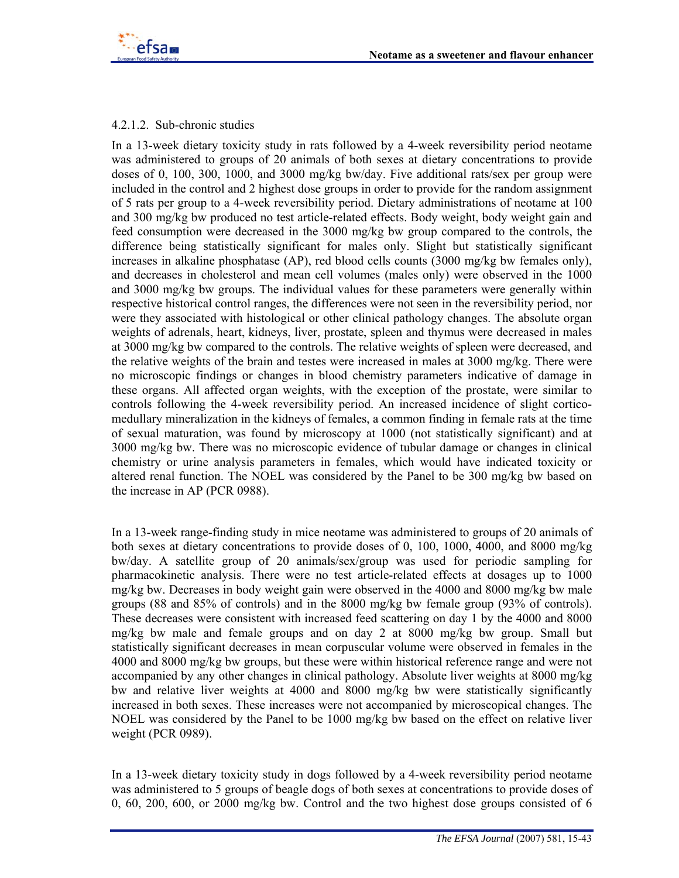#### 4.2.1.2. Sub-chronic studies

In a 13-week dietary toxicity study in rats followed by a 4-week reversibility period neotame was administered to groups of 20 animals of both sexes at dietary concentrations to provide doses of 0, 100, 300, 1000, and 3000 mg/kg bw/day. Five additional rats/sex per group were included in the control and 2 highest dose groups in order to provide for the random assignment of 5 rats per group to a 4-week reversibility period. Dietary administrations of neotame at 100 and 300 mg/kg bw produced no test article-related effects. Body weight, body weight gain and feed consumption were decreased in the 3000 mg/kg bw group compared to the controls, the difference being statistically significant for males only. Slight but statistically significant increases in alkaline phosphatase (AP), red blood cells counts (3000 mg/kg bw females only), and decreases in cholesterol and mean cell volumes (males only) were observed in the 1000 and 3000 mg/kg bw groups. The individual values for these parameters were generally within respective historical control ranges, the differences were not seen in the reversibility period, nor were they associated with histological or other clinical pathology changes. The absolute organ weights of adrenals, heart, kidneys, liver, prostate, spleen and thymus were decreased in males at 3000 mg/kg bw compared to the controls. The relative weights of spleen were decreased, and the relative weights of the brain and testes were increased in males at 3000 mg/kg. There were no microscopic findings or changes in blood chemistry parameters indicative of damage in these organs. All affected organ weights, with the exception of the prostate, were similar to controls following the 4-week reversibility period. An increased incidence of slight cortico-medullary mineralization in the kidneys of females, a common finding in female rats at the time of sexual maturation, was found by microscopy at 1000 (not statistically significant) and at 3000 mg/kg bw. There was no microscopic evidence of tubular damage or changes in clinical chemistry or urine analysis parameters in females, which would have indicated toxicity or altered renal function. The NOEL was considered by the Panel to be 300 mg/kg bw based on the increase in AP (PCR 0988).

In a 13-week range-finding study in mice neotame was administered to groups of 20 animals of both sexes at dietary concentrations to provide doses of 0, 100, 1000, 4000, and 8000 mg/kg bw/day. A satellite group of 20 animals/sex/group was used for periodic sampling for pharmacokinetic analysis. There were no test article-related effects at dosages up to 1000 mg/kg bw. Decreases in body weight gain were observed in the 4000 and 8000 mg/kg bw male groups (88 and 85% of controls) and in the 8000 mg/kg bw female group (93% of controls). These decreases were consistent with increased feed scattering on day 1 by the 4000 and 8000 mg/kg bw male and female groups and on day 2 at 8000 mg/kg bw group. Small but statistically significant decreases in mean corpuscular volume were observed in females in the 4000 and 8000 mg/kg bw groups, but these were within historical reference range and were not accompanied by any other changes in clinical pathology. Absolute liver weights at 8000 mg/kg bw and relative liver weights at 4000 and 8000 mg/kg bw were statistically significantly increased in both sexes. These increases were not accompanied by microscopical changes. The NOEL was considered by the Panel to be 1000 mg/kg bw based on the effect on relative liver weight (PCR 0989).

In a 13-week dietary toxicity study in dogs followed by a 4-week reversibility period neotame was administered to 5 groups of beagle dogs of both sexes at concentrations to provide doses of 0, 60, 200, 600, or 2000 mg/kg bw. Control and the two highest dose groups consisted of 6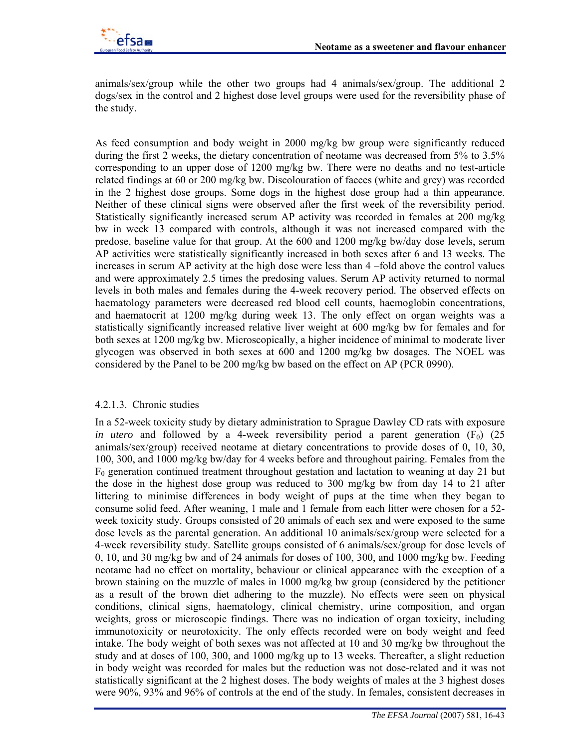animals/sex/group while the other two groups had 4 animals/sex/group. The additional 2 dogs/sex in the control and 2 highest dose level groups were used for the reversibility phase of the study.

As feed consumption and body weight in 2000 mg/kg bw group were significantly reduced during the first 2 weeks, the dietary concentration of neotame was decreased from 5% to 3.5% corresponding to an upper dose of 1200 mg/kg bw. There were no deaths and no test-article related findings at 60 or 200 mg/kg bw. Discolouration of faeces (white and grey) was recorded in the 2 highest dose groups. Some dogs in the highest dose group had a thin appearance. Neither of these clinical signs were observed after the first week of the reversibility period. Statistically significantly increased serum AP activity was recorded in females at 200 mg/kg bw in week 13 compared with controls, although it was not increased compared with the predose, baseline value for that group. At the 600 and 1200 mg/kg bw/day dose levels, serum AP activities were statistically significantly increased in both sexes after 6 and 13 weeks. The increases in serum AP activity at the high dose were less than 4 –fold above the control values and were approximately 2.5 times the predosing values. Serum AP activity returned to normal levels in both males and females during the 4-week recovery period. The observed effects on haematology parameters were decreased red blood cell counts, haemoglobin concentrations, and haematocrit at 1200 mg/kg during week 13. The only effect on organ weights was a statistically significantly increased relative liver weight at 600 mg/kg bw for females and for both sexes at 1200 mg/kg bw. Microscopically, a higher incidence of minimal to moderate liver glycogen was observed in both sexes at 600 and 1200 mg/kg bw dosages. The NOEL was considered by the Panel to be 200 mg/kg bw based on the effect on AP (PCR 0990).

#### 4.2.1.3. Chronic studies

In a 52-week toxicity study by dietary administration to Sprague Dawley CD rats with exposure *in utero* and followed by a 4-week reversibility period a parent generation ($F_0$) (25 animals/sex/group) received neotame at dietary concentrations to provide doses of 0, 10, 30, 100, 300, and 1000 mg/kg bw/day for 4 weeks before and throughout pairing. Females from the $F_0$ generation continued treatment throughout gestation and lactation to weaning at day 21 but the dose in the highest dose group was reduced to 300 mg/kg bw from day 14 to 21 after littering to minimise differences in body weight of pups at the time when they began to consume solid feed. After weaning, 1 male and 1 female from each litter were chosen for a 52-week toxicity study. Groups consisted of 20 animals of each sex and were exposed to the same dose levels as the parental generation. An additional 10 animals/sex/group were selected for a 4-week reversibility study. Satellite groups consisted of 6 animals/sex/group for dose levels of 0, 10, and 30 mg/kg bw and of 24 animals for doses of 100, 300, and 1000 mg/kg bw. Feeding neotame had no effect on mortality, behaviour or clinical appearance with the exception of a brown staining on the muzzle of males in 1000 mg/kg bw group (considered by the petitioner as a result of the brown diet adhering to the muzzle). No effects were seen on physical conditions, clinical signs, haematology, clinical chemistry, urine composition, and organ weights, gross or microscopic findings. There was no indication of organ toxicity, including immunotoxicity or neurotoxicity. The only effects recorded were on body weight and feed intake. The body weight of both sexes was not affected at 10 and 30 mg/kg bw throughout the study and at doses of 100, 300, and 1000 mg/kg up to 13 weeks. Thereafter, a slight reduction in body weight was recorded for males but the reduction was not dose-related and it was not statistically significant at the 2 highest doses. The body weights of males at the 3 highest doses were 90%, 93% and 96% of controls at the end of the study. In females, consistent decreases in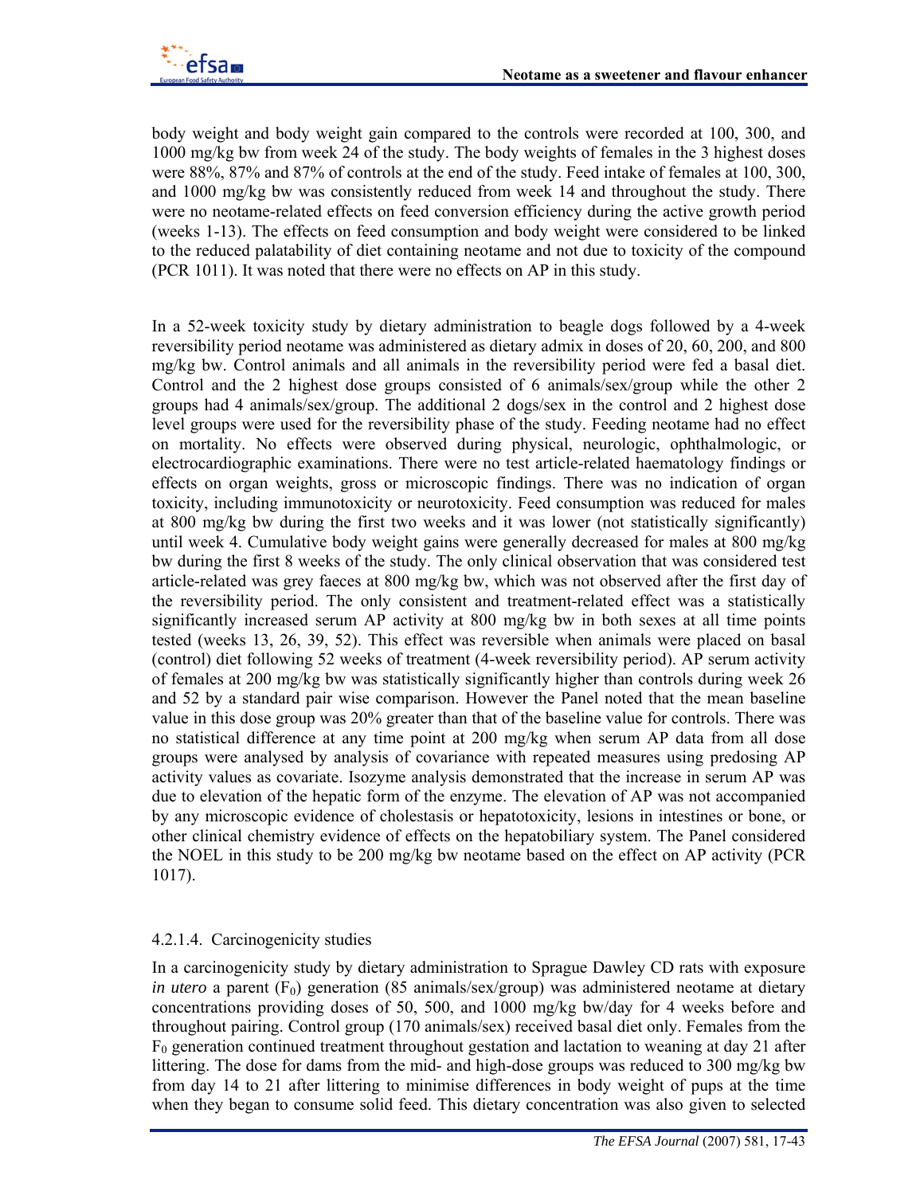body weight and body weight gain compared to the controls were recorded at 100, 300, and 1000 mg/kg bw from week 24 of the study. The body weights of females in the 3 highest doses were 88%, 87% and 87% of controls at the end of the study. Feed intake of females at 100, 300, and 1000 mg/kg bw was consistently reduced from week 14 and throughout the study. There were no neotame-related effects on feed conversion efficiency during the active growth period (weeks 1-13). The effects on feed consumption and body weight were considered to be linked to the reduced palatability of diet containing neotame and not due to toxicity of the compound (PCR 1011). It was noted that there were no effects on AP in this study.

In a 52-week toxicity study by dietary administration to beagle dogs followed by a 4-week reversibility period neotame was administered as dietary admix in doses of 20, 60, 200, and 800 mg/kg bw. Control animals and all animals in the reversibility period were fed a basal diet. Control and the 2 highest dose groups consisted of 6 animals/sex/group while the other 2 groups had 4 animals/sex/group. The additional 2 dogs/sex in the control and 2 highest dose level groups were used for the reversibility phase of the study. Feeding neotame had no effect on mortality. No effects were observed during physical, neurologic, ophthalmologic, or electrocardiographic examinations. There were no test article-related haematology findings or effects on organ weights, gross or microscopic findings. There was no indication of organ toxicity, including immunotoxicity or neurotoxicity. Feed consumption was reduced for males at 800 mg/kg bw during the first two weeks and it was lower (not statistically significantly) until week 4. Cumulative body weight gains were generally decreased for males at 800 mg/kg bw during the first 8 weeks of the study. The only clinical observation that was considered test article-related was grey faeces at 800 mg/kg bw, which was not observed after the first day of the reversibility period. The only consistent and treatment-related effect was a statistically significantly increased serum AP activity at 800 mg/kg bw in both sexes at all time points tested (weeks 13, 26, 39, 52). This effect was reversible when animals were placed on basal (control) diet following 52 weeks of treatment (4-week reversibility period). AP serum activity of females at 200 mg/kg bw was statistically significantly higher than controls during week 26 and 52 by a standard pair wise comparison. However the Panel noted that the mean baseline value in this dose group was 20% greater than that of the baseline value for controls. There was no statistical difference at any time point at 200 mg/kg when serum AP data from all dose groups were analysed by analysis of covariance with repeated measures using predosing AP activity values as covariate. Isozyme analysis demonstrated that the increase in serum AP was due to elevation of the hepatic form of the enzyme. The elevation of AP was not accompanied by any microscopic evidence of cholestasis or hepatotoxicity, lesions in intestines or bone, or other clinical chemistry evidence of effects on the hepatobiliary system. The Panel considered the NOEL in this study to be 200 mg/kg bw neotame based on the effect on AP activity (PCR 1017).

#### 4.2.1.4. Carcinogenicity studies

In a carcinogenicity study by dietary administration to Sprague Dawley CD rats with exposure *in utero* a parent ($F_0$) generation (85 animals/sex/group) was administered neotame at dietary concentrations providing doses of 50, 500, and 1000 mg/kg bw/day for 4 weeks before and throughout pairing. Control group (170 animals/sex) received basal diet only. Females from the $F_0$ generation continued treatment throughout gestation and lactation to weaning at day 21 after littering. The dose for dams from the mid- and high-dose groups was reduced to 300 mg/kg bw from day 14 to 21 after littering to minimise differences in body weight of pups at the time when they began to consume solid feed. This dietary concentration was also given to selected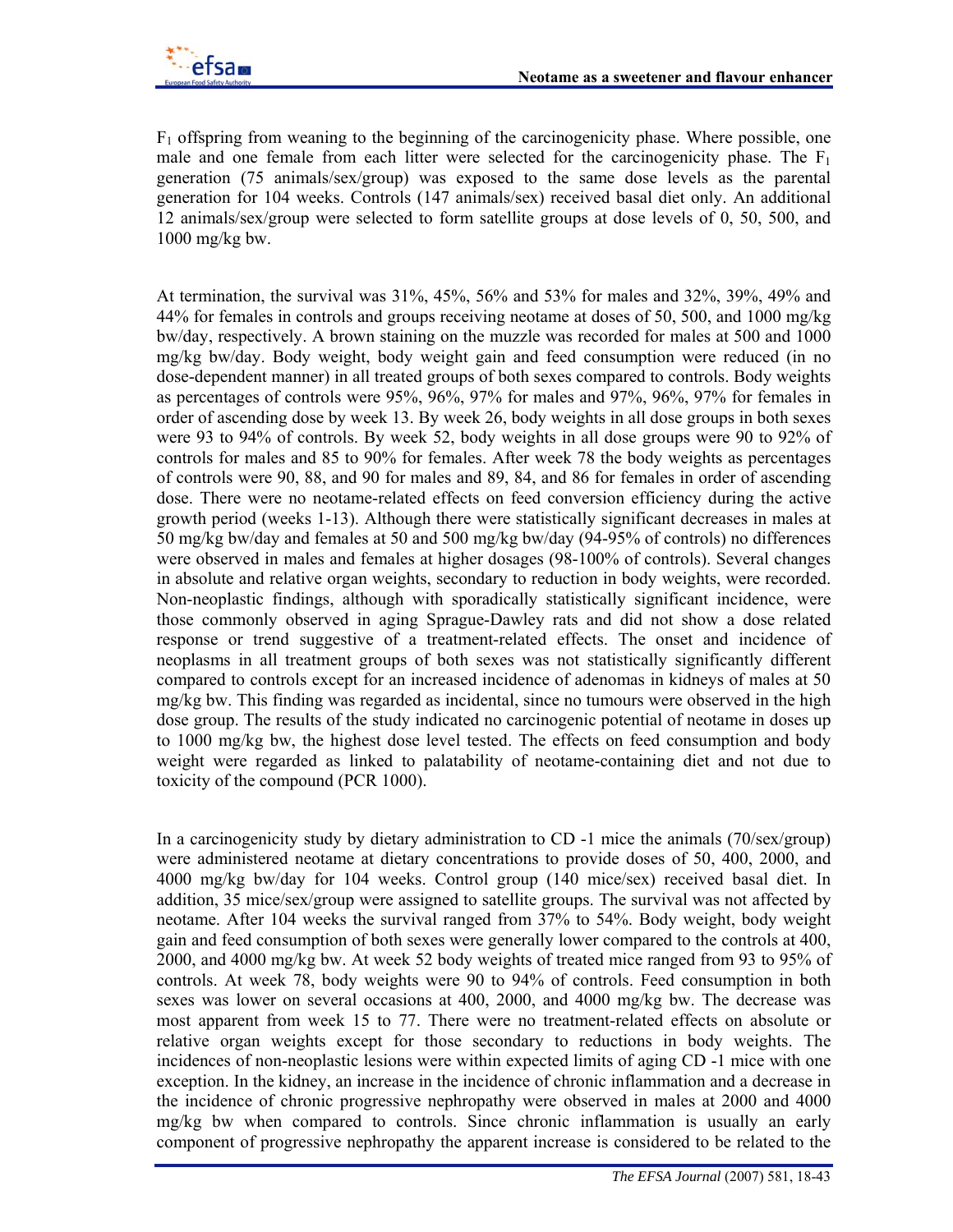$F_1$ offspring from weaning to the beginning of the carcinogenicity phase. Where possible, one male and one female from each litter were selected for the carcinogenicity phase. The $F_1$ generation (75 animals/sex/group) was exposed to the same dose levels as the parental generation for 104 weeks. Controls (147 animals/sex) received basal diet only. An additional 12 animals/sex/group were selected to form satellite groups at dose levels of 0, 50, 500, and 1000 mg/kg bw.

At termination, the survival was 31%, 45%, 56% and 53% for males and 32%, 39%, 49% and 44% for females in controls and groups receiving neotame at doses of 50, 500, and 1000 mg/kg bw/day, respectively. A brown staining on the muzzle was recorded for males at 500 and 1000 mg/kg bw/day. Body weight, body weight gain and feed consumption were reduced (in no dose-dependent manner) in all treated groups of both sexes compared to controls. Body weights as percentages of controls were 95%, 96%, 97% for males and 97%, 96%, 97% for females in order of ascending dose by week 13. By week 26, body weights in all dose groups in both sexes were 93 to 94% of controls. By week 52, body weights in all dose groups were 90 to 92% of controls for males and 85 to 90% for females. After week 78 the body weights as percentages of controls were 90, 88, and 90 for males and 89, 84, and 86 for females in order of ascending dose. There were no neotame-related effects on feed conversion efficiency during the active growth period (weeks 1-13). Although there were statistically significant decreases in males at 50 mg/kg bw/day and females at 50 and 500 mg/kg bw/day (94-95% of controls) no differences were observed in males and females at higher dosages (98-100% of controls). Several changes in absolute and relative organ weights, secondary to reduction in body weights, were recorded. Non-neoplastic findings, although with sporadically statistically significant incidence, were those commonly observed in aging Sprague-Dawley rats and did not show a dose related response or trend suggestive of a treatment-related effects. The onset and incidence of neoplasms in all treatment groups of both sexes was not statistically significantly different compared to controls except for an increased incidence of adenomas in kidneys of males at 50 mg/kg bw. This finding was regarded as incidental, since no tumours were observed in the high dose group. The results of the study indicated no carcinogenic potential of neotame in doses up to 1000 mg/kg bw, the highest dose level tested. The effects on feed consumption and body weight were regarded as linked to palatability of neotame-containing diet and not due to toxicity of the compound (PCR 1000).

In a carcinogenicity study by dietary administration to CD -1 mice the animals (70/sex/group) were administered neotame at dietary concentrations to provide doses of 50, 400, 2000, and 4000 mg/kg bw/day for 104 weeks. Control group (140 mice/sex) received basal diet. In addition, 35 mice/sex/group were assigned to satellite groups. The survival was not affected by neotame. After 104 weeks the survival ranged from 37% to 54%. Body weight, body weight gain and feed consumption of both sexes were generally lower compared to the controls at 400, 2000, and 4000 mg/kg bw. At week 52 body weights of treated mice ranged from 93 to 95% of controls. At week 78, body weights were 90 to 94% of controls. Feed consumption in both sexes was lower on several occasions at 400, 2000, and 4000 mg/kg bw. The decrease was most apparent from week 15 to 77. There were no treatment-related effects on absolute or relative organ weights except for those secondary to reductions in body weights. The incidences of non-neoplastic lesions were within expected limits of aging CD -1 mice with one exception. In the kidney, an increase in the incidence of chronic inflammation and a decrease in the incidence of chronic progressive nephropathy were observed in males at 2000 and 4000 mg/kg bw when compared to controls. Since chronic inflammation is usually an early component of progressive nephropathy the apparent increase is considered to be related to the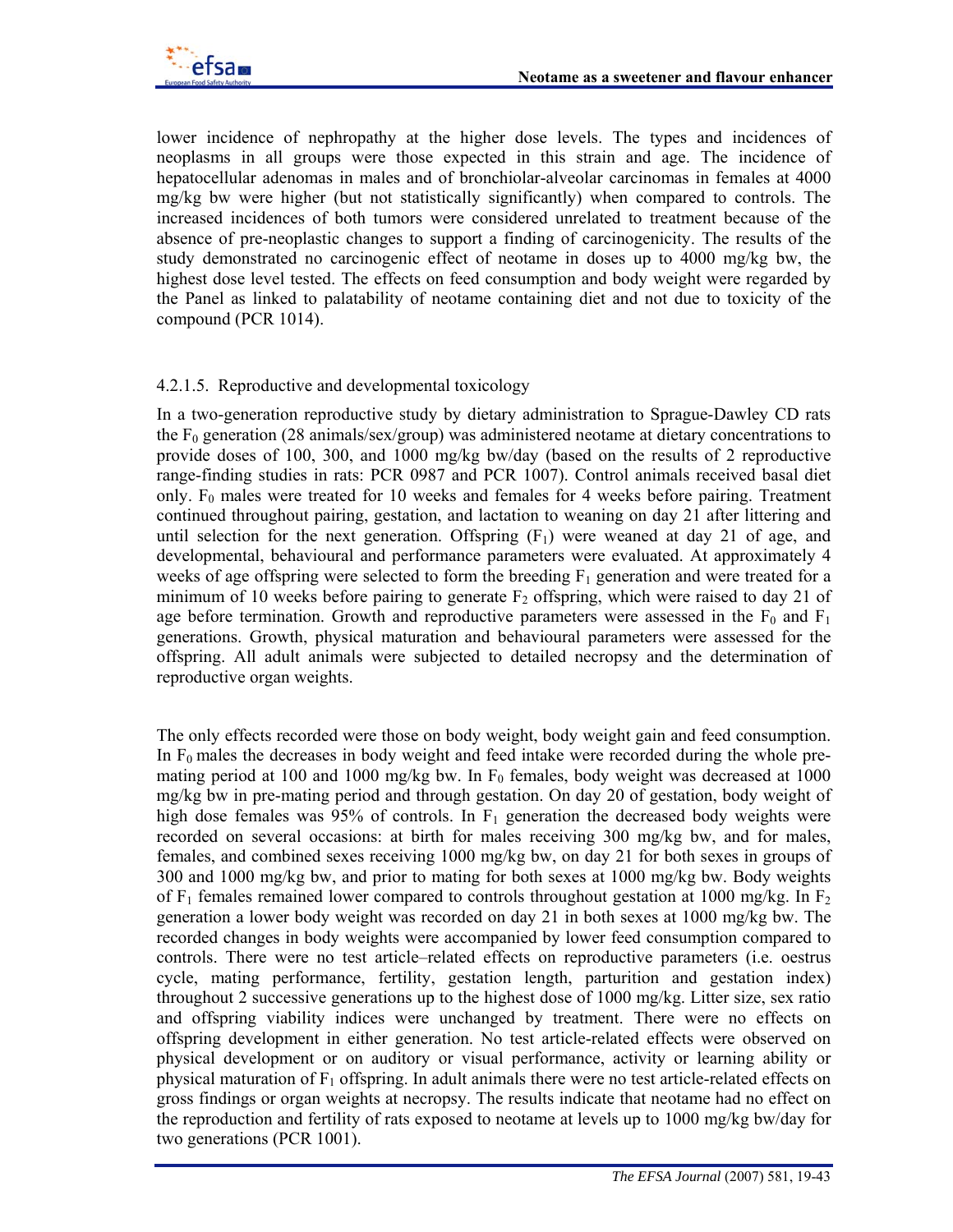lower incidence of nephropathy at the higher dose levels. The types and incidences of neoplasms in all groups were those expected in this strain and age. The incidence of hepatocellular adenomas in males and of bronchiolar-alveolar carcinomas in females at 4000 mg/kg bw were higher (but not statistically significantly) when compared to controls. The increased incidences of both tumors were considered unrelated to treatment because of the absence of pre-neoplastic changes to support a finding of carcinogenicity. The results of the study demonstrated no carcinogenic effect of neotame in doses up to 4000 mg/kg bw, the highest dose level tested. The effects on feed consumption and body weight were regarded by the Panel as linked to palatability of neotame containing diet and not due to toxicity of the compound (PCR 1014).

#### 4.2.1.5. Reproductive and developmental toxicology

In a two-generation reproductive study by dietary administration to Sprague-Dawley CD rats the $F_0$ generation (28 animals/sex/group) was administered neotame at dietary concentrations to provide doses of 100, 300, and 1000 mg/kg bw/day (based on the results of 2 reproductive range-finding studies in rats: PCR 0987 and PCR 1007). Control animals received basal diet only. $F_0$ males were treated for 10 weeks and females for 4 weeks before pairing. Treatment continued throughout pairing, gestation, and lactation to weaning on day 21 after littering and until selection for the next generation. Offspring ($F_1$) were weaned at day 21 of age, and developmental, behavioural and performance parameters were evaluated. At approximately 4 weeks of age offspring were selected to form the breeding $F_1$ generation and were treated for a minimum of 10 weeks before pairing to generate $F_2$ offspring, which were raised to day 21 of age before termination. Growth and reproductive parameters were assessed in the $F_0$ and $F_1$ generations. Growth, physical maturation and behavioural parameters were assessed for the offspring. All adult animals were subjected to detailed necropsy and the determination of reproductive organ weights.

The only effects recorded were those on body weight, body weight gain and feed consumption. In $F_0$ males the decreases in body weight and feed intake were recorded during the whole pre-mating period at 100 and 1000 mg/kg bw. In $F_0$ females, body weight was decreased at 1000 mg/kg bw in pre-mating period and through gestation. On day 20 of gestation, body weight of high dose females was 95% of controls. In $F_1$ generation the decreased body weights were recorded on several occasions: at birth for males receiving 300 mg/kg bw, and for males, females, and combined sexes receiving 1000 mg/kg bw, on day 21 for both sexes in groups of 300 and 1000 mg/kg bw, and prior to mating for both sexes at 1000 mg/kg bw. Body weights of $F_1$ females remained lower compared to controls throughout gestation at 1000 mg/kg. In $F_2$ generation a lower body weight was recorded on day 21 in both sexes at 1000 mg/kg bw. The recorded changes in body weights were accompanied by lower feed consumption compared to controls. There were no test article–related effects on reproductive parameters (i.e. oestrus cycle, mating performance, fertility, gestation length, parturition and gestation index) throughout 2 successive generations up to the highest dose of 1000 mg/kg. Litter size, sex ratio and offspring viability indices were unchanged by treatment. There were no effects on offspring development in either generation. No test article-related effects were observed on physical development or on auditory or visual performance, activity or learning ability or physical maturation of $F_1$ offspring. In adult animals there were no test article-related effects on gross findings or organ weights at necropsy. The results indicate that neotame had no effect on the reproduction and fertility of rats exposed to neotame at levels up to 1000 mg/kg bw/day for two generations (PCR 1001).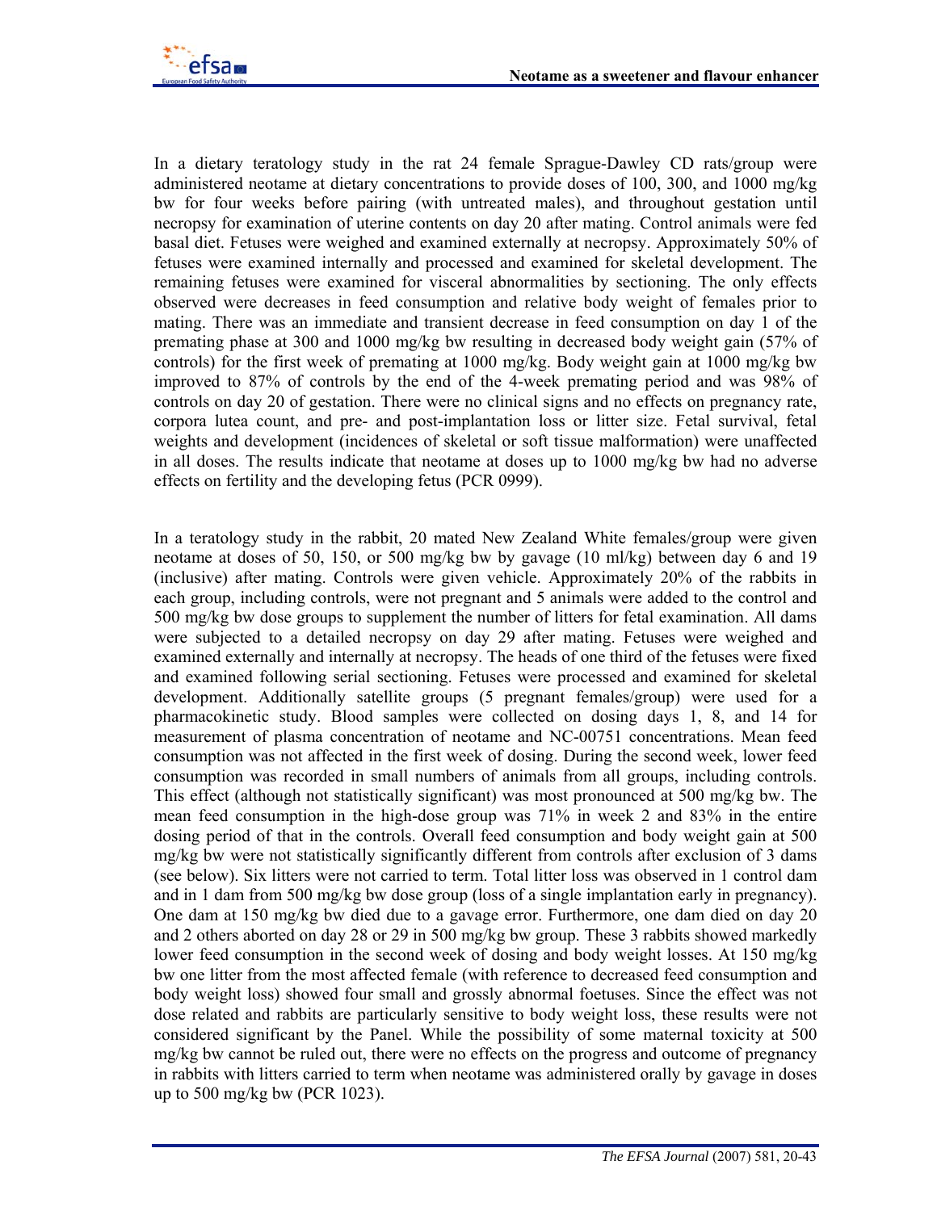In a dietary teratology study in the rat 24 female Sprague-Dawley CD rats/group were administered neotame at dietary concentrations to provide doses of 100, 300, and 1000 mg/kg bw for four weeks before pairing (with untreated males), and throughout gestation until necropsy for examination of uterine contents on day 20 after mating. Control animals were fed basal diet. Fetuses were weighed and examined externally at necropsy. Approximately 50% of fetuses were examined internally and processed and examined for skeletal development. The remaining fetuses were examined for visceral abnormalities by sectioning. The only effects observed were decreases in feed consumption and relative body weight of females prior to mating. There was an immediate and transient decrease in feed consumption on day 1 of the premating phase at 300 and 1000 mg/kg bw resulting in decreased body weight gain (57% of controls) for the first week of premating at 1000 mg/kg. Body weight gain at 1000 mg/kg bw improved to 87% of controls by the end of the 4-week premating period and was 98% of controls on day 20 of gestation. There were no clinical signs and no effects on pregnancy rate, corpora lutea count, and pre- and post-implantation loss or litter size. Fetal survival, fetal weights and development (incidences of skeletal or soft tissue malformation) were unaffected in all doses. The results indicate that neotame at doses up to 1000 mg/kg bw had no adverse effects on fertility and the developing fetus (PCR 0999).

In a teratology study in the rabbit, 20 mated New Zealand White females/group were given neotame at doses of 50, 150, or 500 mg/kg bw by gavage (10 ml/kg) between day 6 and 19 (inclusive) after mating. Controls were given vehicle. Approximately 20% of the rabbits in each group, including controls, were not pregnant and 5 animals were added to the control and 500 mg/kg bw dose groups to supplement the number of litters for fetal examination. All dams were subjected to a detailed necropsy on day 29 after mating. Fetuses were weighed and examined externally and internally at necropsy. The heads of one third of the fetuses were fixed and examined following serial sectioning. Fetuses were processed and examined for skeletal development. Additionally satellite groups (5 pregnant females/group) were used for a pharmacokinetic study. Blood samples were collected on dosing days 1, 8, and 14 for measurement of plasma concentration of neotame and NC-00751 concentrations. Mean feed consumption was not affected in the first week of dosing. During the second week, lower feed consumption was recorded in small numbers of animals from all groups, including controls. This effect (although not statistically significant) was most pronounced at 500 mg/kg bw. The mean feed consumption in the high-dose group was 71% in week 2 and 83% in the entire dosing period of that in the controls. Overall feed consumption and body weight gain at 500 mg/kg bw were not statistically significantly different from controls after exclusion of 3 dams (see below). Six litters were not carried to term. Total litter loss was observed in 1 control dam and in 1 dam from 500 mg/kg bw dose group (loss of a single implantation early in pregnancy). One dam at 150 mg/kg bw died due to a gavage error. Furthermore, one dam died on day 20 and 2 others aborted on day 28 or 29 in 500 mg/kg bw group. These 3 rabbits showed markedly lower feed consumption in the second week of dosing and body weight losses. At 150 mg/kg bw one litter from the most affected female (with reference to decreased feed consumption and body weight loss) showed four small and grossly abnormal foetuses. Since the effect was not dose related and rabbits are particularly sensitive to body weight loss, these results were not considered significant by the Panel. While the possibility of some maternal toxicity at 500 mg/kg bw cannot be ruled out, there were no effects on the progress and outcome of pregnancy in rabbits with litters carried to term when neotame was administered orally by gavage in doses up to 500 mg/kg bw (PCR 1023).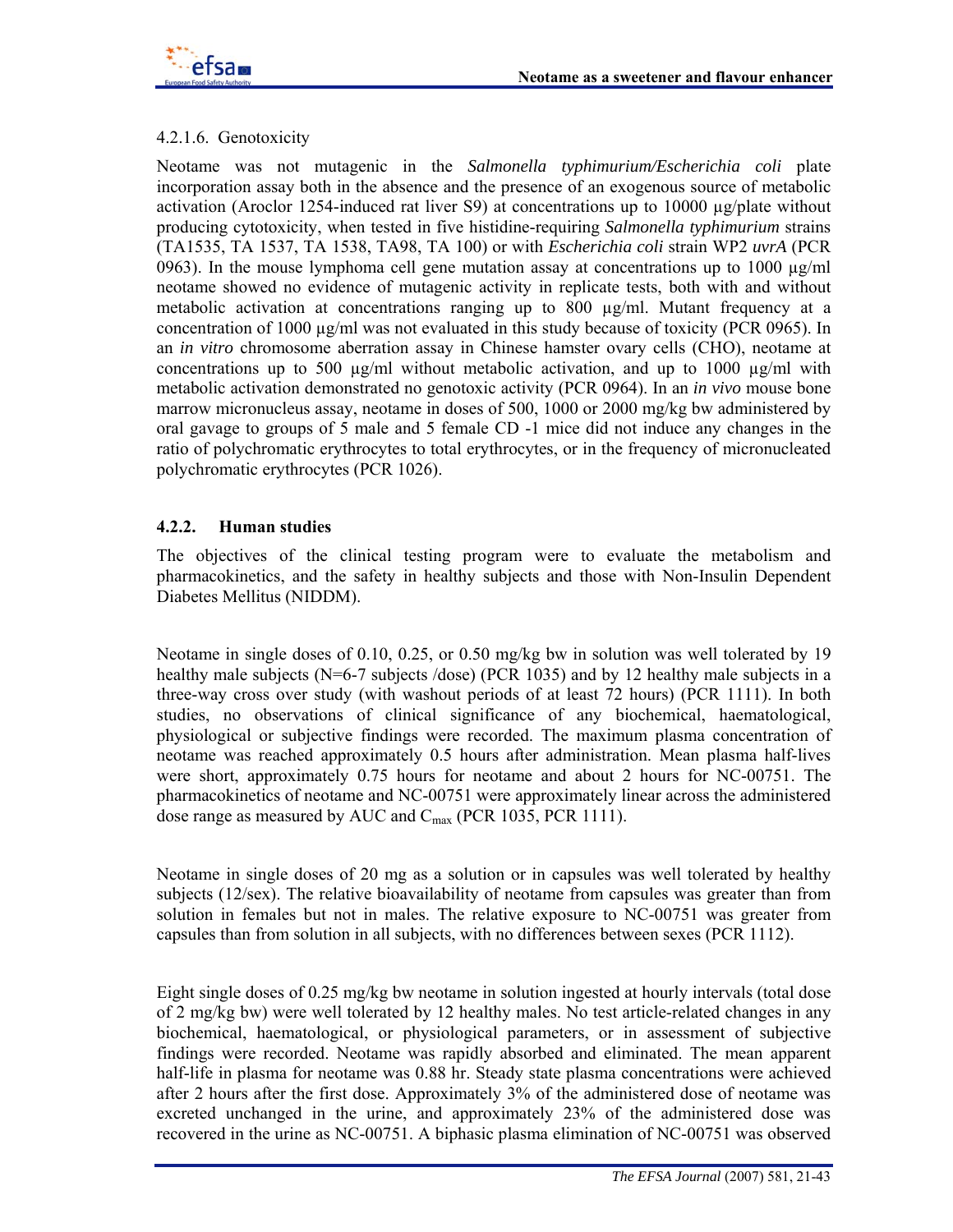#### 4.2.1.6. Genotoxicity

Neotame was not mutagenic in the *Salmonella typhimurium/Escherichia coli* plate incorporation assay both in the absence and the presence of an exogenous source of metabolic activation (Aroclor 1254-induced rat liver S9) at concentrations up to 10000 µg/plate without producing cytotoxicity, when tested in five histidine-requiring *Salmonella typhimurium* strains (TA1535, TA 1537, TA 1538, TA98, TA 100) or with *Escherichia coli* strain WP2 *uvrA* (PCR 0963). In the mouse lymphoma cell gene mutation assay at concentrations up to 1000 µg/ml neotame showed no evidence of mutagenic activity in replicate tests, both with and without metabolic activation at concentrations ranging up to 800 µg/ml. Mutant frequency at a concentration of 1000 µg/ml was not evaluated in this study because of toxicity (PCR 0965). In an *in vitro* chromosome aberration assay in Chinese hamster ovary cells (CHO), neotame at concentrations up to 500 µg/ml without metabolic activation, and up to 1000 µg/ml with metabolic activation demonstrated no genotoxic activity (PCR 0964). In an *in vivo* mouse bone marrow micronucleus assay, neotame in doses of 500, 1000 or 2000 mg/kg bw administered by oral gavage to groups of 5 male and 5 female CD -1 mice did not induce any changes in the ratio of polychromatic erythrocytes to total erythrocytes, or in the frequency of micronucleated polychromatic erythrocytes (PCR 1026).

### 4.2.2. Human studies

The objectives of the clinical testing program were to evaluate the metabolism and pharmacokinetics, and the safety in healthy subjects and those with Non-Insulin Dependent Diabetes Mellitus (NIDDM).

Neotame in single doses of 0.10, 0.25, or 0.50 mg/kg bw in solution was well tolerated by 19 healthy male subjects (N=6-7 subjects /dose) (PCR 1035) and by 12 healthy male subjects in a three-way cross over study (with washout periods of at least 72 hours) (PCR 1111). In both studies, no observations of clinical significance of any biochemical, haematological, physiological or subjective findings were recorded. The maximum plasma concentration of neotame was reached approximately 0.5 hours after administration. Mean plasma half-lives were short, approximately 0.75 hours for neotame and about 2 hours for NC-00751. The pharmacokinetics of neotame and NC-00751 were approximately linear across the administered dose range as measured by AUC and $C_{max}$ (PCR 1035, PCR 1111).

Neotame in single doses of 20 mg as a solution or in capsules was well tolerated by healthy subjects (12/sex). The relative bioavailability of neotame from capsules was greater than from solution in females but not in males. The relative exposure to NC-00751 was greater from capsules than from solution in all subjects, with no differences between sexes (PCR 1112).

Eight single doses of 0.25 mg/kg bw neotame in solution ingested at hourly intervals (total dose of 2 mg/kg bw) were well tolerated by 12 healthy males. No test article-related changes in any biochemical, haematological, or physiological parameters, or in assessment of subjective findings were recorded. Neotame was rapidly absorbed and eliminated. The mean apparent half-life in plasma for neotame was 0.88 hr. Steady state plasma concentrations were achieved after 2 hours after the first dose. Approximately 3% of the administered dose of neotame was excreted unchanged in the urine, and approximately 23% of the administered dose was recovered in the urine as NC-00751. A biphasic plasma elimination of NC-00751 was observed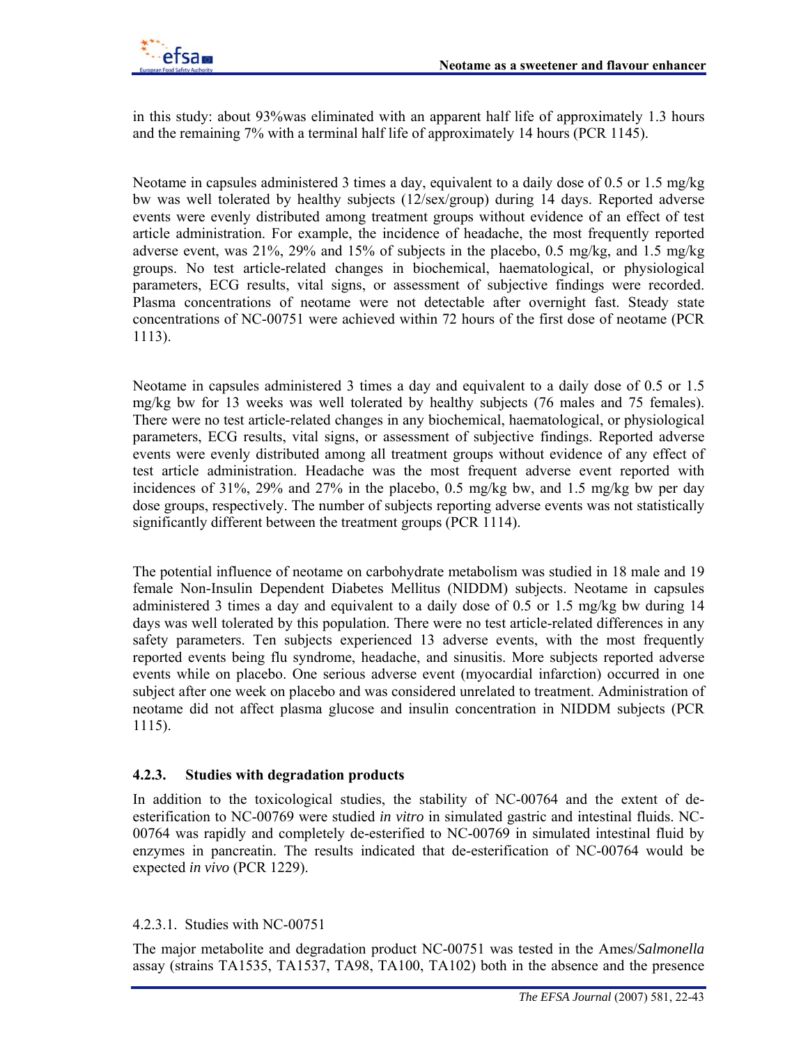in this study: about 93%was eliminated with an apparent half life of approximately 1.3 hours and the remaining 7% with a terminal half life of approximately 14 hours (PCR 1145).

Neotame in capsules administered 3 times a day, equivalent to a daily dose of 0.5 or 1.5 mg/kg bw was well tolerated by healthy subjects (12/sex/group) during 14 days. Reported adverse events were evenly distributed among treatment groups without evidence of an effect of test article administration. For example, the incidence of headache, the most frequently reported adverse event, was 21%, 29% and 15% of subjects in the placebo, 0.5 mg/kg, and 1.5 mg/kg groups. No test article-related changes in biochemical, haematological, or physiological parameters, ECG results, vital signs, or assessment of subjective findings were recorded. Plasma concentrations of neotame were not detectable after overnight fast. Steady state concentrations of NC-00751 were achieved within 72 hours of the first dose of neotame (PCR 1113).

Neotame in capsules administered 3 times a day and equivalent to a daily dose of 0.5 or 1.5 mg/kg bw for 13 weeks was well tolerated by healthy subjects (76 males and 75 females). There were no test article-related changes in any biochemical, haematological, or physiological parameters, ECG results, vital signs, or assessment of subjective findings. Reported adverse events were evenly distributed among all treatment groups without evidence of any effect of test article administration. Headache was the most frequent adverse event reported with incidences of 31%, 29% and 27% in the placebo, 0.5 mg/kg bw, and 1.5 mg/kg bw per day dose groups, respectively. The number of subjects reporting adverse events was not statistically significantly different between the treatment groups (PCR 1114).

The potential influence of neotame on carbohydrate metabolism was studied in 18 male and 19 female Non-Insulin Dependent Diabetes Mellitus (NIDDM) subjects. Neotame in capsules administered 3 times a day and equivalent to a daily dose of 0.5 or 1.5 mg/kg bw during 14 days was well tolerated by this population. There were no test article-related differences in any safety parameters. Ten subjects experienced 13 adverse events, with the most frequently reported events being flu syndrome, headache, and sinusitis. More subjects reported adverse events while on placebo. One serious adverse event (myocardial infarction) occurred in one subject after one week on placebo and was considered unrelated to treatment. Administration of neotame did not affect plasma glucose and insulin concentration in NIDDM subjects (PCR 1115).

### 4.2.3. Studies with degradation products

In addition to the toxicological studies, the stability of NC-00764 and the extent of de-esterification to NC-00769 were studied *in vitro* in simulated gastric and intestinal fluids. NC-00764 was rapidly and completely de-esterified to NC-00769 in simulated intestinal fluid by enzymes in pancreatin. The results indicated that de-esterification of NC-00764 would be expected *in vivo* (PCR 1229).

#### 4.2.3.1. Studies with NC-00751

The major metabolite and degradation product NC-00751 was tested in the Ames/*Salmonella* assay (strains TA1535, TA1537, TA98, TA100, TA102) both in the absence and the presence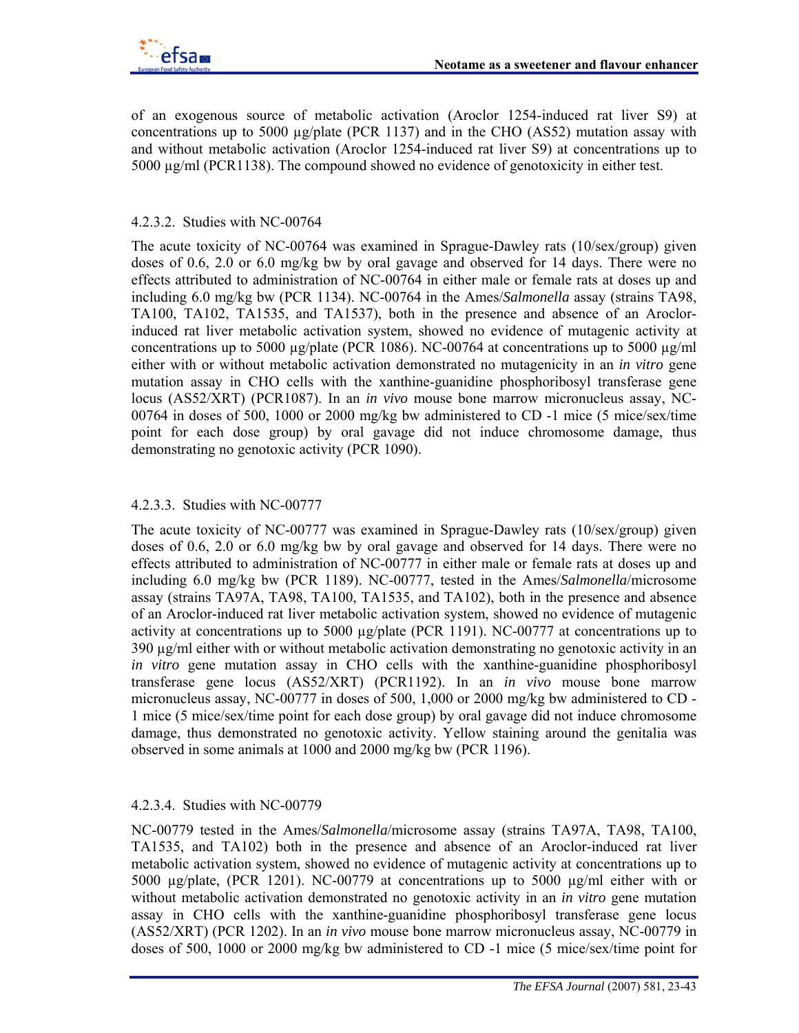of an exogenous source of metabolic activation (Aroclor 1254-induced rat liver S9) at concentrations up to 5000 µg/plate (PCR 1137) and in the CHO (AS52) mutation assay with and without metabolic activation (Aroclor 1254-induced rat liver S9) at concentrations up to 5000 µg/ml (PCR1138). The compound showed no evidence of genotoxicity in either test.

#### 4.2.3.2. Studies with NC-00764

The acute toxicity of NC-00764 was examined in Sprague-Dawley rats (10/sex/group) given doses of 0.6, 2.0 or 6.0 mg/kg bw by oral gavage and observed for 14 days. There were no effects attributed to administration of NC-00764 in either male or female rats at doses up and including 6.0 mg/kg bw (PCR 1134). NC-00764 in the Ames/*Salmonella* assay (strains TA98, TA100, TA102, TA1535, and TA1537), both in the presence and absence of an Aroclor-induced rat liver metabolic activation system, showed no evidence of mutagenic activity at concentrations up to 5000 µg/plate (PCR 1086). NC-00764 at concentrations up to 5000 µg/ml either with or without metabolic activation demonstrated no mutagenicity in an *in vitro* gene mutation assay in CHO cells with the xanthine-guanidine phosphoribosyl transferase gene locus (AS52/XRT) (PCR1087). In an *in vivo* mouse bone marrow micronucleus assay, NC-00764 in doses of 500, 1000 or 2000 mg/kg bw administered to CD -1 mice (5 mice/sex/time point for each dose group) by oral gavage did not induce chromosome damage, thus demonstrating no genotoxic activity (PCR 1090).

#### 4.2.3.3. Studies with NC-00777

The acute toxicity of NC-00777 was examined in Sprague-Dawley rats (10/sex/group) given doses of 0.6, 2.0 or 6.0 mg/kg bw by oral gavage and observed for 14 days. There were no effects attributed to administration of NC-00777 in either male or female rats at doses up and including 6.0 mg/kg bw (PCR 1189). NC-00777, tested in the Ames/*Salmonella*/microsome assay (strains TA97A, TA98, TA100, TA1535, and TA102), both in the presence and absence of an Aroclor-induced rat liver metabolic activation system, showed no evidence of mutagenic activity at concentrations up to 5000 µg/plate (PCR 1191). NC-00777 at concentrations up to 390 µg/ml either with or without metabolic activation demonstrating no genotoxic activity in an *in vitro* gene mutation assay in CHO cells with the xanthine-guanidine phosphoribosyl transferase gene locus (AS52/XRT) (PCR1192). In an *in vivo* mouse bone marrow micronucleus assay, NC-00777 in doses of 500, 1,000 or 2000 mg/kg bw administered to CD -1 mice (5 mice/sex/time point for each dose group) by oral gavage did not induce chromosome damage, thus demonstrated no genotoxic activity. Yellow staining around the genitalia was observed in some animals at 1000 and 2000 mg/kg bw (PCR 1196).

#### 4.2.3.4. Studies with NC-00779

NC-00779 tested in the Ames/*Salmonella*/microsome assay (strains TA97A, TA98, TA100, TA1535, and TA102) both in the presence and absence of an Aroclor-induced rat liver metabolic activation system, showed no evidence of mutagenic activity at concentrations up to 5000 µg/plate, (PCR 1201). NC-00779 at concentrations up to 5000 µg/ml either with or without metabolic activation demonstrated no genotoxic activity in an *in vitro* gene mutation assay in CHO cells with the xanthine-guanidine phosphoribosyl transferase gene locus (AS52/XRT) (PCR 1202). In an *in vivo* mouse bone marrow micronucleus assay, NC-00779 in doses of 500, 1000 or 2000 mg/kg bw administered to CD -1 mice (5 mice/sex/time point for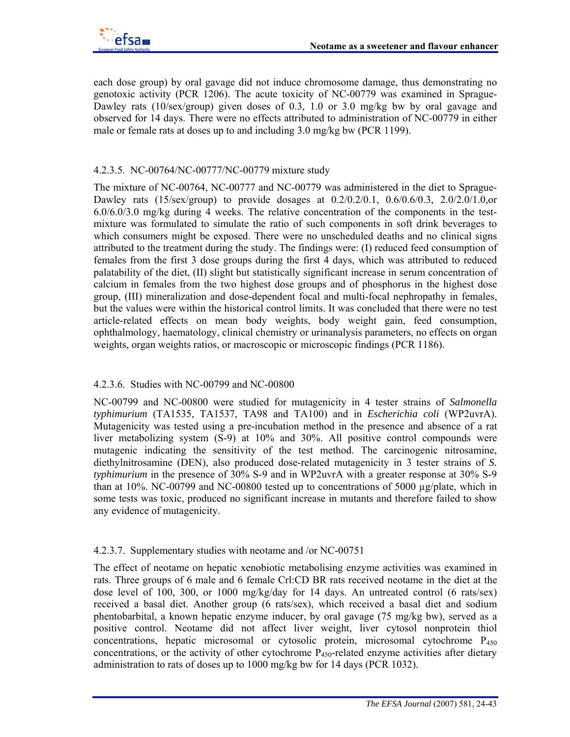each dose group) by oral gavage did not induce chromosome damage, thus demonstrating no genotoxic activity (PCR 1206). The acute toxicity of NC-00779 was examined in Sprague-Dawley rats (10/sex/group) given doses of 0.3, 1.0 or 3.0 mg/kg bw by oral gavage and observed for 14 days. There were no effects attributed to administration of NC-00779 in either male or female rats at doses up to and including 3.0 mg/kg bw (PCR 1199).

#### 4.2.3.5. NC-00764/NC-00777/NC-00779 mixture study

The mixture of NC-00764, NC-00777 and NC-00779 was administered in the diet to Sprague-Dawley rats (15/sex/group) to provide dosages at 0.2/0.2/0.1, 0.6/0.6/0.3, 2.0/2.0/1.0,or 6.0/6.0/3.0 mg/kg during 4 weeks. The relative concentration of the components in the test-mixture was formulated to simulate the ratio of such components in soft drink beverages to which consumers might be exposed. There were no unscheduled deaths and no clinical signs attributed to the treatment during the study. The findings were: (I) reduced feed consumption of females from the first 3 dose groups during the first 4 days, which was attributed to reduced palatability of the diet, (II) slight but statistically significant increase in serum concentration of calcium in females from the two highest dose groups and of phosphorus in the highest dose group, (III) mineralization and dose-dependent focal and multi-focal nephropathy in females, but the values were within the historical control limits. It was concluded that there were no test article-related effects on mean body weights, body weight gain, feed consumption, ophthalmology, haematology, clinical chemistry or urinanalysis parameters, no effects on organ weights, organ weights ratios, or macroscopic or microscopic findings (PCR 1186).

#### 4.2.3.6. Studies with NC-00799 and NC-00800

NC-00799 and NC-00800 were studied for mutagenicity in 4 tester strains of *Salmonella typhimurium* (TA1535, TA1537, TA98 and TA100) and in *Escherichia coli* (WP2uvrA). Mutagenicity was tested using a pre-incubation method in the presence and absence of a rat liver metabolizing system (S-9) at 10% and 30%. All positive control compounds were mutagenic indicating the sensitivity of the test method. The carcinogenic nitrosamine, diethylnitrosamine (DEN), also produced dose-related mutagenicity in 3 tester strains of *S. typhimurium* in the presence of 30% S-9 and in WP2uvrA with a greater response at 30% S-9 than at 10%. NC-00799 and NC-00800 tested up to concentrations of 5000 µg/plate, which in some tests was toxic, produced no significant increase in mutants and therefore failed to show any evidence of mutagenicity.

#### 4.2.3.7. Supplementary studies with neotame and /or NC-00751

The effect of neotame on hepatic xenobiotic metabolising enzyme activities was examined in rats. Three groups of 6 male and 6 female Crl:CD BR rats received neotame in the diet at the dose level of 100, 300, or 1000 mg/kg/day for 14 days. An untreated control (6 rats/sex) received a basal diet. Another group (6 rats/sex), which received a basal diet and sodium phentobarbital, a known hepatic enzyme inducer, by oral gavage (75 mg/kg bw), served as a positive control. Neotame did not affect liver weight, liver cytosol nonprotein thiol concentrations, hepatic microsomal or cytosolic protein, microsomal cytochrome $P_{450}$ concentrations, or the activity of other cytochrome $P_{450}$-related enzyme activities after dietary administration to rats of doses up to 1000 mg/kg bw for 14 days (PCR 1032).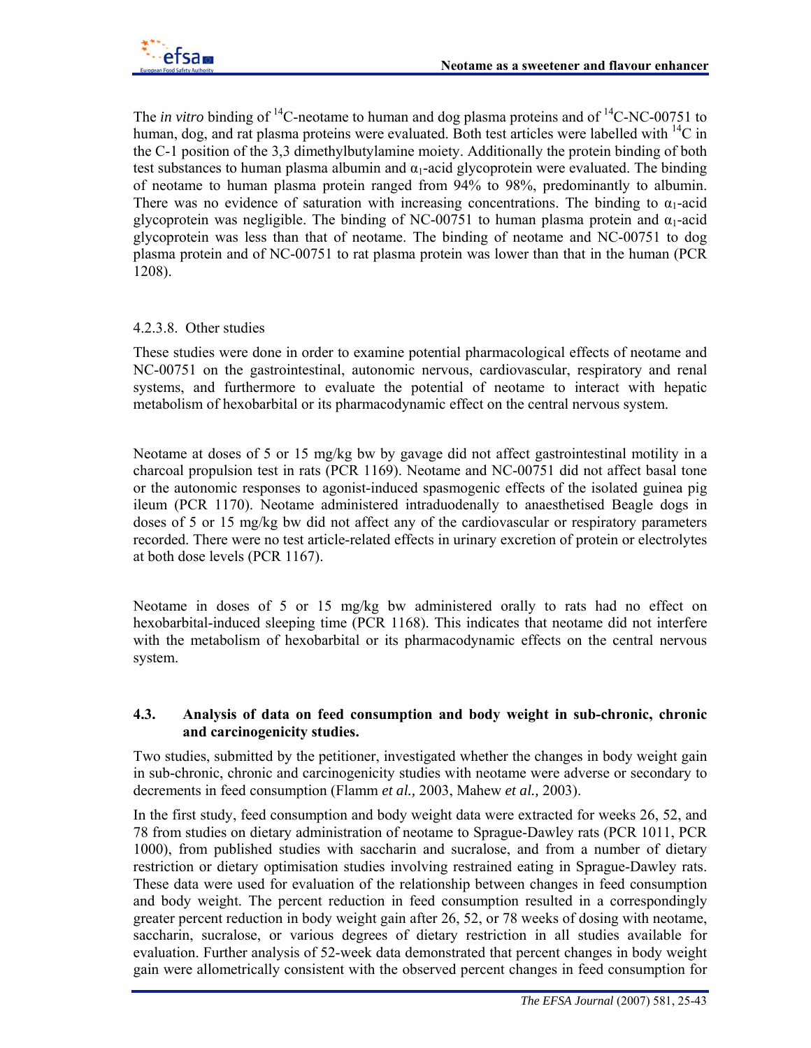The *in vitro* binding of $^{14}C$-neotame to human and dog plasma proteins and of $^{14}C$-NC-00751 to human, dog, and rat plasma proteins were evaluated. Both test articles were labelled with $^{14}C$ in the C-1 position of the 3,3 dimethylbutylamine moiety. Additionally the protein binding of both test substances to human plasma albumin and $\alpha_1$-acid glycoprotein were evaluated. The binding of neotame to human plasma protein ranged from 94% to 98%, predominantly to albumin. There was no evidence of saturation with increasing concentrations. The binding to $\alpha_1$-acid glycoprotein was negligible. The binding of NC-00751 to human plasma protein and $\alpha_1$-acid glycoprotein was less than that of neotame. The binding of neotame and NC-00751 to dog plasma protein and of NC-00751 to rat plasma protein was lower than that in the human (PCR 1208).

#### 4.2.3.8. Other studies

These studies were done in order to examine potential pharmacological effects of neotame and NC-00751 on the gastrointestinal, autonomic nervous, cardiovascular, respiratory and renal systems, and furthermore to evaluate the potential of neotame to interact with hepatic metabolism of hexobarbital or its pharmacodynamic effect on the central nervous system.

Neotame at doses of 5 or 15 mg/kg bw by gavage did not affect gastrointestinal motility in a charcoal propulsion test in rats (PCR 1169). Neotame and NC-00751 did not affect basal tone or the autonomic responses to agonist-induced spasmogenic effects of the isolated guinea pig ileum (PCR 1170). Neotame administered intraduodenally to anaesthetised Beagle dogs in doses of 5 or 15 mg/kg bw did not affect any of the cardiovascular or respiratory parameters recorded. There were no test article-related effects in urinary excretion of protein or electrolytes at both dose levels (PCR 1167).

Neotame in doses of 5 or 15 mg/kg bw administered orally to rats had no effect on hexobarbital-induced sleeping time (PCR 1168). This indicates that neotame did not interfere with the metabolism of hexobarbital or its pharmacodynamic effects on the central nervous system.

### 4.3. Analysis of data on feed consumption and body weight in sub-chronic, chronic and carcinogenicity studies.

Two studies, submitted by the petitioner, investigated whether the changes in body weight gain in sub-chronic, chronic and carcinogenicity studies with neotame were adverse or secondary to decrements in feed consumption (Flamm *et al.,* 2003, Mahew *et al.,* 2003).

In the first study, feed consumption and body weight data were extracted for weeks 26, 52, and 78 from studies on dietary administration of neotame to Sprague-Dawley rats (PCR 1011, PCR 1000), from published studies with saccharin and sucralose, and from a number of dietary restriction or dietary optimisation studies involving restrained eating in Sprague-Dawley rats. These data were used for evaluation of the relationship between changes in feed consumption and body weight. The percent reduction in feed consumption resulted in a correspondingly greater percent reduction in body weight gain after 26, 52, or 78 weeks of dosing with neotame, saccharin, sucralose, or various degrees of dietary restriction in all studies available for evaluation. Further analysis of 52-week data demonstrated that percent changes in body weight gain were allometrically consistent with the observed percent changes in feed consumption for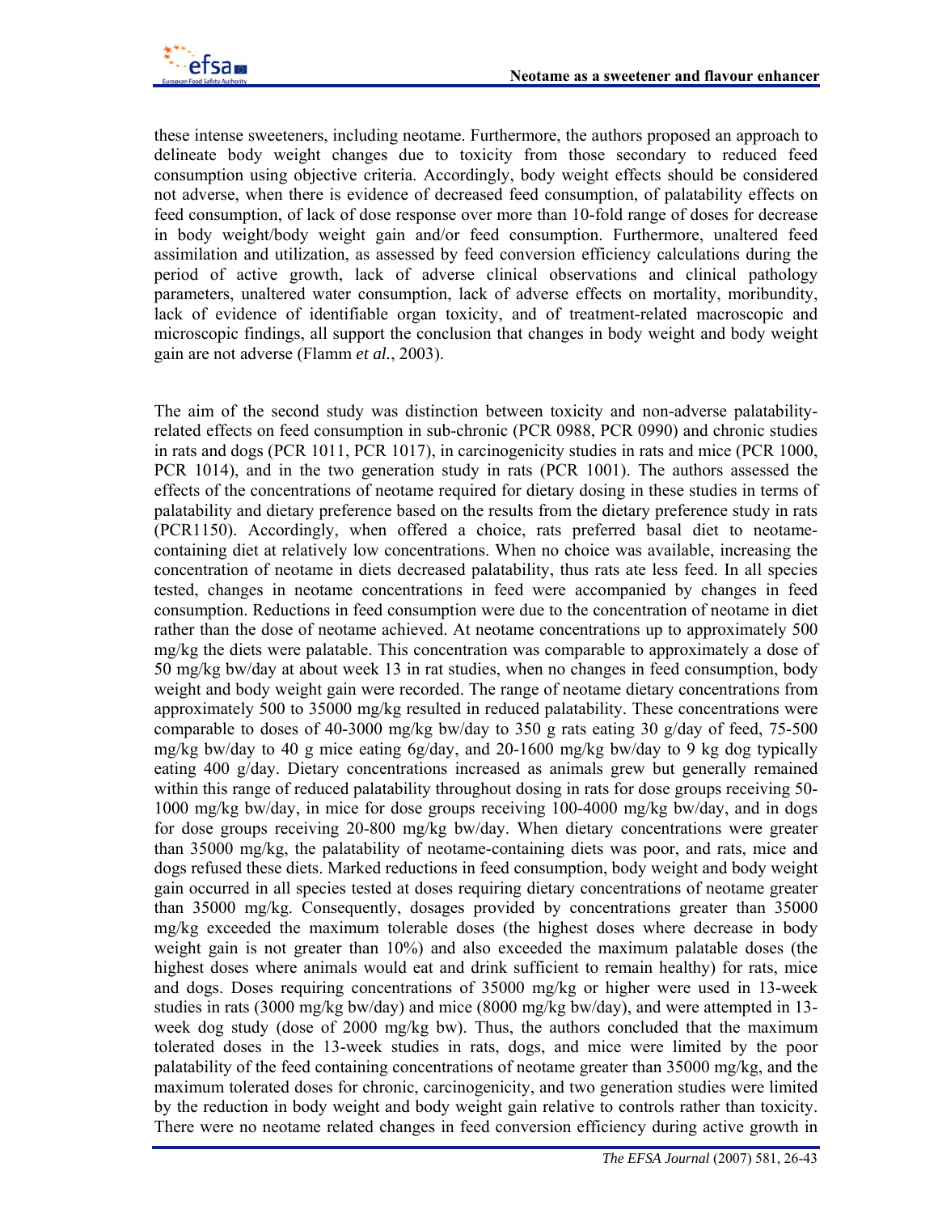these intense sweeteners, including neotame. Furthermore, the authors proposed an approach to delineate body weight changes due to toxicity from those secondary to reduced feed consumption using objective criteria. Accordingly, body weight effects should be considered not adverse, when there is evidence of decreased feed consumption, of palatability effects on feed consumption, of lack of dose response over more than 10-fold range of doses for decrease in body weight/body weight gain and/or feed consumption. Furthermore, unaltered feed assimilation and utilization, as assessed by feed conversion efficiency calculations during the period of active growth, lack of adverse clinical observations and clinical pathology parameters, unaltered water consumption, lack of adverse effects on mortality, moribundity, lack of evidence of identifiable organ toxicity, and of treatment-related macroscopic and microscopic findings, all support the conclusion that changes in body weight and body weight gain are not adverse (Flamm *et al.*, 2003).

The aim of the second study was distinction between toxicity and non-adverse palatability-related effects on feed consumption in sub-chronic (PCR 0988, PCR 0990) and chronic studies in rats and dogs (PCR 1011, PCR 1017), in carcinogenicity studies in rats and mice (PCR 1000, PCR 1014), and in the two generation study in rats (PCR 1001). The authors assessed the effects of the concentrations of neotame required for dietary dosing in these studies in terms of palatability and dietary preference based on the results from the dietary preference study in rats (PCR1150). Accordingly, when offered a choice, rats preferred basal diet to neotame-containing diet at relatively low concentrations. When no choice was available, increasing the concentration of neotame in diets decreased palatability, thus rats ate less feed. In all species tested, changes in neotame concentrations in feed were accompanied by changes in feed consumption. Reductions in feed consumption were due to the concentration of neotame in diet rather than the dose of neotame achieved. At neotame concentrations up to approximately 500 mg/kg the diets were palatable. This concentration was comparable to approximately a dose of 50 mg/kg bw/day at about week 13 in rat studies, when no changes in feed consumption, body weight and body weight gain were recorded. The range of neotame dietary concentrations from approximately 500 to 35000 mg/kg resulted in reduced palatability. These concentrations were comparable to doses of 40-3000 mg/kg bw/day to 350 g rats eating 30 g/day of feed, 75-500 mg/kg bw/day to 40 g mice eating 6g/day, and 20-1600 mg/kg bw/day to 9 kg dog typically eating 400 g/day. Dietary concentrations increased as animals grew but generally remained within this range of reduced palatability throughout dosing in rats for dose groups receiving 50-1000 mg/kg bw/day, in mice for dose groups receiving 100-4000 mg/kg bw/day, and in dogs for dose groups receiving 20-800 mg/kg bw/day. When dietary concentrations were greater than 35000 mg/kg, the palatability of neotame-containing diets was poor, and rats, mice and dogs refused these diets. Marked reductions in feed consumption, body weight and body weight gain occurred in all species tested at doses requiring dietary concentrations of neotame greater than 35000 mg/kg. Consequently, dosages provided by concentrations greater than 35000 mg/kg exceeded the maximum tolerable doses (the highest doses where decrease in body weight gain is not greater than 10%) and also exceeded the maximum palatable doses (the highest doses where animals would eat and drink sufficient to remain healthy) for rats, mice and dogs. Doses requiring concentrations of 35000 mg/kg or higher were used in 13-week studies in rats (3000 mg/kg bw/day) and mice (8000 mg/kg bw/day), and were attempted in 13-week dog study (dose of 2000 mg/kg bw). Thus, the authors concluded that the maximum tolerated doses in the 13-week studies in rats, dogs, and mice were limited by the poor palatability of the feed containing concentrations of neotame greater than 35000 mg/kg, and the maximum tolerated doses for chronic, carcinogenicity, and two generation studies were limited by the reduction in body weight and body weight gain relative to controls rather than toxicity. There were no neotame related changes in feed conversion efficiency during active growth in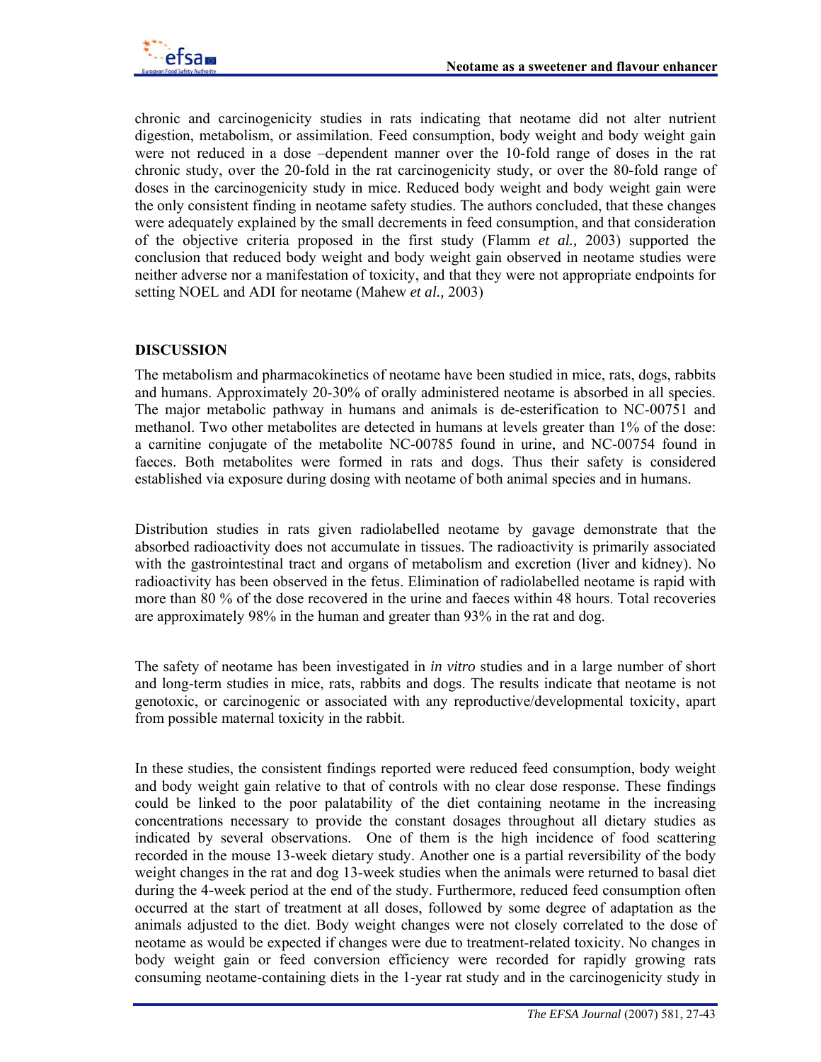chronic and carcinogenicity studies in rats indicating that neotame did not alter nutrient digestion, metabolism, or assimilation. Feed consumption, body weight and body weight gain were not reduced in a dose –dependent manner over the 10-fold range of doses in the rat chronic study, over the 20-fold in the rat carcinogenicity study, or over the 80-fold range of doses in the carcinogenicity study in mice. Reduced body weight and body weight gain were the only consistent finding in neotame safety studies. The authors concluded, that these changes were adequately explained by the small decrements in feed consumption, and that consideration of the objective criteria proposed in the first study (Flamm *et al.,* 2003) supported the conclusion that reduced body weight and body weight gain observed in neotame studies were neither adverse nor a manifestation of toxicity, and that they were not appropriate endpoints for setting NOEL and ADI for neotame (Mahew *et al.,* 2003)

## DISCUSSION

The metabolism and pharmacokinetics of neotame have been studied in mice, rats, dogs, rabbits and humans. Approximately 20-30% of orally administered neotame is absorbed in all species. The major metabolic pathway in humans and animals is de-esterification to NC-00751 and methanol. Two other metabolites are detected in humans at levels greater than 1% of the dose: a carnitine conjugate of the metabolite NC-00785 found in urine, and NC-00754 found in faeces. Both metabolites were formed in rats and dogs. Thus their safety is considered established via exposure during dosing with neotame of both animal species and in humans.

Distribution studies in rats given radiolabelled neotame by gavage demonstrate that the absorbed radioactivity does not accumulate in tissues. The radioactivity is primarily associated with the gastrointestinal tract and organs of metabolism and excretion (liver and kidney). No radioactivity has been observed in the fetus. Elimination of radiolabelled neotame is rapid with more than 80 % of the dose recovered in the urine and faeces within 48 hours. Total recoveries are approximately 98% in the human and greater than 93% in the rat and dog.

The safety of neotame has been investigated in *in vitro* studies and in a large number of short and long-term studies in mice, rats, rabbits and dogs. The results indicate that neotame is not genotoxic, or carcinogenic or associated with any reproductive/developmental toxicity, apart from possible maternal toxicity in the rabbit.

In these studies, the consistent findings reported were reduced feed consumption, body weight and body weight gain relative to that of controls with no clear dose response. These findings could be linked to the poor palatability of the diet containing neotame in the increasing concentrations necessary to provide the constant dosages throughout all dietary studies as indicated by several observations. One of them is the high incidence of food scattering recorded in the mouse 13-week dietary study. Another one is a partial reversibility of the body weight changes in the rat and dog 13-week studies when the animals were returned to basal diet during the 4-week period at the end of the study. Furthermore, reduced feed consumption often occurred at the start of treatment at all doses, followed by some degree of adaptation as the animals adjusted to the diet. Body weight changes were not closely correlated to the dose of neotame as would be expected if changes were due to treatment-related toxicity. No changes in body weight gain or feed conversion efficiency were recorded for rapidly growing rats consuming neotame-containing diets in the 1-year rat study and in the carcinogenicity study in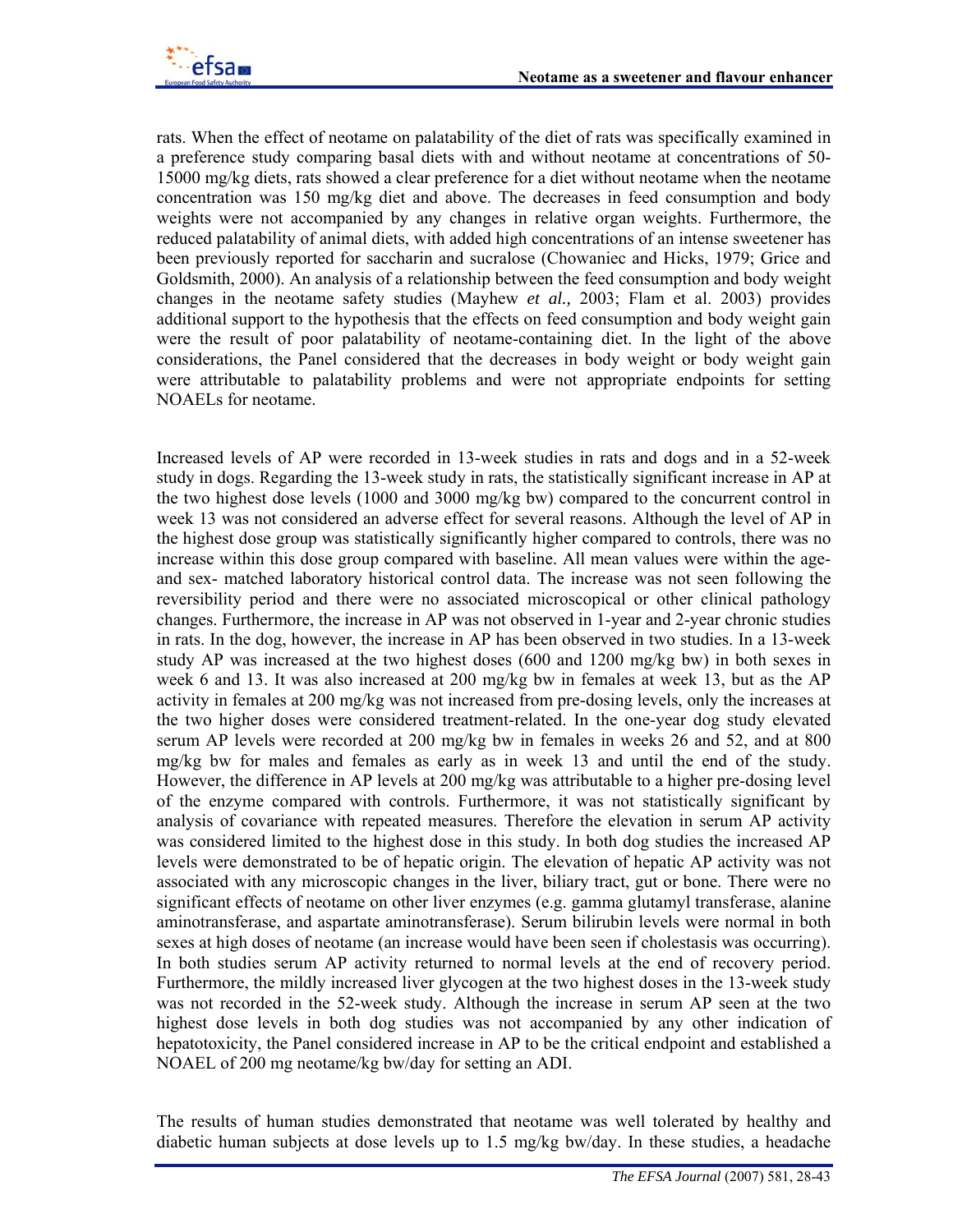rats. When the effect of neotame on palatability of the diet of rats was specifically examined in a preference study comparing basal diets with and without neotame at concentrations of 50-15000 mg/kg diets, rats showed a clear preference for a diet without neotame when the neotame concentration was 150 mg/kg diet and above. The decreases in feed consumption and body weights were not accompanied by any changes in relative organ weights. Furthermore, the reduced palatability of animal diets, with added high concentrations of an intense sweetener has been previously reported for saccharin and sucralose (Chowaniec and Hicks, 1979; Grice and Goldsmith, 2000). An analysis of a relationship between the feed consumption and body weight changes in the neotame safety studies (Mayhew *et al.,* 2003; Flam et al. 2003) provides additional support to the hypothesis that the effects on feed consumption and body weight gain were the result of poor palatability of neotame-containing diet. In the light of the above considerations, the Panel considered that the decreases in body weight or body weight gain were attributable to palatability problems and were not appropriate endpoints for setting NOAELs for neotame.

Increased levels of AP were recorded in 13-week studies in rats and dogs and in a 52-week study in dogs. Regarding the 13-week study in rats, the statistically significant increase in AP at the two highest dose levels (1000 and 3000 mg/kg bw) compared to the concurrent control in week 13 was not considered an adverse effect for several reasons. Although the level of AP in the highest dose group was statistically significantly higher compared to controls, there was no increase within this dose group compared with baseline. All mean values were within the age- and sex- matched laboratory historical control data. The increase was not seen following the reversibility period and there were no associated microscopical or other clinical pathology changes. Furthermore, the increase in AP was not observed in 1-year and 2-year chronic studies in rats. In the dog, however, the increase in AP has been observed in two studies. In a 13-week study AP was increased at the two highest doses (600 and 1200 mg/kg bw) in both sexes in week 6 and 13. It was also increased at 200 mg/kg bw in females at week 13, but as the AP activity in females at 200 mg/kg was not increased from pre-dosing levels, only the increases at the two higher doses were considered treatment-related. In the one-year dog study elevated serum AP levels were recorded at 200 mg/kg bw in females in weeks 26 and 52, and at 800 mg/kg bw for males and females as early as in week 13 and until the end of the study. However, the difference in AP levels at 200 mg/kg was attributable to a higher pre-dosing level of the enzyme compared with controls. Furthermore, it was not statistically significant by analysis of covariance with repeated measures. Therefore the elevation in serum AP activity was considered limited to the highest dose in this study. In both dog studies the increased AP levels were demonstrated to be of hepatic origin. The elevation of hepatic AP activity was not associated with any microscopic changes in the liver, biliary tract, gut or bone. There were no significant effects of neotame on other liver enzymes (e.g. gamma glutamyl transferase, alanine aminotransferase, and aspartate aminotransferase). Serum bilirubin levels were normal in both sexes at high doses of neotame (an increase would have been seen if cholestasis was occurring). In both studies serum AP activity returned to normal levels at the end of recovery period. Furthermore, the mildly increased liver glycogen at the two highest doses in the 13-week study was not recorded in the 52-week study. Although the increase in serum AP seen at the two highest dose levels in both dog studies was not accompanied by any other indication of hepatotoxicity, the Panel considered increase in AP to be the critical endpoint and established a NOAEL of 200 mg neotame/kg bw/day for setting an ADI.

The results of human studies demonstrated that neotame was well tolerated by healthy and diabetic human subjects at dose levels up to 1.5 mg/kg bw/day. In these studies, a headache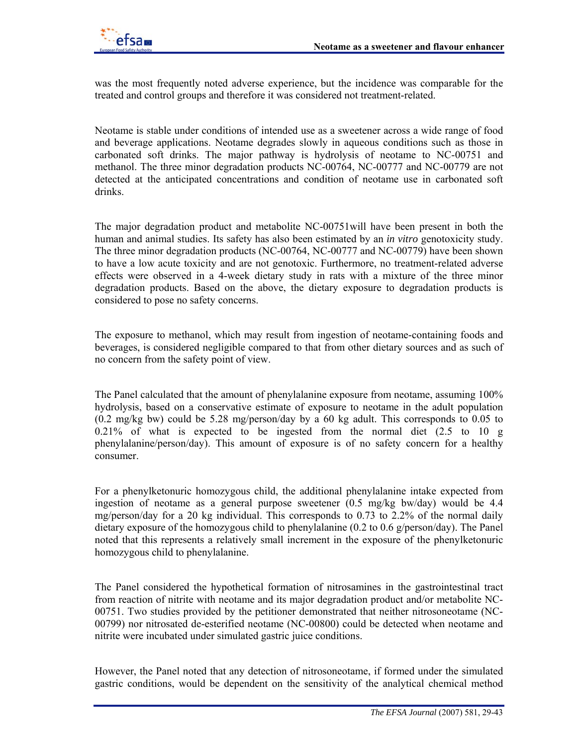was the most frequently noted adverse experience, but the incidence was comparable for the treated and control groups and therefore it was considered not treatment-related.

Neotame is stable under conditions of intended use as a sweetener across a wide range of food and beverage applications. Neotame degrades slowly in aqueous conditions such as those in carbonated soft drinks. The major pathway is hydrolysis of neotame to NC-00751 and methanol. The three minor degradation products NC-00764, NC-00777 and NC-00779 are not detected at the anticipated concentrations and condition of neotame use in carbonated soft drinks.

The major degradation product and metabolite NC-00751will have been present in both the human and animal studies. Its safety has also been estimated by an *in vitro* genotoxicity study. The three minor degradation products (NC-00764, NC-00777 and NC-00779) have been shown to have a low acute toxicity and are not genotoxic. Furthermore, no treatment-related adverse effects were observed in a 4-week dietary study in rats with a mixture of the three minor degradation products. Based on the above, the dietary exposure to degradation products is considered to pose no safety concerns.

The exposure to methanol, which may result from ingestion of neotame-containing foods and beverages, is considered negligible compared to that from other dietary sources and as such of no concern from the safety point of view.

The Panel calculated that the amount of phenylalanine exposure from neotame, assuming 100% hydrolysis, based on a conservative estimate of exposure to neotame in the adult population (0.2 mg/kg bw) could be 5.28 mg/person/day by a 60 kg adult. This corresponds to 0.05 to 0.21% of what is expected to be ingested from the normal diet (2.5 to 10 g phenylalanine/person/day). This amount of exposure is of no safety concern for a healthy consumer.

For a phenylketonuric homozygous child, the additional phenylalanine intake expected from ingestion of neotame as a general purpose sweetener (0.5 mg/kg bw/day) would be 4.4 mg/person/day for a 20 kg individual. This corresponds to 0.73 to 2.2% of the normal daily dietary exposure of the homozygous child to phenylalanine (0.2 to 0.6 g/person/day). The Panel noted that this represents a relatively small increment in the exposure of the phenylketonuric homozygous child to phenylalanine.

The Panel considered the hypothetical formation of nitrosamines in the gastrointestinal tract from reaction of nitrite with neotame and its major degradation product and/or metabolite NC-00751. Two studies provided by the petitioner demonstrated that neither nitrosoneotame (NC-00799) nor nitrosated de-esterified neotame (NC-00800) could be detected when neotame and nitrite were incubated under simulated gastric juice conditions.

However, the Panel noted that any detection of nitrosoneotame, if formed under the simulated gastric conditions, would be dependent on the sensitivity of the analytical chemical method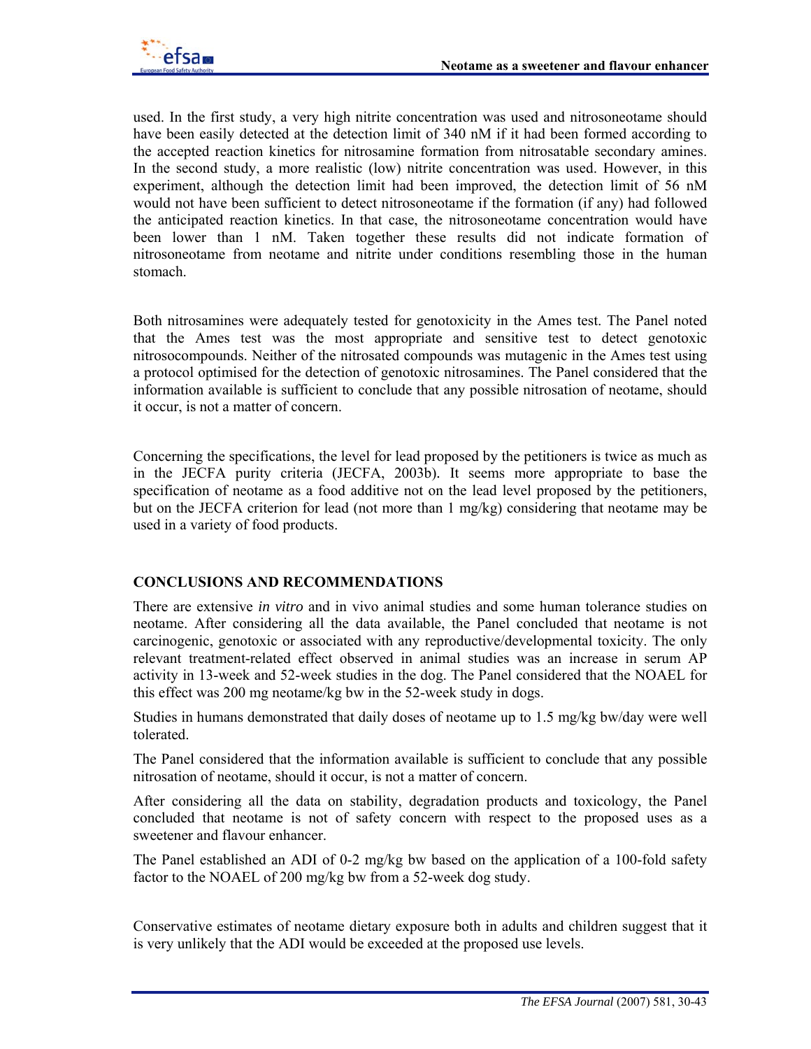used. In the first study, a very high nitrite concentration was used and nitrosoneotame should have been easily detected at the detection limit of 340 nM if it had been formed according to the accepted reaction kinetics for nitrosamine formation from nitrosatable secondary amines. In the second study, a more realistic (low) nitrite concentration was used. However, in this experiment, although the detection limit had been improved, the detection limit of 56 nM would not have been sufficient to detect nitrosoneotame if the formation (if any) had followed the anticipated reaction kinetics. In that case, the nitrosoneotame concentration would have been lower than 1 nM. Taken together these results did not indicate formation of nitrosoneotame from neotame and nitrite under conditions resembling those in the human stomach.

Both nitrosamines were adequately tested for genotoxicity in the Ames test. The Panel noted that the Ames test was the most appropriate and sensitive test to detect genotoxic nitrosocompounds. Neither of the nitrosated compounds was mutagenic in the Ames test using a protocol optimised for the detection of genotoxic nitrosamines. The Panel considered that the information available is sufficient to conclude that any possible nitrosation of neotame, should it occur, is not a matter of concern.

Concerning the specifications, the level for lead proposed by the petitioners is twice as much as in the JECFA purity criteria (JECFA, 2003b). It seems more appropriate to base the specification of neotame as a food additive not on the lead level proposed by the petitioners, but on the JECFA criterion for lead (not more than 1 mg/kg) considering that neotame may be used in a variety of food products.

## CONCLUSIONS AND RECOMMENDATIONS

There are extensive *in vitro* and in vivo animal studies and some human tolerance studies on neotame. After considering all the data available, the Panel concluded that neotame is not carcinogenic, genotoxic or associated with any reproductive/developmental toxicity. The only relevant treatment-related effect observed in animal studies was an increase in serum AP activity in 13-week and 52-week studies in the dog. The Panel considered that the NOAEL for this effect was 200 mg neotame/kg bw in the 52-week study in dogs.

Studies in humans demonstrated that daily doses of neotame up to 1.5 mg/kg bw/day were well tolerated.

The Panel considered that the information available is sufficient to conclude that any possible nitrosation of neotame, should it occur, is not a matter of concern.

After considering all the data on stability, degradation products and toxicology, the Panel concluded that neotame is not of safety concern with respect to the proposed uses as a sweetener and flavour enhancer.

The Panel established an ADI of 0-2 mg/kg bw based on the application of a 100-fold safety factor to the NOAEL of 200 mg/kg bw from a 52-week dog study.

Conservative estimates of neotame dietary exposure both in adults and children suggest that it is very unlikely that the ADI would be exceeded at the proposed use levels.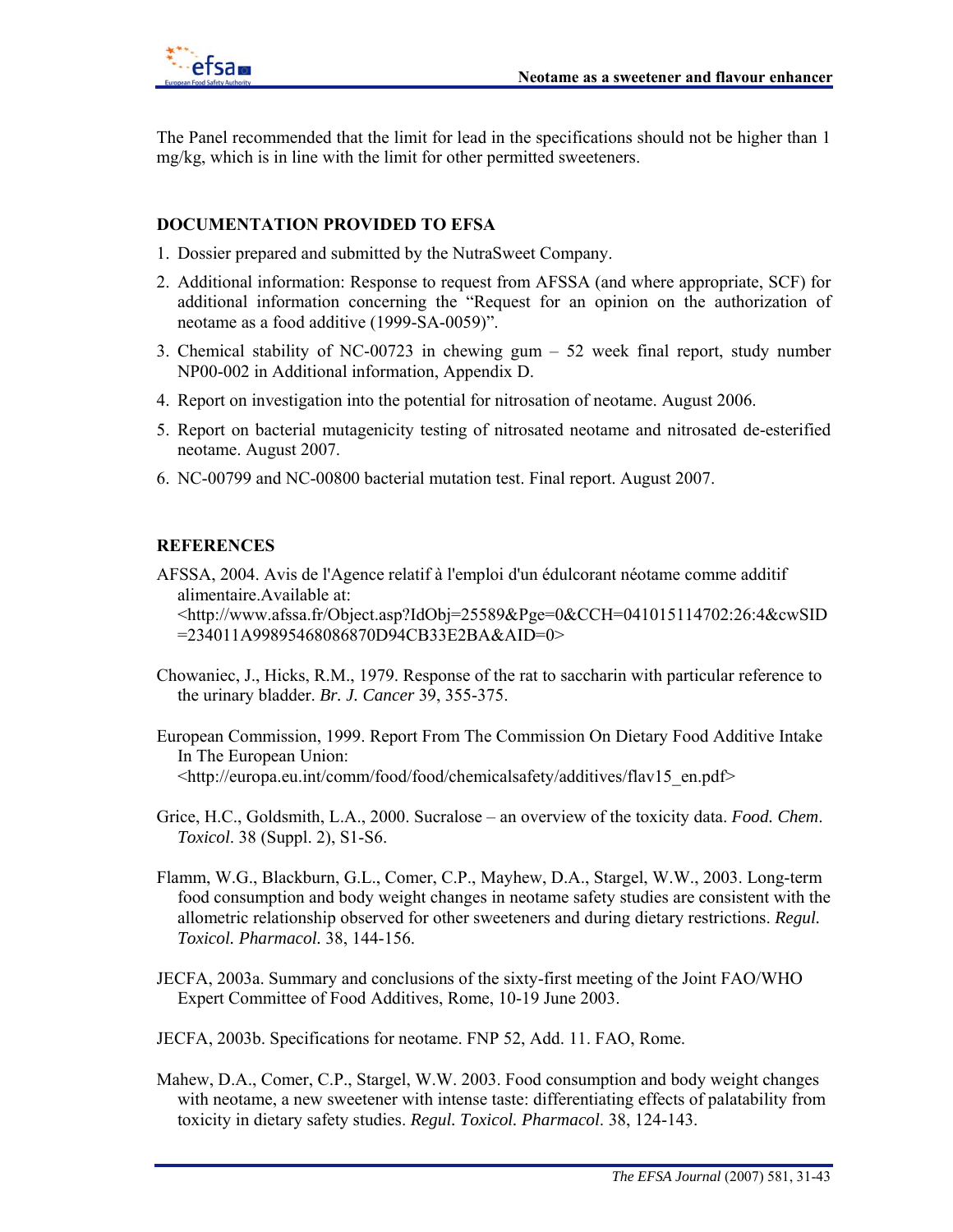The Panel recommended that the limit for lead in the specifications should not be higher than 1 mg/kg, which is in line with the limit for other permitted sweeteners.

## DOCUMENTATION PROVIDED TO EFSA

1. Dossier prepared and submitted by the NutraSweet Company.
2. Additional information: Response to request from AFSSA (and where appropriate, SCF) for additional information concerning the "Request for an opinion on the authorization of neotame as a food additive (1999-SA-0059)".
3. Chemical stability of NC-00723 in chewing gum – 52 week final report, study number NP00-002 in Additional information, Appendix D.
4. Report on investigation into the potential for nitrosation of neotame. August 2006.
5. Report on bacterial mutagenicity testing of nitrosated neotame and nitrosated de-esterified neotame. August 2007.
6. NC-00799 and NC-00800 bacterial mutation test. Final report. August 2007.

## REFERENCES

AFSSA, 2004. Avis de l'Agence relatif à l'emploi d'un édulcorant néotame comme additif alimentaire.Available at: <http://www.afssa.fr/Object.asp?IdObj=25589&Pge=0&CCH=041015114702:26:4&cwSID=234011A99895468086870D94CB33E2BA&AID=0>

Chowaniec, J., Hicks, R.M., 1979. Response of the rat to saccharin with particular reference to the urinary bladder. *Br. J. Cancer* 39, 355-375.

European Commission, 1999. Report From The Commission On Dietary Food Additive Intake In The European Union: <http://europa.eu.int/comm/food/food/chemicalsafety/additives/flav15_en.pdf>

Grice, H.C., Goldsmith, L.A., 2000. Sucralose – an overview of the toxicity data. *Food. Chem. Toxicol*. 38 (Suppl. 2), S1-S6.

Flamm, W.G., Blackburn, G.L., Comer, C.P., Mayhew, D.A., Stargel, W.W., 2003. Long-term food consumption and body weight changes in neotame safety studies are consistent with the allometric relationship observed for other sweeteners and during dietary restrictions. *Regul. Toxicol. Pharmacol.* 38, 144-156.

JECFA, 2003a. Summary and conclusions of the sixty-first meeting of the Joint FAO/WHO Expert Committee of Food Additives, Rome, 10-19 June 2003.

JECFA, 2003b. Specifications for neotame. FNP 52, Add. 11. FAO, Rome.

Mahew, D.A., Comer, C.P., Stargel, W.W. 2003. Food consumption and body weight changes with neotame, a new sweetener with intense taste: differentiating effects of palatability from toxicity in dietary safety studies. *Regul. Toxicol. Pharmacol.* 38, 124-143.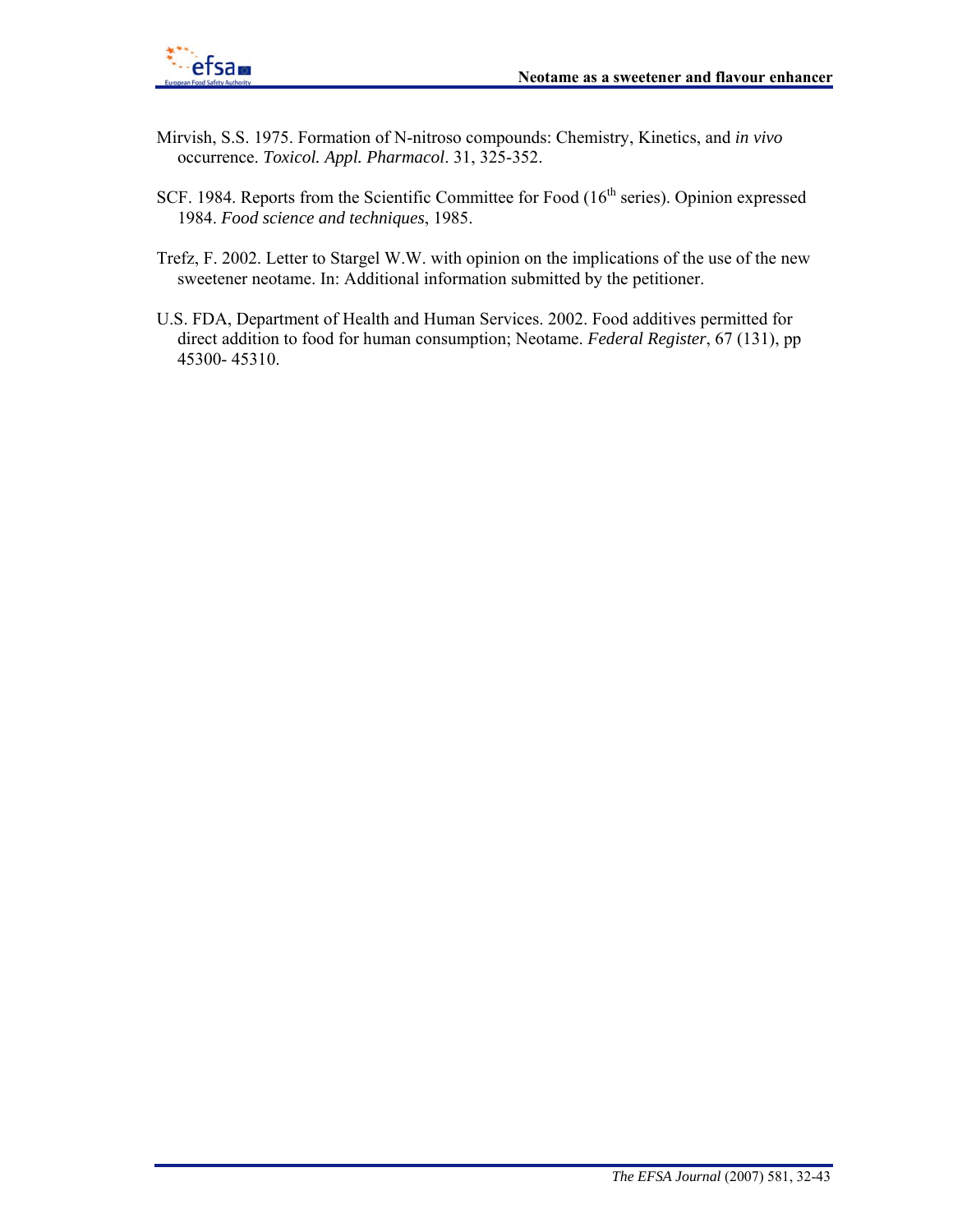Mirvish, S.S. 1975. Formation of N-nitroso compounds: Chemistry, Kinetics, and *in vivo* occurrence. *Toxicol. Appl. Pharmacol*. 31, 325-352.

SCF. 1984. Reports from the Scientific Committee for Food (16th series). Opinion expressed 1984. *Food science and techniques*, 1985.

Trefz, F. 2002. Letter to Stargel W.W. with opinion on the implications of the use of the new sweetener neotame. In: Additional information submitted by the petitioner.

U.S. FDA, Department of Health and Human Services. 2002. Food additives permitted for direct addition to food for human consumption; Neotame. *Federal Register*, 67 (131), pp 45300- 45310.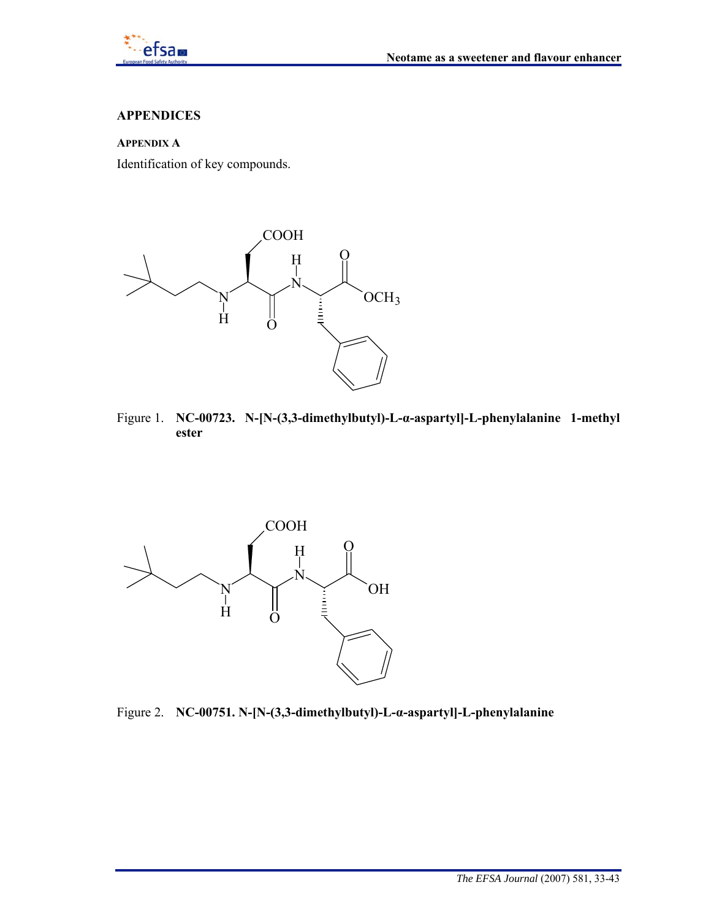## APPENDICES

### APPENDIX A

Identification of key compounds.

Figure 1. **NC-00723. N-[N-(3,3-dimethylbutyl)-L-α-aspartyl]-L-phenylalanine 1-methyl ester**

Figure 2. **NC-00751. N-[N-(3,3-dimethylbutyl)-L-α-aspartyl]-L-phenylalanine**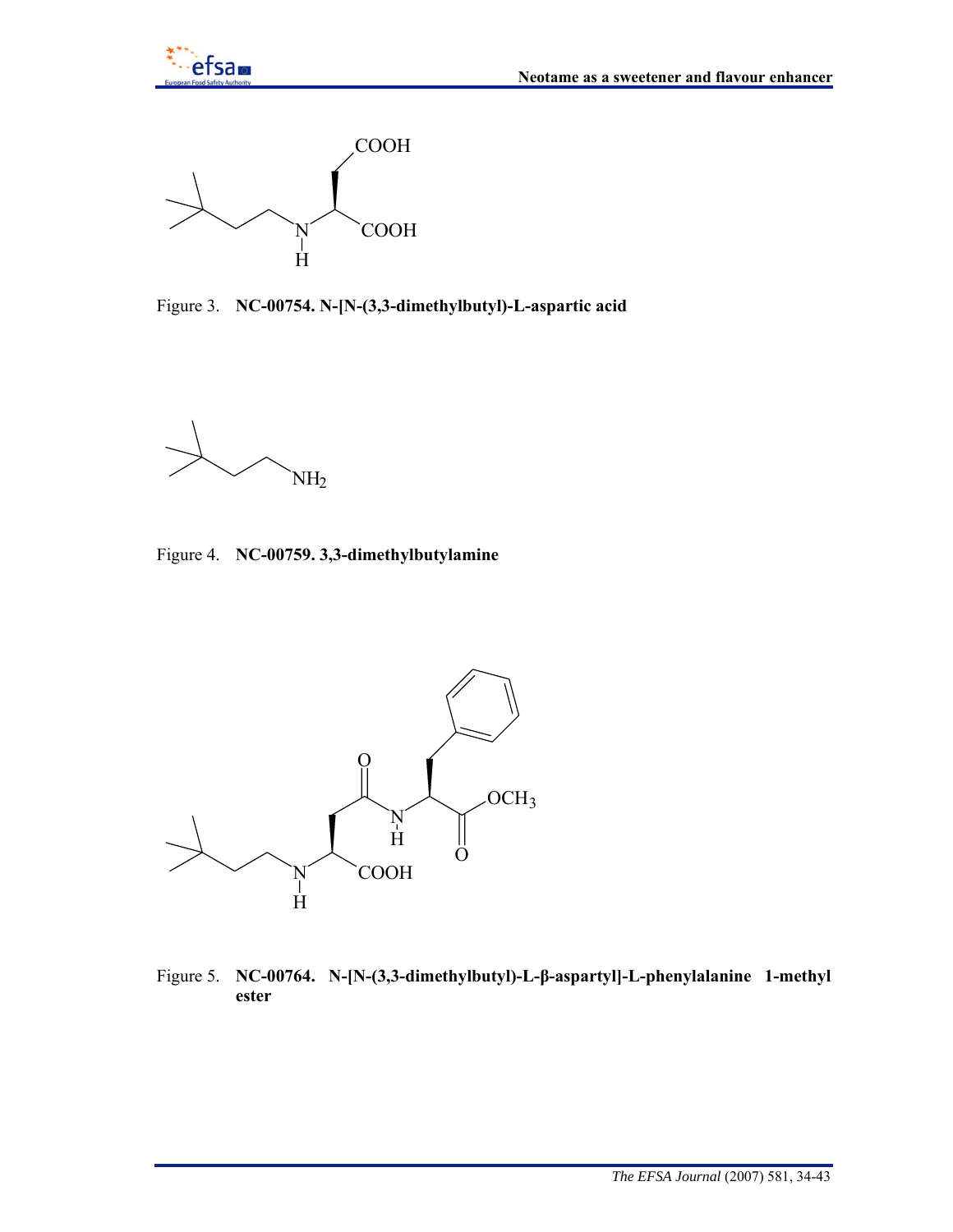Figure 3. **NC-00754. N-[N-(3,3-dimethylbutyl)-L-aspartic acid**

Figure 4. **NC-00759. 3,3-dimethylbutylamine**

Figure 5. **NC-00764. N-[N-(3,3-dimethylbutyl)-L-β-aspartyl]-L-phenylalanine 1-methyl ester**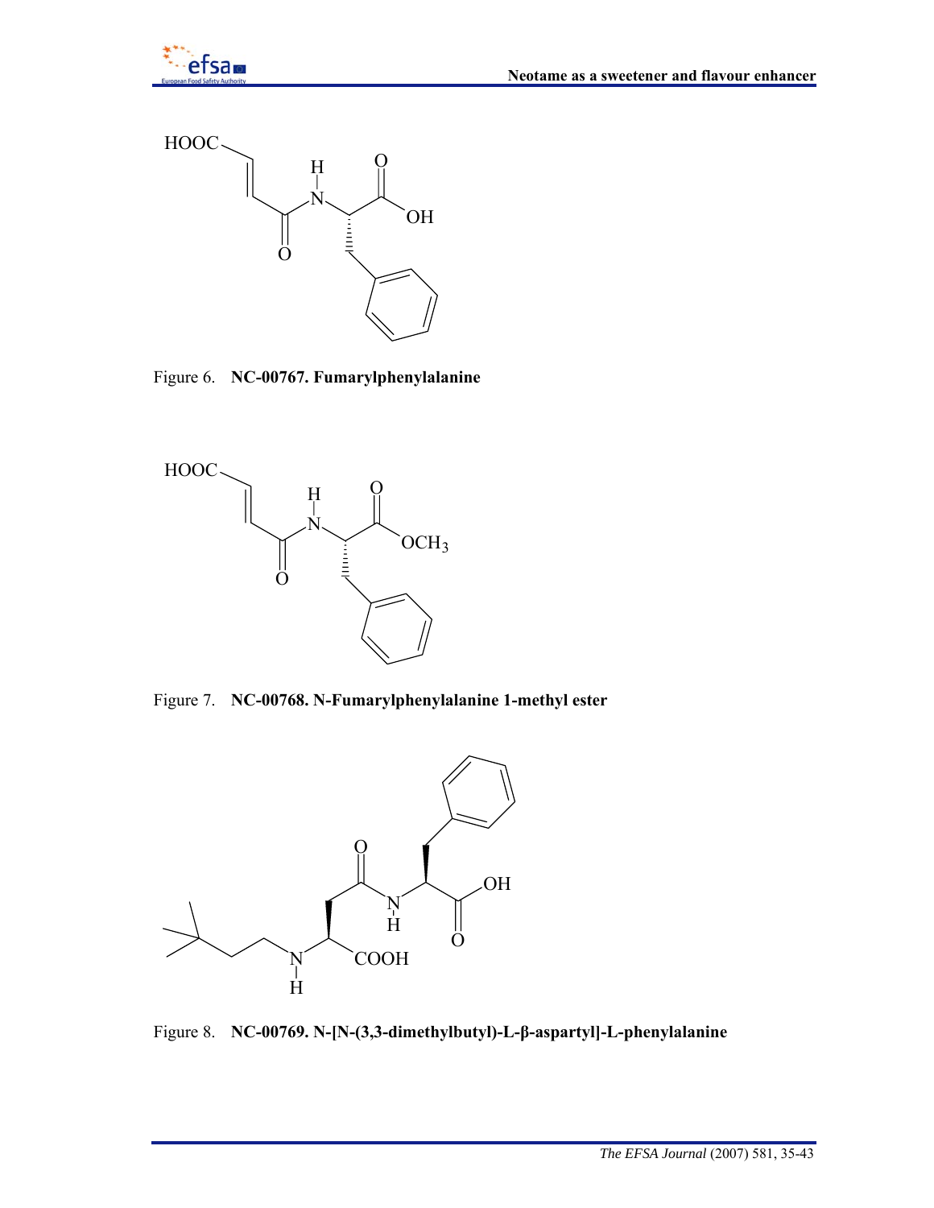Figure 6. **NC-00767. Fumarylphenylalanine**

Figure 7. **NC-00768. N-Fumarylphenylalanine 1-methyl ester**

Figure 8. **NC-00769. N-[N-(3,3-dimethylbutyl)-L-β-aspartyl]-L-phenylalanine**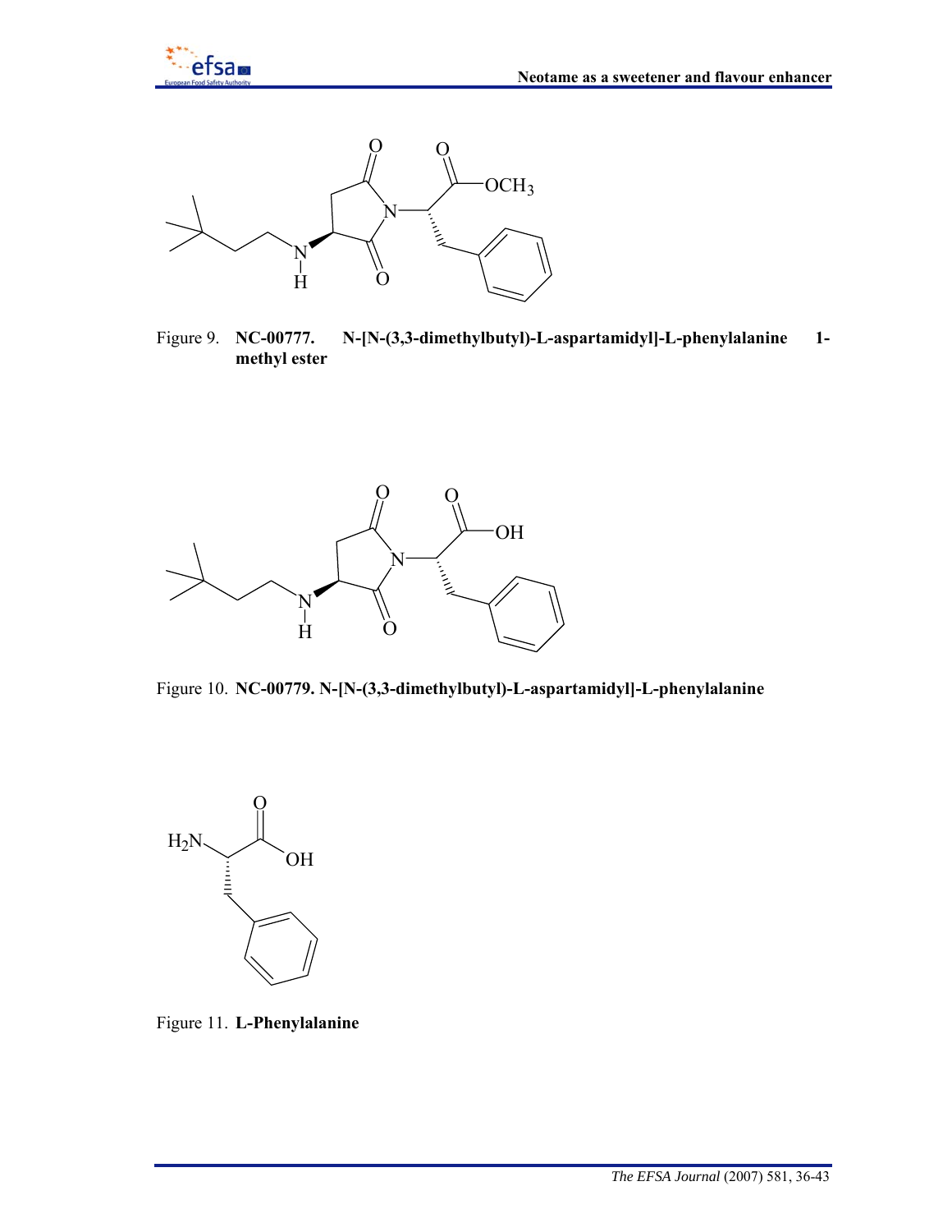Figure 9. **NC-00777. N-[N-(3,3-dimethylbutyl)-L-aspartamidyl]-L-phenylalanine 1-methyl ester**

Figure 10. **NC-00779. N-[N-(3,3-dimethylbutyl)-L-aspartamidyl]-L-phenylalanine**

Figure 11. **L-Phenylalanine**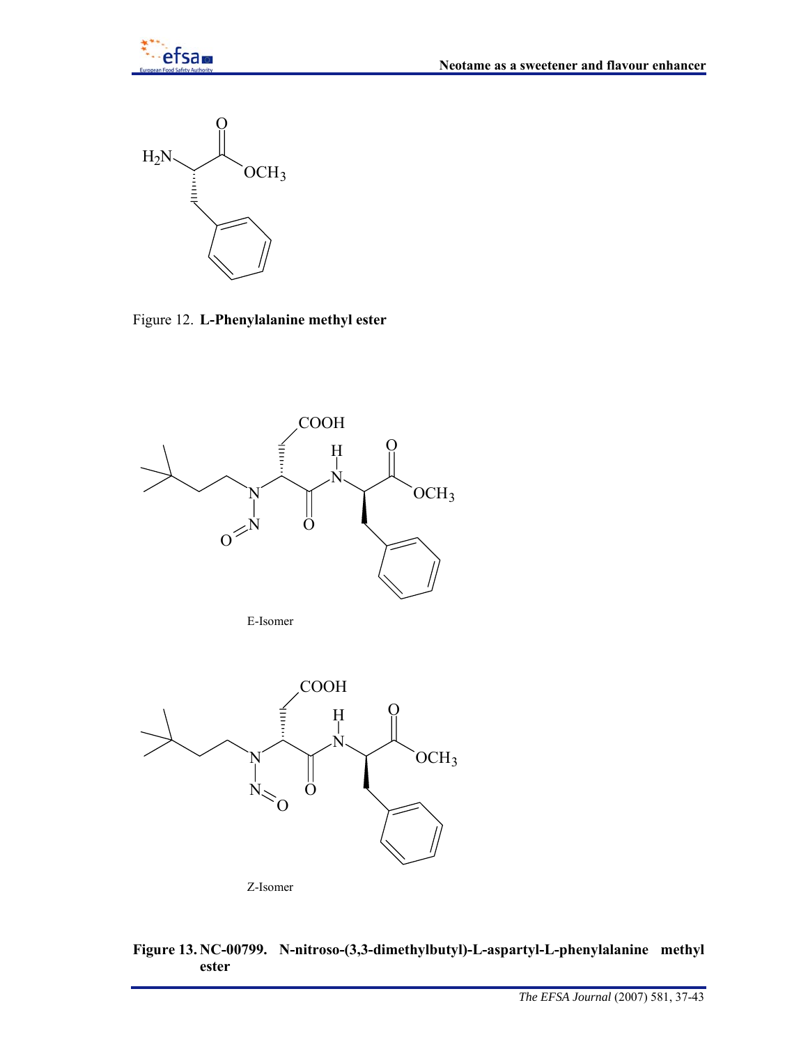Figure 12. **L-Phenylalanine methyl ester**

E-Isomer

Z-Isomer

**Figure 13. NC-00799. N-nitroso-(3,3-dimethylbutyl)-L-aspartyl-L-phenylalanine methyl ester**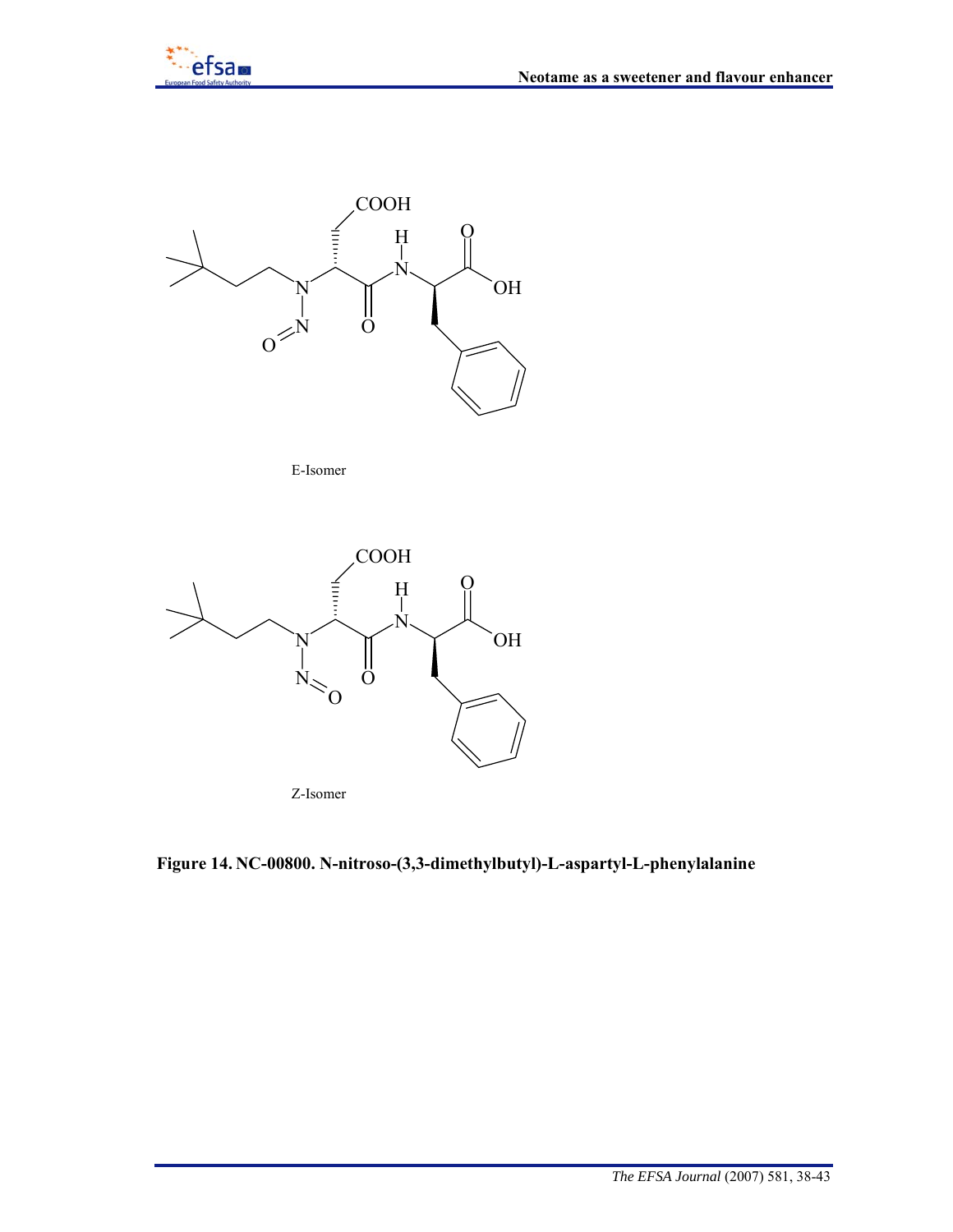E-Isomer

Z-Isomer

**Figure 14. NC-00800. N-nitroso-(3,3-dimethylbutyl)-L-aspartyl-L-phenylalanine**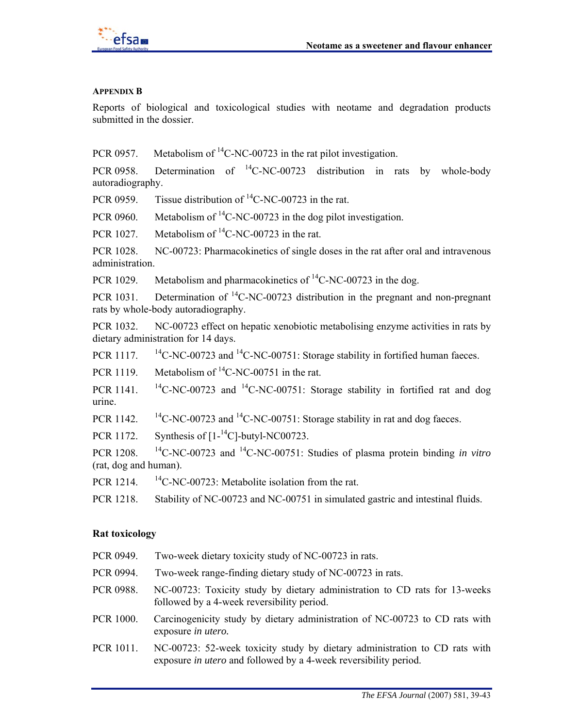### APPENDIX B

Reports of biological and toxicological studies with neotame and degradation products submitted in the dossier.

PCR 0957. Metabolism of $^{14}$C-NC-00723 in the rat pilot investigation.

PCR 0958. Determination of $^{14}$C-NC-00723 distribution in rats by whole-body autoradiography.

PCR 0959. Tissue distribution of $^{14}$C-NC-00723 in the rat.

PCR 0960. Metabolism of $^{14}$C-NC-00723 in the dog pilot investigation.

PCR 1027. Metabolism of $^{14}$C-NC-00723 in the rat.

PCR 1028. NC-00723: Pharmacokinetics of single doses in the rat after oral and intravenous administration.

PCR 1029. Metabolism and pharmacokinetics of $^{14}$C-NC-00723 in the dog.

PCR 1031. Determination of $^{14}$C-NC-00723 distribution in the pregnant and non-pregnant rats by whole-body autoradiography.

PCR 1032. NC-00723 effect on hepatic xenobiotic metabolising enzyme activities in rats by dietary administration for 14 days.

PCR 1117. $^{14}$C-NC-00723 and $^{14}$C-NC-00751: Storage stability in fortified human faeces.

PCR 1119. Metabolism of $^{14}$C-NC-00751 in the rat.

PCR 1141. $^{14}$C-NC-00723 and $^{14}$C-NC-00751: Storage stability in fortified rat and dog urine.

PCR 1142. $^{14}$C-NC-00723 and $^{14}$C-NC-00751: Storage stability in rat and dog faeces.

PCR 1172. Synthesis of [1-$^{14}$C]-butyl-NC00723.

PCR 1208. $^{14}$C-NC-00723 and $^{14}$C-NC-00751: Studies of plasma protein binding *in vitro* (rat, dog and human).

PCR 1214. $^{14}$C-NC-00723: Metabolite isolation from the rat.

PCR 1218. Stability of NC-00723 and NC-00751 in simulated gastric and intestinal fluids.

**Rat toxicology**

PCR 0949. Two-week dietary toxicity study of NC-00723 in rats.

PCR 0994. Two-week range-finding dietary study of NC-00723 in rats.

PCR 0988. NC-00723: Toxicity study by dietary administration to CD rats for 13-weeks followed by a 4-week reversibility period.

PCR 1000. Carcinogenicity study by dietary administration of NC-00723 to CD rats with exposure *in utero.*

PCR 1011. NC-00723: 52-week toxicity study by dietary administration to CD rats with exposure *in utero* and followed by a 4-week reversibility period.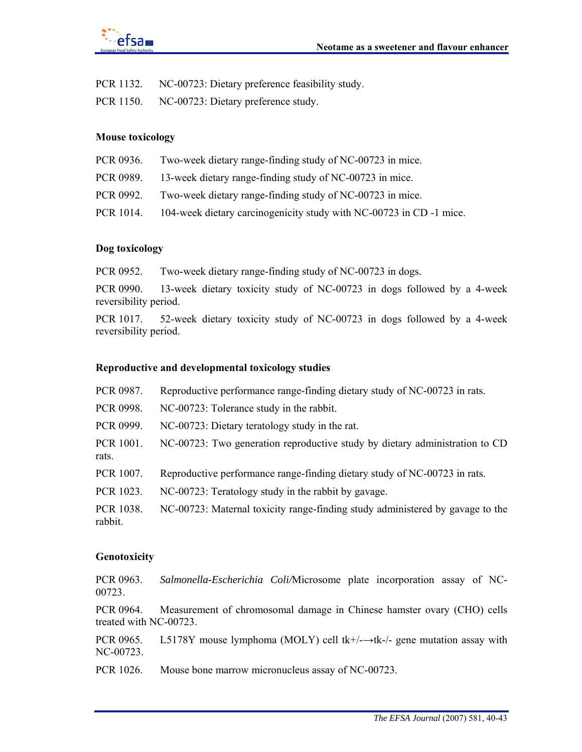PCR 1132. NC-00723: Dietary preference feasibility study.

PCR 1150. NC-00723: Dietary preference study.

**Mouse toxicology**

PCR 0936. Two-week dietary range-finding study of NC-00723 in mice.

PCR 0989. 13-week dietary range-finding study of NC-00723 in mice.

PCR 0992. Two-week dietary range-finding study of NC-00723 in mice.

PCR 1014. 104-week dietary carcinogenicity study with NC-00723 in CD -1 mice.

**Dog toxicology**

PCR 0952. Two-week dietary range-finding study of NC-00723 in dogs.

PCR 0990. 13-week dietary toxicity study of NC-00723 in dogs followed by a 4-week reversibility period.

PCR 1017. 52-week dietary toxicity study of NC-00723 in dogs followed by a 4-week reversibility period.

**Reproductive and developmental toxicology studies**

PCR 0987. Reproductive performance range-finding dietary study of NC-00723 in rats.

PCR 0998. NC-00723: Tolerance study in the rabbit.

PCR 0999. NC-00723: Dietary teratology study in the rat.

PCR 1001. NC-00723: Two generation reproductive study by dietary administration to CD rats.

PCR 1007. Reproductive performance range-finding dietary study of NC-00723 in rats.

PCR 1023. NC-00723: Teratology study in the rabbit by gavage.

PCR 1038. NC-00723: Maternal toxicity range-finding study administered by gavage to the rabbit.

**Genotoxicity**

PCR 0963. *Salmonella-Escherichia Coli/*Microsome plate incorporation assay of NC-00723.

PCR 0964. Measurement of chromosomal damage in Chinese hamster ovary (CHO) cells treated with NC-00723.

PCR 0965. L5178Y mouse lymphoma (MOLY) cell tk+/-→tk-/- gene mutation assay with NC-00723.

PCR 1026. Mouse bone marrow micronucleus assay of NC-00723.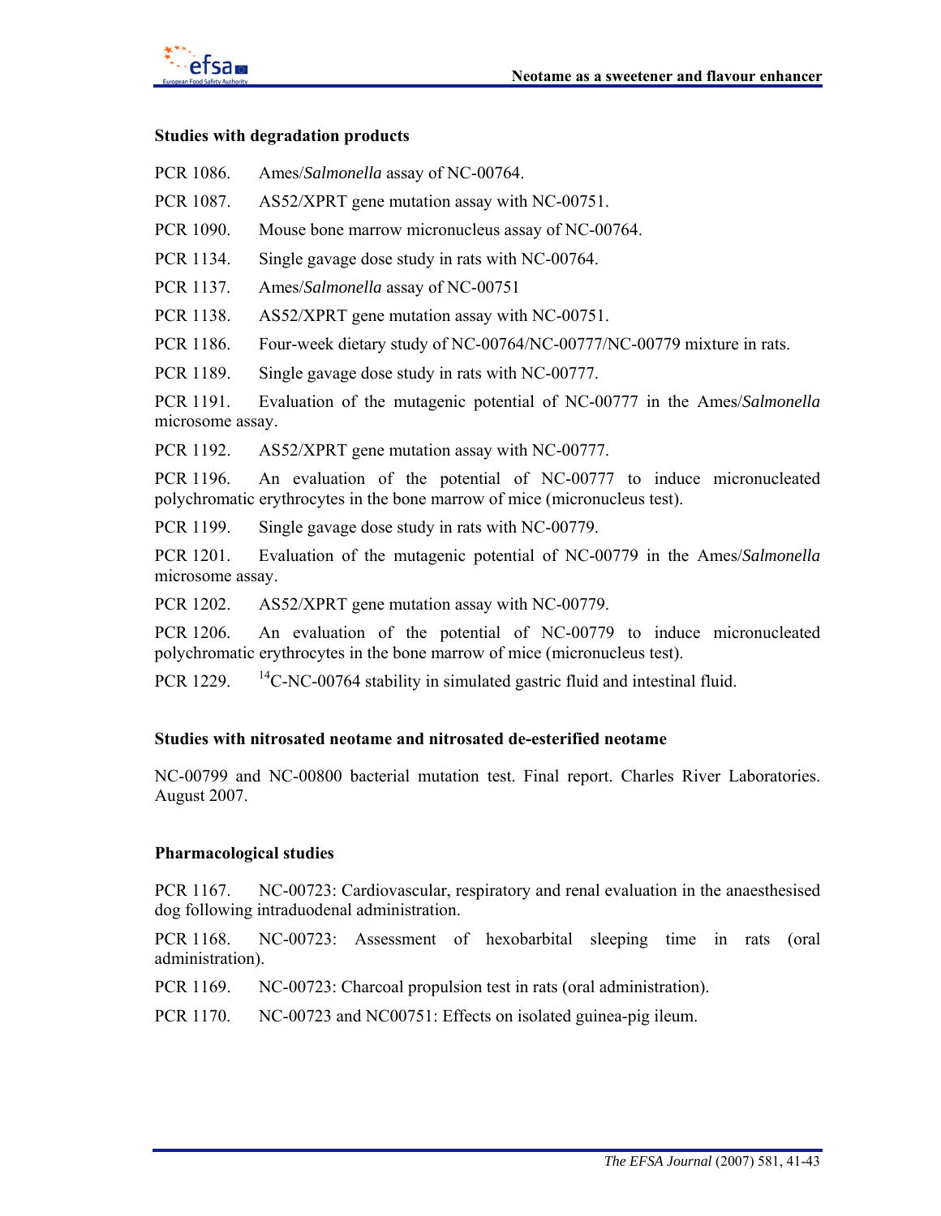### Studies with degradation products

PCR 1086. Ames/*Salmonella* assay of NC-00764.

PCR 1087. AS52/XPRT gene mutation assay with NC-00751.

PCR 1090. Mouse bone marrow micronucleus assay of NC-00764.

PCR 1134. Single gavage dose study in rats with NC-00764.

PCR 1137. Ames/*Salmonella* assay of NC-00751

PCR 1138. AS52/XPRT gene mutation assay with NC-00751.

PCR 1186. Four-week dietary study of NC-00764/NC-00777/NC-00779 mixture in rats.

PCR 1189. Single gavage dose study in rats with NC-00777.

PCR 1191. Evaluation of the mutagenic potential of NC-00777 in the Ames/*Salmonella* microsome assay.

PCR 1192. AS52/XPRT gene mutation assay with NC-00777.

PCR 1196. An evaluation of the potential of NC-00777 to induce micronucleated polychromatic erythrocytes in the bone marrow of mice (micronucleus test).

PCR 1199. Single gavage dose study in rats with NC-00779.

PCR 1201. Evaluation of the mutagenic potential of NC-00779 in the Ames/*Salmonella* microsome assay.

PCR 1202. AS52/XPRT gene mutation assay with NC-00779.

PCR 1206. An evaluation of the potential of NC-00779 to induce micronucleated polychromatic erythrocytes in the bone marrow of mice (micronucleus test).

PCR 1229. $^{14}$C-NC-00764 stability in simulated gastric fluid and intestinal fluid.

### Studies with nitrosated neotame and nitrosated de-esterified neotame

NC-00799 and NC-00800 bacterial mutation test. Final report. Charles River Laboratories. August 2007.

### Pharmacological studies

PCR 1167. NC-00723: Cardiovascular, respiratory and renal evaluation in the anaesthesised dog following intraduodenal administration.

PCR 1168. NC-00723: Assessment of hexobarbital sleeping time in rats (oral administration).

PCR 1169. NC-00723: Charcoal propulsion test in rats (oral administration).

PCR 1170. NC-00723 and NC00751: Effects on isolated guinea-pig ileum.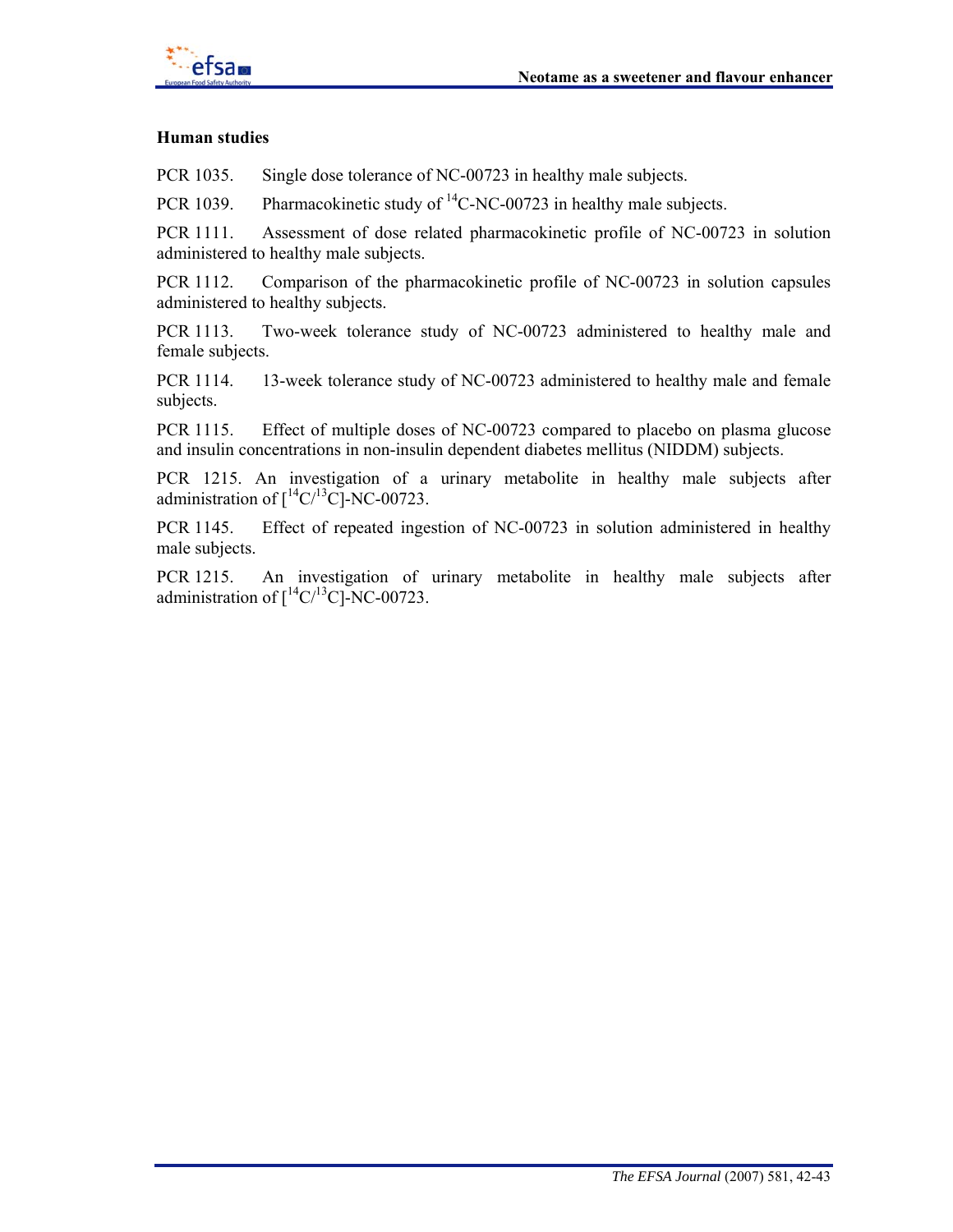### Human studies

PCR 1035. Single dose tolerance of NC-00723 in healthy male subjects.

PCR 1039. Pharmacokinetic study of $^{14}C$-NC-00723 in healthy male subjects.

PCR 1111. Assessment of dose related pharmacokinetic profile of NC-00723 in solution administered to healthy male subjects.

PCR 1112. Comparison of the pharmacokinetic profile of NC-00723 in solution capsules administered to healthy subjects.

PCR 1113. Two-week tolerance study of NC-00723 administered to healthy male and female subjects.

PCR 1114. 13-week tolerance study of NC-00723 administered to healthy male and female subjects.

PCR 1115. Effect of multiple doses of NC-00723 compared to placebo on plasma glucose and insulin concentrations in non-insulin dependent diabetes mellitus (NIDDM) subjects.

PCR 1215. An investigation of a urinary metabolite in healthy male subjects after administration of [$^{14}C$/$^{13}C$]-NC-00723.

PCR 1145. Effect of repeated ingestion of NC-00723 in solution administered in healthy male subjects.

PCR 1215. An investigation of urinary metabolite in healthy male subjects after administration of [$^{14}C$/$^{13}C$]-NC-00723.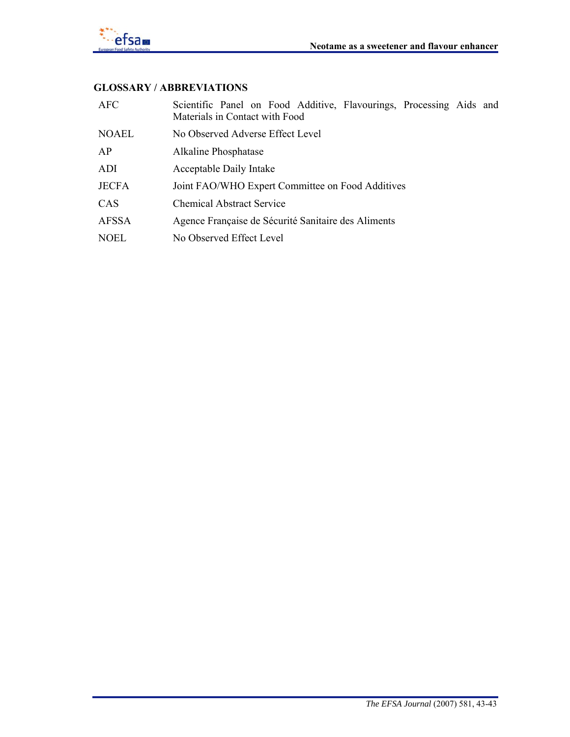## GLOSSARY / ABBREVIATIONS

| | |
|---|---|
| AFC | Scientific Panel on Food Additive, Flavourings, Processing Aids and Materials in Contact with Food |
| NOAEL | No Observed Adverse Effect Level |
| AP | Alkaline Phosphatase |
| ADI | Acceptable Daily Intake |
| JECFA | Joint FAO/WHO Expert Committee on Food Additives |
| CAS | Chemical Abstract Service |
| AFSSA | Agence Française de Sécurité Sanitaire des Aliments |
| NOEL | No Observed Effect Level |